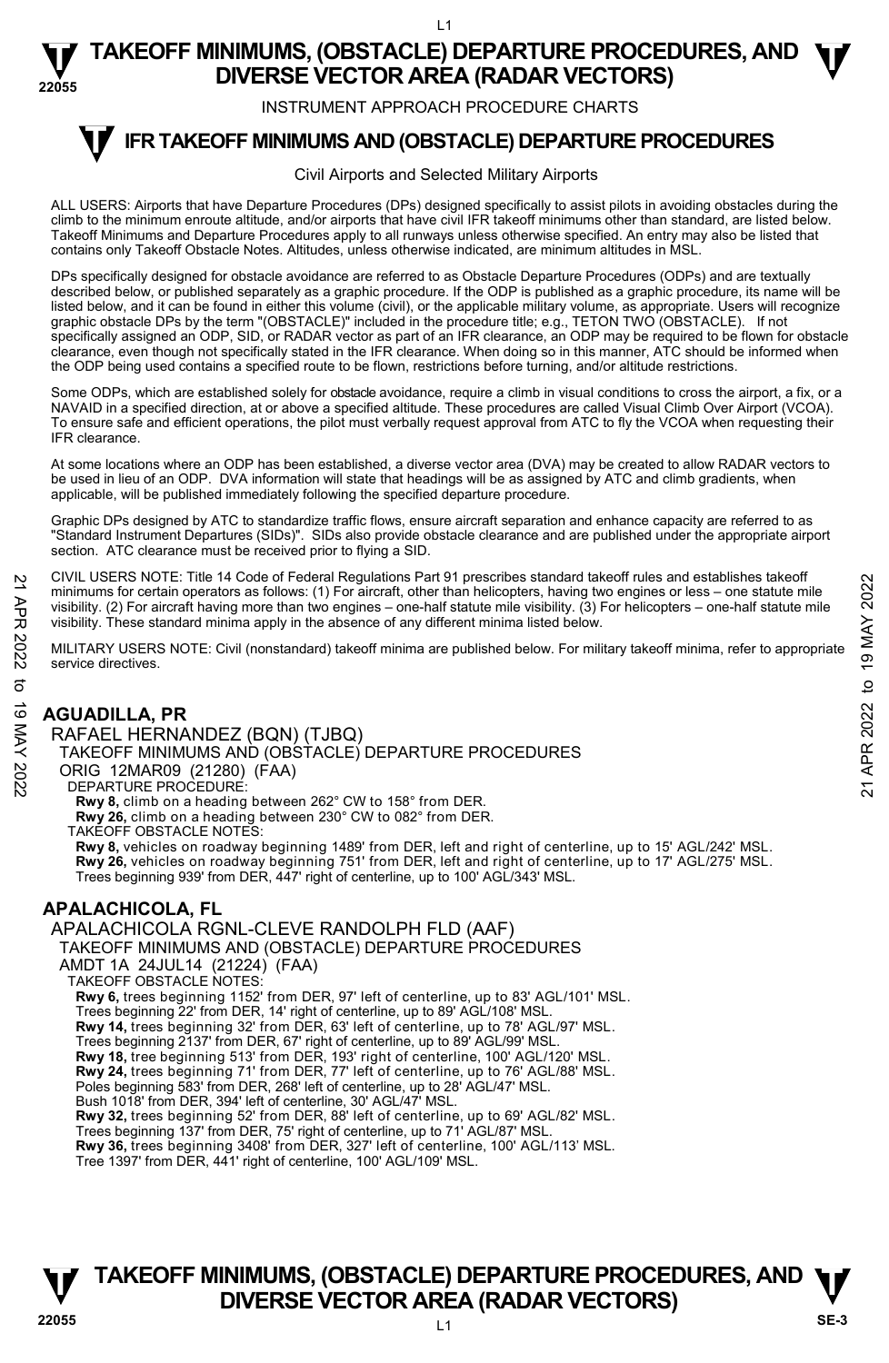# TAKEOFF MINIMUMS, (OBSTACLE) DEPARTURE PROCEDURES, AND DIVERSE VECTOR AREA (RADAR VECTORS)

INSTRUMENT APPROACH PROCEDURE CHARTS

## IFR TAKEOFF MINIMUMS AND (OBSTACLE) DEPARTURE PROCEDURES

Civil Airports and Selected Military Airports

ALL USERS: Airports that have Departure Procedures (DPs) designed specifically to assist pilots in avoiding obstacles during the climb to the minimum enroute altitude, and/or airports that have civil IFR takeoff minimums other than standard, are listed below. Takeoff Minimums and Departure Procedures apply to all runways unless otherwise specified. An entry may also be listed that contains only Takeoff Obstacle Notes. Altitudes, unless otherwise indicated, are minimum altitudes in MSL.

DPs specifically designed for obstacle avoidance are referred to as Obstacle Departure Procedures (ODPs) and are textually described below, or published separately as a graphic procedure. If the ODP is published as a graphic procedure, its name will be listed below, and it can be found in either this volume (civil), or the applicable military volume, as appropriate. Users will recognize graphic obstacle DPs by the term "(OBSTACLE)" included in the procedure title; e.g., TETON TWO (OBSTACLE). If not specifically assigned an ODP, SID, or RADAR vector as part of an IFR clearance, an ODP may be required to be flown for obstacle clearance, even though not specifically stated in the IFR clearance. When doing so in this manner, ATC should be informed when the ODP being used contains a specified route to be flown, restrictions before turning, and/or altitude restrictions.

Some ODPs, which are established solely for obstacle avoidance, require a climb in visual conditions to cross the airport, a fix, or a NAVAID in a specified direction, at or above a specified altitude. These procedures are called Visual Climb Over Airport (VCOA). To ensure safe and efficient operations, the pilot must verbally request approval from ATC to fly the VCOA when requesting their IFR clearance.

At some locations where an ODP has been established, a diverse vector area (DVA) may be created to allow RADAR vectors to be used in lieu of an ODP. DVA information will state that headings will be as assigned by ATC and climb gradients, when applicable, will be published immediately following the specified departure procedure.

Graphic DPs designed by ATC to standardize traffic flows, ensure aircraft separation and enhance capacity are referred to as "Standard Instrument Departures (SIDs)". SIDs also provide obstacle clearance and are published under the appropriate airport section. ATC clearance must be received prior to flying a SID.

CIVIL USERS NOTE: Title 14 Code of Federal Regulations Part 91 prescribes standard takeoff rules and establishes takeoff minimums for certain operators as follows: (1) For aircraft, other than helicopters, having two engines or less – one statute mile visibility. (2) For aircraft having more than two engines – one-half statute mile visibility. (3) For helicopters – one-half statute mile visibility. These standard minima apply in the absence of any different minima listed below.

MILITARY USERS NOTE: Civil (nonstandard) takeoff minima are published below. For military takeoff minima, refer to appropriate service directives.

### AGUADILLA, PR

RAFAEL HERNANDEZ (BQN) (TJBQ)
TAKEOFF MINIMUMS AND (OBSTACLE) DEPARTURE PROCEDURES
ORIG 12MAR09 (21280) (FAA)

DEPARTURE PROCEDURE:
**Rwy 8,** climb on a heading between 262° CW to 158° from DER.
**Rwy 26,** climb on a heading between 230° CW to 082° from DER.

TAKEOFF OBSTACLE NOTES:
**Rwy 8,** vehicles on roadway beginning 1489' from DER, left and right of centerline, up to 15' AGL/242' MSL.
**Rwy 26,** vehicles on roadway beginning 751' from DER, left and right of centerline, up to 17' AGL/275' MSL.
Trees beginning 939' from DER, 447' right of centerline, up to 100' AGL/343' MSL.

### APALACHICOLA, FL

APALACHICOLA RGNL-CLEVE RANDOLPH FLD (AAF)
TAKEOFF MINIMUMS AND (OBSTACLE) DEPARTURE PROCEDURES
AMDT 1A 24JUL14 (21224) (FAA)

TAKEOFF OBSTACLE NOTES:
**Rwy 6,** trees beginning 1152' from DER, 97' left of centerline, up to 83' AGL/101' MSL.
Trees beginning 22' from DER, 14' right of centerline, up to 89' AGL/108' MSL.
**Rwy 14,** trees beginning 32' from DER, 63' left of centerline, up to 78' AGL/97' MSL.
Trees beginning 2137' from DER, 67' right of centerline, up to 89' AGL/99' MSL.
**Rwy 18,** tree beginning 513' from DER, 193' right of centerline, 100' AGL/120' MSL.
**Rwy 24,** trees beginning 71' from DER, 77' left of centerline, up to 76' AGL/88' MSL.
Poles beginning 583' from DER, 268' left of centerline, up to 28' AGL/47' MSL.
Bush 1018' from DER, 394' left of centerline, 30' AGL/47' MSL.
**Rwy 32,** trees beginning 52' from DER, 88' left of centerline, up to 69' AGL/82' MSL.
Trees beginning 137' from DER, 75' right of centerline, up to 71' AGL/87' MSL.
**Rwy 36,** trees beginning 3408' from DER, 327' left of centerline, 100' AGL/113' MSL.
Tree 1397' from DER, 441' right of centerline, 100' AGL/109' MSL.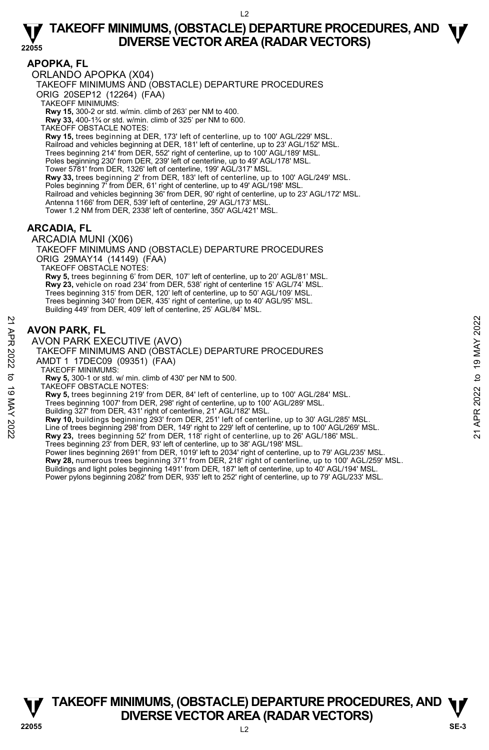## APOPKA, FL

ORLANDO APOPKA (X04)

TAKEOFF MINIMUMS AND (OBSTACLE) DEPARTURE PROCEDURES

ORIG 20SEP12 (12264) (FAA)

TAKEOFF MINIMUMS:

**Rwy 15,** 300-2 or std. w/min. climb of 263' per NM to 400.
**Rwy 33,** 400-1¾ or std. w/min. climb of 325' per NM to 600.

TAKEOFF OBSTACLE NOTES:

**Rwy 15,** trees beginning at DER, 173' left of centerline, up to 100' AGL/229' MSL.
Railroad and vehicles beginning at DER, 181' left of centerline, up to 23' AGL/152' MSL.
Trees beginning 214' from DER, 552' right of centerline, up to 100' AGL/189' MSL.
Poles beginning 230' from DER, 239' left of centerline, up to 49' AGL/178' MSL.
Tower 5781' from DER, 1326' left of centerline, 199' AGL/317' MSL.
**Rwy 33,** trees beginning 2' from DER, 183' left of centerline, up to 100' AGL/249' MSL.
Poles beginning 7' from DER, 61' right of centerline, up to 49' AGL/198' MSL.
Railroad and vehicles beginning 36' from DER, 90' right of centerline, up to 23' AGL/172' MSL.
Antenna 1166' from DER, 539' left of centerline, 29' AGL/173' MSL.
Tower 1.2 NM from DER, 2338' left of centerline, 350' AGL/421' MSL.

## ARCADIA, FL

ARCADIA MUNI (X06)

TAKEOFF MINIMUMS AND (OBSTACLE) DEPARTURE PROCEDURES

ORIG 29MAY14 (14149) (FAA)

TAKEOFF OBSTACLE NOTES:

**Rwy 5,** trees beginning 6' from DER, 107' left of centerline, up to 20' AGL/81' MSL.
**Rwy 23,** vehicle on road 234' from DER, 538' right of centerline 15' AGL/74' MSL.
Trees beginning 315' from DER, 120' left of centerline, up to 50' AGL/109' MSL.
Trees beginning 340' from DER, 435' right of centerline, up to 40' AGL/95' MSL.
Building 449' from DER, 409' left of centerline, 25' AGL/84' MSL.

## AVON PARK, FL

AVON PARK EXECUTIVE (AVO)

TAKEOFF MINIMUMS AND (OBSTACLE) DEPARTURE PROCEDURES

AMDT 1 17DEC09 (09351) (FAA)

TAKEOFF MINIMUMS:

**Rwy 5,** 300-1 or std. w/ min. climb of 430' per NM to 500.

TAKEOFF OBSTACLE NOTES:

**Rwy 5,** trees beginning 219' from DER, 84' left of centerline, up to 100' AGL/284' MSL.
Trees beginning 1007' from DER, 298' right of centerline, up to 100' AGL/289' MSL.
Building 327' from DER, 431' right of centerline, 21' AGL/182' MSL.
**Rwy 10,** buildings beginning 293' from DER, 251' left of centerline, up to 30' AGL/285' MSL.
Line of trees beginning 298' from DER, 149' right to 229' left of centerline, up to 100' AGL/269' MSL.
**Rwy 23,** trees beginning 52' from DER, 118' right of centerline, up to 26' AGL/186' MSL.
Trees beginning 23' from DER, 93' left of centerline, up to 38' AGL/198' MSL.
Power lines beginning 2691' from DER, 1019' left to 2034' right of centerline, up to 79' AGL/235' MSL.
**Rwy 28,** numerous trees beginning 371' from DER, 218' right of centerline, up to 100' AGL/259' MSL.
Buildings and light poles beginning 1491' from DER, 187' left of centerline, up to 40' AGL/194' MSL.
Power pylons beginning 2082' from DER, 935' left to 252' right of centerline, up to 79' AGL/233' MSL.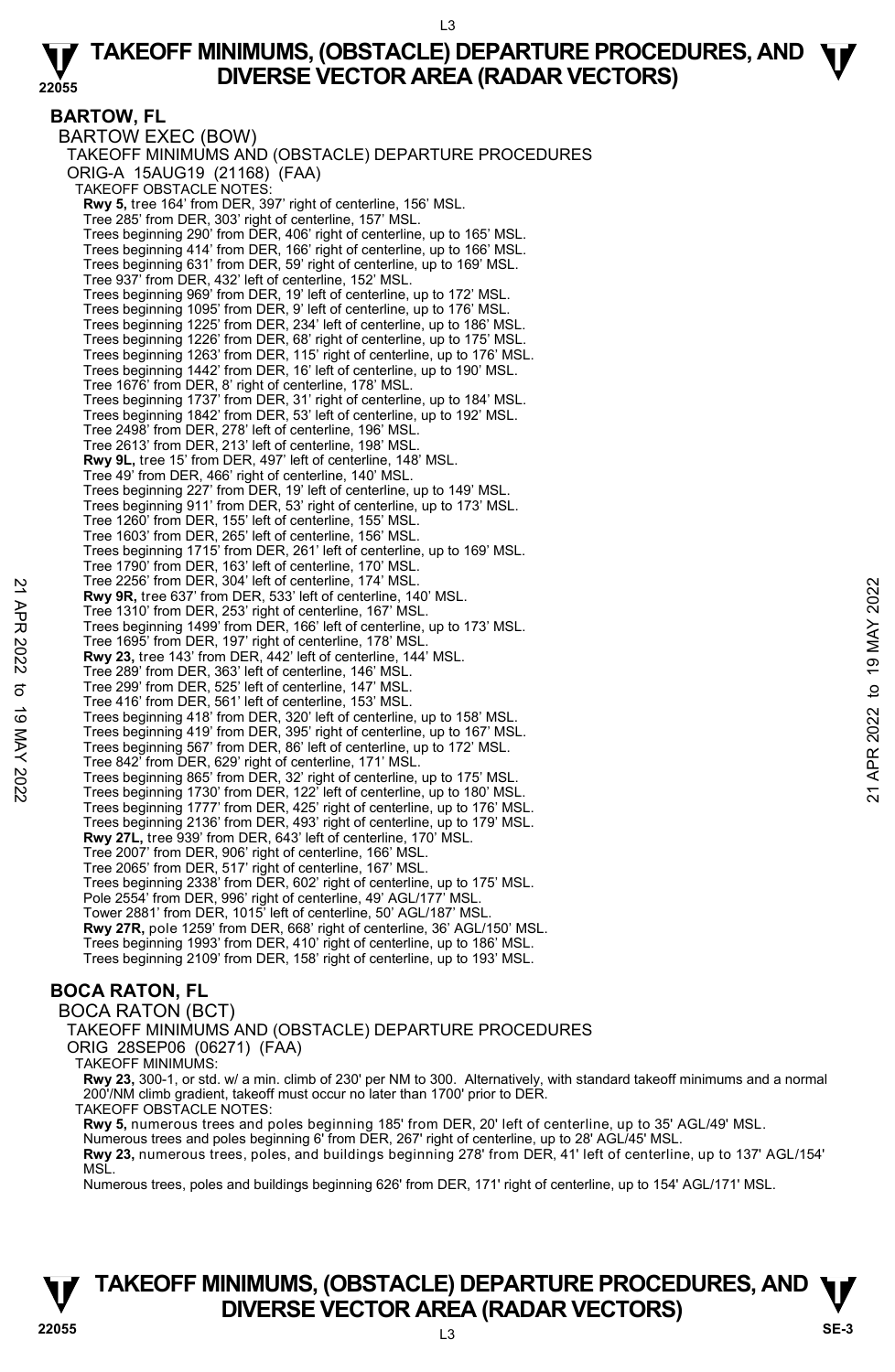## BARTOW, FL

BARTOW EXEC (BOW)

TAKEOFF MINIMUMS AND (OBSTACLE) DEPARTURE PROCEDURES

ORIG-A 15AUG19 (21168) (FAA)

TAKEOFF OBSTACLE NOTES:

**Rwy 5,** tree 164' from DER, 397' right of centerline, 156' MSL.
Tree 285' from DER, 303' right of centerline, 157' MSL.
Trees beginning 290' from DER, 406' right of centerline, up to 165' MSL.
Trees beginning 414' from DER, 166' right of centerline, up to 166' MSL.
Trees beginning 631' from DER, 59' right of centerline, up to 169' MSL.
Tree 937' from DER, 432' left of centerline, 152' MSL.
Trees beginning 969' from DER, 19' left of centerline, up to 172' MSL.
Trees beginning 1095' from DER, 9' left of centerline, up to 176' MSL.
Trees beginning 1225' from DER, 234' left of centerline, up to 186' MSL.
Trees beginning 1226' from DER, 68' right of centerline, up to 175' MSL.
Trees beginning 1263' from DER, 115' right of centerline, up to 176' MSL.
Trees beginning 1442' from DER, 16' left of centerline, up to 190' MSL.
Tree 1676' from DER, 8' right of centerline, 178' MSL.
Trees beginning 1737' from DER, 31' right of centerline, up to 184' MSL.
Trees beginning 1842' from DER, 53' left of centerline, up to 192' MSL.
Tree 2498' from DER, 278' left of centerline, 196' MSL.
Tree 2613' from DER, 213' left of centerline, 198' MSL.
**Rwy 9L,** tree 15' from DER, 497' left of centerline, 148' MSL.
Tree 49' from DER, 466' right of centerline, 140' MSL.
Trees beginning 227' from DER, 19' left of centerline, up to 149' MSL.
Trees beginning 911' from DER, 53' right of centerline, up to 173' MSL.
Tree 1260' from DER, 155' left of centerline, 155' MSL.
Tree 1603' from DER, 265' left of centerline, 156' MSL.
Trees beginning 1715' from DER, 261' left of centerline, up to 169' MSL.
Tree 1790' from DER, 163' left of centerline, 170' MSL.
Tree 2256' from DER, 304' left of centerline, 174' MSL.
**Rwy 9R,** tree 637' from DER, 533' left of centerline, 140' MSL.
Tree 1310' from DER, 253' right of centerline, 167' MSL.
Trees beginning 1499' from DER, 166' left of centerline, up to 173' MSL.
Tree 1695' from DER, 197' right of centerline, 178' MSL.
**Rwy 23,** tree 143' from DER, 442' left of centerline, 144' MSL.
Tree 289' from DER, 363' left of centerline, 146' MSL.
Tree 299' from DER, 525' left of centerline, 147' MSL.
Tree 416' from DER, 561' left of centerline, 153' MSL.
Trees beginning 418' from DER, 320' left of centerline, up to 158' MSL.
Trees beginning 419' from DER, 395' right of centerline, up to 167' MSL.
Trees beginning 567' from DER, 86' left of centerline, up to 172' MSL.
Tree 842' from DER, 629' right of centerline, 171' MSL.
Trees beginning 865' from DER, 32' right of centerline, up to 175' MSL.
Trees beginning 1730' from DER, 122' left of centerline, up to 180' MSL.
Trees beginning 1777' from DER, 425' right of centerline, up to 176' MSL.
Trees beginning 2136' from DER, 493' right of centerline, up to 179' MSL.
**Rwy 27L,** tree 939' from DER, 643' left of centerline, 170' MSL.
Tree 2007' from DER, 906' right of centerline, 166' MSL.
Tree 2065' from DER, 517' right of centerline, 167' MSL.
Trees beginning 2338' from DER, 602' right of centerline, up to 175' MSL.
Pole 2554' from DER, 996' right of centerline, 49' AGL/177' MSL.
Tower 2881' from DER, 1015' left of centerline, 50' AGL/187' MSL.
**Rwy 27R,** pole 1259' from DER, 668' right of centerline, 36' AGL/150' MSL.
Trees beginning 1993' from DER, 410' right of centerline, up to 186' MSL.
Trees beginning 2109' from DER, 158' right of centerline, up to 193' MSL.

## BOCA RATON, FL

BOCA RATON (BCT)

TAKEOFF MINIMUMS AND (OBSTACLE) DEPARTURE PROCEDURES

ORIG 28SEP06 (06271) (FAA)

TAKEOFF MINIMUMS:

**Rwy 23,** 300-1, or std. w/ a min. climb of 230' per NM to 300. Alternatively, with standard takeoff minimums and a normal 200'/NM climb gradient, takeoff must occur no later than 1700' prior to DER.

TAKEOFF OBSTACLE NOTES:

**Rwy 5,** numerous trees and poles beginning 185' from DER, 20' left of centerline, up to 35' AGL/49' MSL.
Numerous trees and poles beginning 6' from DER, 267' right of centerline, up to 28' AGL/45' MSL.
**Rwy 23,** numerous trees, poles, and buildings beginning 278' from DER, 41' left of centerline, up to 137' AGL/154' MSL.
Numerous trees, poles and buildings beginning 626' from DER, 171' right of centerline, up to 154' AGL/171' MSL.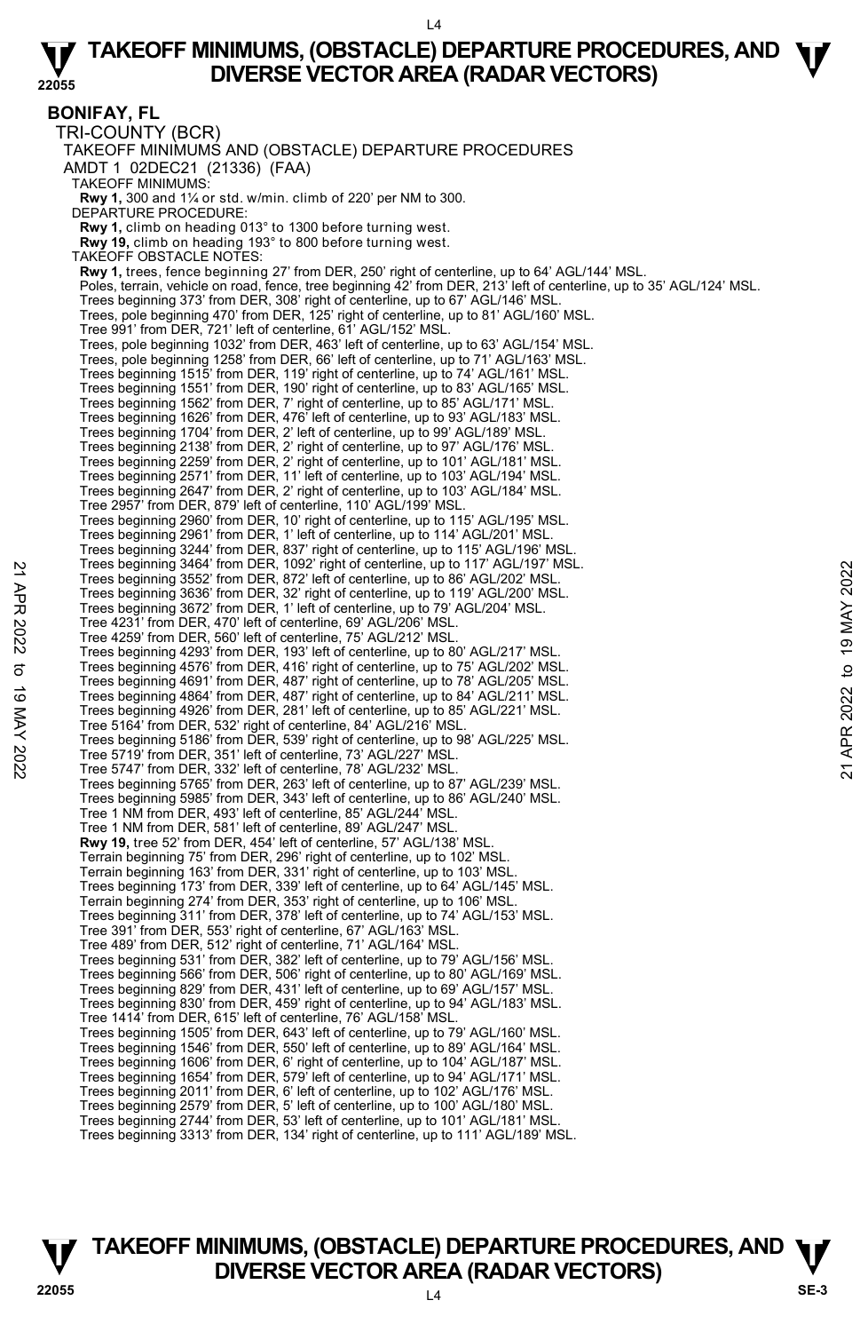# TAKEOFF MINIMUMS, (OBSTACLE) DEPARTURE PROCEDURES, AND DIVERSE VECTOR AREA (RADAR VECTORS)

## BONIFAY, FL

TRI-COUNTY (BCR)
TAKEOFF MINIMUMS AND (OBSTACLE) DEPARTURE PROCEDURES
AMDT 1 02DEC21 (21336) (FAA)

TAKEOFF MINIMUMS:
**Rwy 1,** 300 and 1¼ or std. w/min. climb of 220' per NM to 300.

DEPARTURE PROCEDURE:
**Rwy 1,** climb on heading 013° to 1300 before turning west.
**Rwy 19,** climb on heading 193° to 800 before turning west.

TAKEOFF OBSTACLE NOTES:
**Rwy 1,** trees, fence beginning 27' from DER, 250' right of centerline, up to 64' AGL/144' MSL.
Poles, terrain, vehicle on road, fence, tree beginning 42' from DER, 213' left of centerline, up to 35' AGL/124' MSL.
Trees beginning 373' from DER, 308' right of centerline, up to 67' AGL/146' MSL.
Trees, pole beginning 470' from DER, 125' right of centerline, up to 81' AGL/160' MSL.
Tree 991' from DER, 721' left of centerline, 61' AGL/152' MSL.
Trees, pole beginning 1032' from DER, 463' left of centerline, up to 63' AGL/154' MSL.
Trees, pole beginning 1258' from DER, 66' left of centerline, up to 71' AGL/163' MSL.
Trees beginning 1515' from DER, 119' right of centerline, up to 74' AGL/161' MSL.
Trees beginning 1551' from DER, 190' right of centerline, up to 83' AGL/165' MSL.
Trees beginning 1562' from DER, 7' right of centerline, up to 85' AGL/171' MSL.
Trees beginning 1626' from DER, 476' left of centerline, up to 93' AGL/183' MSL.
Trees beginning 1704' from DER, 2' left of centerline, up to 99' AGL/189' MSL.
Trees beginning 2138' from DER, 2' right of centerline, up to 97' AGL/176' MSL.
Trees beginning 2259' from DER, 2' right of centerline, up to 101' AGL/181' MSL.
Trees beginning 2571' from DER, 11' left of centerline, up to 103' AGL/194' MSL.
Trees beginning 2647' from DER, 2' right of centerline, up to 103' AGL/184' MSL.
Tree 2957' from DER, 879' left of centerline, 110' AGL/199' MSL.
Trees beginning 2960' from DER, 10' right of centerline, up to 115' AGL/195' MSL.
Trees beginning 2961' from DER, 1' left of centerline, up to 114' AGL/201' MSL.
Trees beginning 3244' from DER, 837' right of centerline, up to 115' AGL/196' MSL.
Trees beginning 3464' from DER, 1092' right of centerline, up to 117' AGL/197' MSL.
Trees beginning 3552' from DER, 872' left of centerline, up to 86' AGL/202' MSL.
Trees beginning 3636' from DER, 32' right of centerline, up to 119' AGL/200' MSL.
Trees beginning 3672' from DER, 1' left of centerline, up to 79' AGL/204' MSL.
Tree 4231' from DER, 470' left of centerline, 69' AGL/206' MSL.
Tree 4259' from DER, 560' left of centerline, 75' AGL/212' MSL.
Trees beginning 4293' from DER, 193' left of centerline, up to 80' AGL/217' MSL.
Trees beginning 4576' from DER, 416' right of centerline, up to 75' AGL/202' MSL.
Trees beginning 4691' from DER, 487' right of centerline, up to 78' AGL/205' MSL.
Trees beginning 4864' from DER, 487' right of centerline, up to 84' AGL/211' MSL.
Trees beginning 4926' from DER, 281' left of centerline, up to 85' AGL/221' MSL.
Tree 5164' from DER, 532' right of centerline, 84' AGL/216' MSL.
Trees beginning 5186' from DER, 539' right of centerline, up to 98' AGL/225' MSL.
Tree 5719' from DER, 351' left of centerline, 73' AGL/227' MSL.
Tree 5747' from DER, 332' left of centerline, 78' AGL/232' MSL.
Trees beginning 5765' from DER, 263' left of centerline, up to 87' AGL/239' MSL.
Trees beginning 5985' from DER, 343' left of centerline, up to 86' AGL/240' MSL.
Tree 1 NM from DER, 493' left of centerline, 85' AGL/244' MSL.
Tree 1 NM from DER, 581' left of centerline, 89' AGL/247' MSL.
**Rwy 19,** tree 52' from DER, 454' left of centerline, 57' AGL/138' MSL.
Terrain beginning 75' from DER, 296' right of centerline, up to 102' MSL.
Terrain beginning 163' from DER, 331' right of centerline, up to 103' MSL.
Trees beginning 173' from DER, 339' left of centerline, up to 64' AGL/145' MSL.
Terrain beginning 274' from DER, 353' right of centerline, up to 106' MSL.
Trees beginning 311' from DER, 378' left of centerline, up to 74' AGL/153' MSL.
Tree 391' from DER, 553' right of centerline, 67' AGL/163' MSL.
Tree 489' from DER, 512' right of centerline, 71' AGL/164' MSL.
Trees beginning 531' from DER, 382' left of centerline, up to 79' AGL/156' MSL.
Trees beginning 566' from DER, 506' right of centerline, up to 80' AGL/169' MSL.
Trees beginning 829' from DER, 431' left of centerline, up to 69' AGL/157' MSL.
Trees beginning 830' from DER, 459' right of centerline, up to 94' AGL/183' MSL.
Tree 1414' from DER, 615' left of centerline, 76' AGL/158' MSL.
Trees beginning 1505' from DER, 643' left of centerline, up to 79' AGL/160' MSL.
Trees beginning 1546' from DER, 550' left of centerline, up to 89' AGL/164' MSL.
Trees beginning 1606' from DER, 6' right of centerline, up to 104' AGL/187' MSL.
Trees beginning 1654' from DER, 579' left of centerline, up to 94' AGL/171' MSL.
Trees beginning 2011' from DER, 6' left of centerline, up to 102' AGL/176' MSL.
Trees beginning 2579' from DER, 5' left of centerline, up to 100' AGL/180' MSL.
Trees beginning 2744' from DER, 53' left of centerline, up to 101' AGL/181' MSL.
Trees beginning 3313' from DER, 134' right of centerline, up to 111' AGL/189' MSL.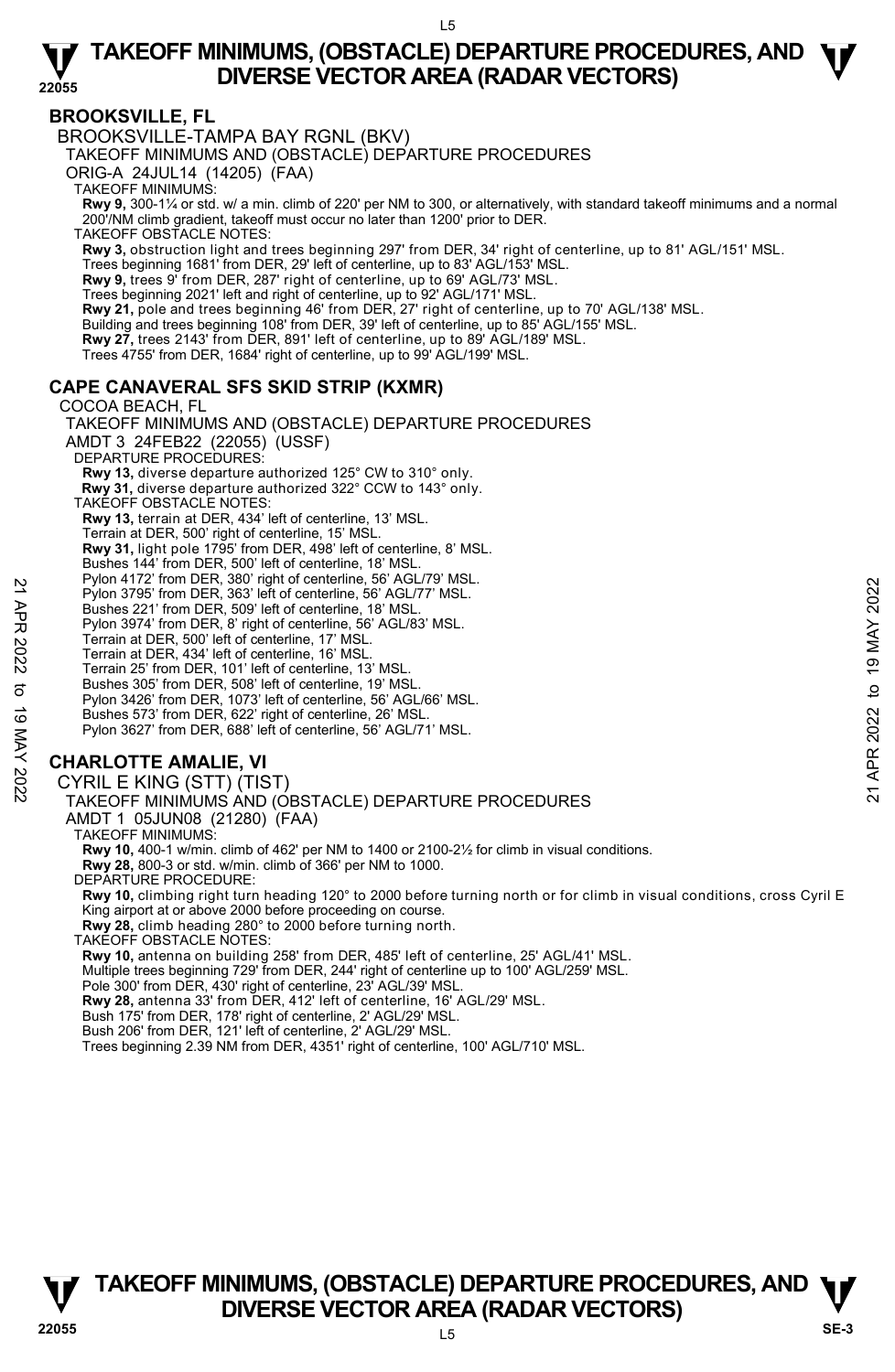## BROOKSVILLE, FL

BROOKSVILLE-TAMPA BAY RGNL (BKV)

TAKEOFF MINIMUMS AND (OBSTACLE) DEPARTURE PROCEDURES

ORIG-A 24JUL14 (14205) (FAA)

TAKEOFF MINIMUMS:

**Rwy 9,** 300-1¼ or std. w/ a min. climb of 220' per NM to 300, or alternatively, with standard takeoff minimums and a normal 200'/NM climb gradient, takeoff must occur no later than 1200' prior to DER.

TAKEOFF OBSTACLE NOTES:

**Rwy 3,** obstruction light and trees beginning 297' from DER, 34' right of centerline, up to 81' AGL/151' MSL.
Trees beginning 1681' from DER, 29' left of centerline, up to 83' AGL/153' MSL.

**Rwy 9,** trees 9' from DER, 287' right of centerline, up to 69' AGL/73' MSL.
Trees beginning 2021' left and right of centerline, up to 92' AGL/171' MSL.

**Rwy 21,** pole and trees beginning 46' from DER, 27' right of centerline, up to 70' AGL/138' MSL.
Building and trees beginning 108' from DER, 39' left of centerline, up to 85' AGL/155' MSL.

**Rwy 27,** trees 2143' from DER, 891' left of centerline, up to 89' AGL/189' MSL.
Trees 4755' from DER, 1684' right of centerline, up to 99' AGL/199' MSL.

## CAPE CANAVERAL SFS SKID STRIP (KXMR)

COCOA BEACH, FL

TAKEOFF MINIMUMS AND (OBSTACLE) DEPARTURE PROCEDURES

AMDT 3 24FEB22 (22055) (USSF)

DEPARTURE PROCEDURES:

**Rwy 13,** diverse departure authorized 125° CW to 310° only.

**Rwy 31,** diverse departure authorized 322° CCW to 143° only.

TAKEOFF OBSTACLE NOTES:

**Rwy 13,** terrain at DER, 434' left of centerline, 13' MSL.
Terrain at DER, 500' right of centerline, 15' MSL.

**Rwy 31,** light pole 1795' from DER, 498' left of centerline, 8' MSL.
Bushes 144' from DER, 500' left of centerline, 18' MSL.
Pylon 4172' from DER, 380' right of centerline, 56' AGL/79' MSL.
Pylon 3795' from DER, 363' left of centerline, 56' AGL/77' MSL.
Bushes 221' from DER, 509' left of centerline, 18' MSL.
Pylon 3974' from DER, 8' right of centerline, 56' AGL/83' MSL.
Terrain at DER, 500' left of centerline, 17' MSL.
Terrain at DER, 434' left of centerline, 16' MSL.
Terrain 25' from DER, 101' left of centerline, 13' MSL.
Bushes 305' from DER, 508' left of centerline, 19' MSL.
Pylon 3426' from DER, 1073' left of centerline, 56' AGL/66' MSL.
Bushes 573' from DER, 622' right of centerline, 26' MSL.
Pylon 3627' from DER, 688' left of centerline, 56' AGL/71' MSL.

## CHARLOTTE AMALIE, VI

CYRIL E KING (STT) (TIST)

TAKEOFF MINIMUMS AND (OBSTACLE) DEPARTURE PROCEDURES

AMDT 1 05JUN08 (21280) (FAA)

TAKEOFF MINIMUMS:

**Rwy 10,** 400-1 w/min. climb of 462' per NM to 1400 or 2100-2½ for climb in visual conditions.

**Rwy 28,** 800-3 or std. w/min. climb of 366' per NM to 1000.

DEPARTURE PROCEDURE:

**Rwy 10,** climbing right turn heading 120° to 2000 before turning north or for climb in visual conditions, cross Cyril E King airport at or above 2000 before proceeding on course.

**Rwy 28,** climb heading 280° to 2000 before turning north.

TAKEOFF OBSTACLE NOTES:

**Rwy 10,** antenna on building 258' from DER, 485' left of centerline, 25' AGL/41' MSL.
Multiple trees beginning 729' from DER, 244' right of centerline up to 100' AGL/259' MSL.
Pole 300' from DER, 430' right of centerline, 23' AGL/39' MSL.

**Rwy 28,** antenna 33' from DER, 412' left of centerline, 16' AGL/29' MSL.
Bush 175' from DER, 178' right of centerline, 2' AGL/29' MSL.
Bush 206' from DER, 121' left of centerline, 2' AGL/29' MSL.
Trees beginning 2.39 NM from DER, 4351' right of centerline, 100' AGL/710' MSL.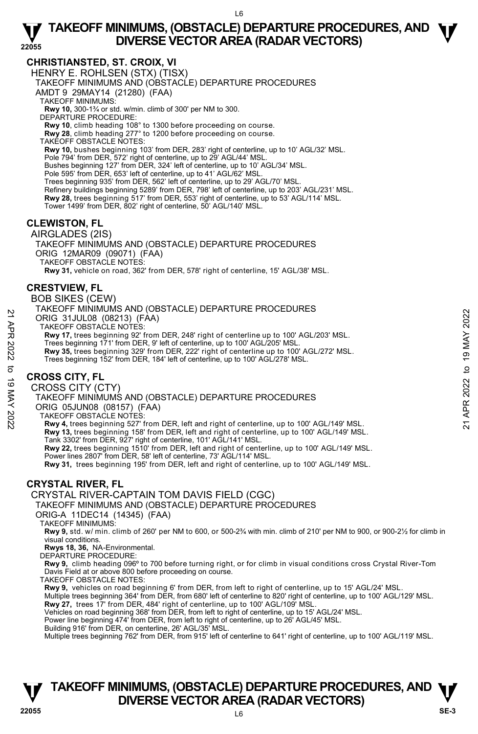## CHRISTIANSTED, ST. CROIX, VI

HENRY E. ROHLSEN (STX) (TISX)

TAKEOFF MINIMUMS AND (OBSTACLE) DEPARTURE PROCEDURES

AMDT 9 29MAY14 (21280) (FAA)

TAKEOFF MINIMUMS:

**Rwy 10,** 300-1¾ or std. w/min. climb of 300' per NM to 300.

DEPARTURE PROCEDURE:

**Rwy 10**, climb heading 108° to 1300 before proceeding on course.

**Rwy 28**, climb heading 277° to 1200 before proceeding on course.

TAKEOFF OBSTACLE NOTES:

**Rwy 10,** bushes beginning 103' from DER, 283' right of centerline, up to 10' AGL/32' MSL.
Pole 794' from DER, 572' right of centerline, up to 29' AGL/44' MSL.
Bushes beginning 127' from DER, 324' left of centerline, up to 10' AGL/34' MSL.
Pole 595' from DER, 653' left of centerline, up to 41' AGL/62' MSL.
Trees beginning 935' from DER, 562' left of centerline, up to 29' AGL/70' MSL.
Refinery buildings beginning 5289' from DER, 798' left of centerline, up to 203' AGL/231' MSL.

**Rwy 28,** trees beginning 517' from DER, 553' right of centerline, up to 53' AGL/114' MSL.
Tower 1499' from DER, 802' right of centerline, 50' AGL/140' MSL.

## CLEWISTON, FL

AIRGLADES (2IS)

TAKEOFF MINIMUMS AND (OBSTACLE) DEPARTURE PROCEDURES

ORIG 12MAR09 (09071) (FAA)

TAKEOFF OBSTACLE NOTES:

**Rwy 31,** vehicle on road, 362' from DER, 578' right of centerline, 15' AGL/38' MSL.

## CRESTVIEW, FL

BOB SIKES (CEW)

TAKEOFF MINIMUMS AND (OBSTACLE) DEPARTURE PROCEDURES

ORIG 31JUL08 (08213) (FAA)

TAKEOFF OBSTACLE NOTES:

**Rwy 17,** trees beginning 92' from DER, 248' right of centerline up to 100' AGL/203' MSL.
Trees beginning 171' from DER, 9' left of centerline, up to 100' AGL/205' MSL.

**Rwy 35,** trees beginning 329' from DER, 222' right of centerline up to 100' AGL/272' MSL.
Trees beginning 152' from DER, 184' left of centerline, up to 100' AGL/278' MSL.

## CROSS CITY, FL

CROSS CITY (CTY)

TAKEOFF MINIMUMS AND (OBSTACLE) DEPARTURE PROCEDURES

ORIG 05JUN08 (08157) (FAA)

TAKEOFF OBSTACLE NOTES:

**Rwy 4,** trees beginning 527' from DER, left and right of centerline, up to 100' AGL/149' MSL.

**Rwy 13,** trees beginning 158' from DER, left and right of centerline, up to 100' AGL/149' MSL.
Tank 3302' from DER, 927' right of centerline, 101' AGL/141' MSL.

**Rwy 22,** trees beginning 1510' from DER, left and right of centerline, up to 100' AGL/149' MSL.
Power lines 2807' from DER, 58' left of centerline, 73' AGL/114' MSL.

**Rwy 31,** trees beginning 195' from DER, left and right of centerline, up to 100' AGL/149' MSL.

## CRYSTAL RIVER, FL

CRYSTAL RIVER-CAPTAIN TOM DAVIS FIELD (CGC)

TAKEOFF MINIMUMS AND (OBSTACLE) DEPARTURE PROCEDURES

ORIG-A 11DEC14 (14345) (FAA)

TAKEOFF MINIMUMS:

**Rwy 9,** std. w/ min. climb of 260' per NM to 600, or 500-2¾ with min. climb of 210' per NM to 900, or 900-2½ for climb in visual conditions.

**Rwys 18, 36,** NA-Environmental.

DEPARTURE PROCEDURE:

**Rwy 9,** climb heading 096º to 700 before turning right, or for climb in visual conditions cross Crystal River-Tom Davis Field at or above 800 before proceeding on course.

TAKEOFF OBSTACLE NOTES:

**Rwy 9,** vehicles on road beginning 6' from DER, from left to right of centerline, up to 15' AGL/24' MSL.
Multiple trees beginning 364' from DER, from 680' left of centerline to 820' right of centerline, up to 100' AGL/129' MSL.

**Rwy 27,** trees 17' from DER, 484' right of centerline, up to 100' AGL/109' MSL.
Vehicles on road beginning 368' from DER, from left to right of centerline, up to 15' AGL/24' MSL.
Power line beginning 474' from DER, from left to right of centerline, up to 26' AGL/45' MSL.
Building 916' from DER, on centerline, 26' AGL/35' MSL.
Multiple trees beginning 762' from DER, from 915' left of centerline to 641' right of centerline, up to 100' AGL/119' MSL.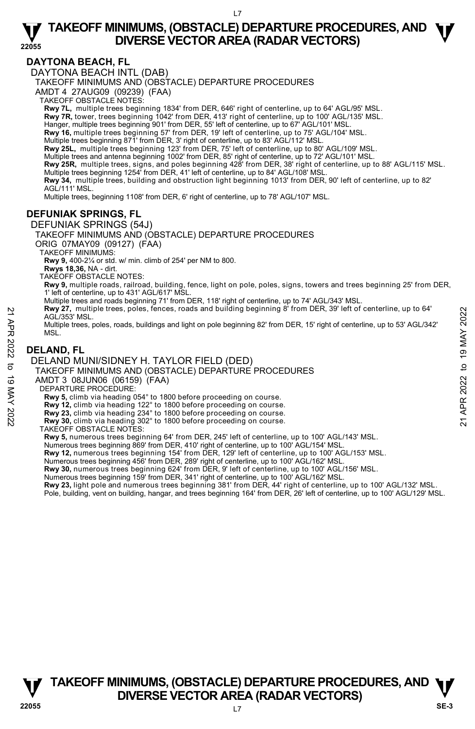# TAKEOFF MINIMUMS, (OBSTACLE) DEPARTURE PROCEDURES, AND DIVERSE VECTOR AREA (RADAR VECTORS)

## DAYTONA BEACH, FL

DAYTONA BEACH INTL (DAB)

TAKEOFF MINIMUMS AND (OBSTACLE) DEPARTURE PROCEDURES

AMDT 4 27AUG09 (09239) (FAA)

TAKEOFF OBSTACLE NOTES:

**Rwy 7L,** multiple trees beginning 1834' from DER, 646' right of centerline, up to 64' AGL/95' MSL.

**Rwy 7R,** tower, trees beginning 1042' from DER, 413' right of centerline, up to 100' AGL/135' MSL.

Hanger, multiple trees beginning 901' from DER, 55' left of centerline, up to 67' AGL/101' MSL.

**Rwy 16,** multiple trees beginning 57' from DER, 19' left of centerline, up to 75' AGL/104' MSL.

Multiple trees beginning 871' from DER, 3' right of centerline, up to 83' AGL/112' MSL.

**Rwy 25L,** multiple trees beginning 123' from DER, 75' left of centerline, up to 80' AGL/109' MSL.

Multiple trees and antenna beginning 1002' from DER, 85' right of centerline, up to 72' AGL/101' MSL.

**Rwy 25R,** multiple trees, signs, and poles beginning 428' from DER, 38' right of centerline, up to 88' AGL/115' MSL.

Multiple trees beginning 1254' from DER, 41' left of centerline, up to 84' AGL/108' MSL.

**Rwy 34,** multiple trees, building and obstruction light beginning 1013' from DER, 90' left of centerline, up to 82' AGL/111' MSL.

Multiple trees, beginning 1108' from DER, 6' right of centerline, up to 78' AGL/107' MSL.

## DEFUNIAK SPRINGS, FL

DEFUNIAK SPRINGS (54J)

TAKEOFF MINIMUMS AND (OBSTACLE) DEPARTURE PROCEDURES

ORIG 07MAY09 (09127) (FAA)

TAKEOFF MINIMUMS:

**Rwy 9,** 400-2¼ or std. w/ min. climb of 254' per NM to 800.

**Rwys 18,36,** NA - dirt.

TAKEOFF OBSTACLE NOTES:

**Rwy 9,** multiple roads, railroad, building, fence, light on pole, poles, signs, towers and trees beginning 25' from DER, 1' left of centerline, up to 431' AGL/617' MSL.

Multiple trees and roads beginning 71' from DER, 118' right of centerline, up to 74' AGL/343' MSL.

**Rwy 27,** multiple trees, poles, fences, roads and building beginning 8' from DER, 39' left of centerline, up to 64' AGL/353' MSL.

Multiple trees, poles, roads, buildings and light on pole beginning 82' from DER, 15' right of centerline, up to 53' AGL/342' MSL.

## DELAND, FL

DELAND MUNI/SIDNEY H. TAYLOR FIELD (DED)

TAKEOFF MINIMUMS AND (OBSTACLE) DEPARTURE PROCEDURES

AMDT 3 08JUN06 (06159) (FAA)

DEPARTURE PROCEDURE:

**Rwy 5,** climb via heading 054° to 1800 before proceeding on course.

**Rwy 12,** climb via heading 122° to 1800 before proceeding on course.

**Rwy 23,** climb via heading 234° to 1800 before proceeding on course.

**Rwy 30,** climb via heading 302° to 1800 before proceeding on course.

TAKEOFF OBSTACLE NOTES:

**Rwy 5,** numerous trees beginning 64' from DER, 245' left of centerline, up to 100' AGL/143' MSL.

Numerous trees beginning 869' from DER, 410' right of centerline, up to 100' AGL/154' MSL.

**Rwy 12,** numerous trees beginning 154' from DER, 129' left of centerline, up to 100' AGL/153' MSL.

Numerous trees beginning 456' from DER, 289' right of centerline, up to 100' AGL/162' MSL.

**Rwy 30,** numerous trees beginning 624' from DER, 9' left of centerline, up to 100' AGL/156' MSL.

Numerous trees beginning 159' from DER, 341' right of centerline, up to 100' AGL/162' MSL.

**Rwy 23,** light pole and numerous trees beginning 381' from DER, 44' right of centerline, up to 100' AGL/132' MSL.

Pole, building, vent on building, hangar, and trees beginning 164' from DER, 26' left of centerline, up to 100' AGL/129' MSL.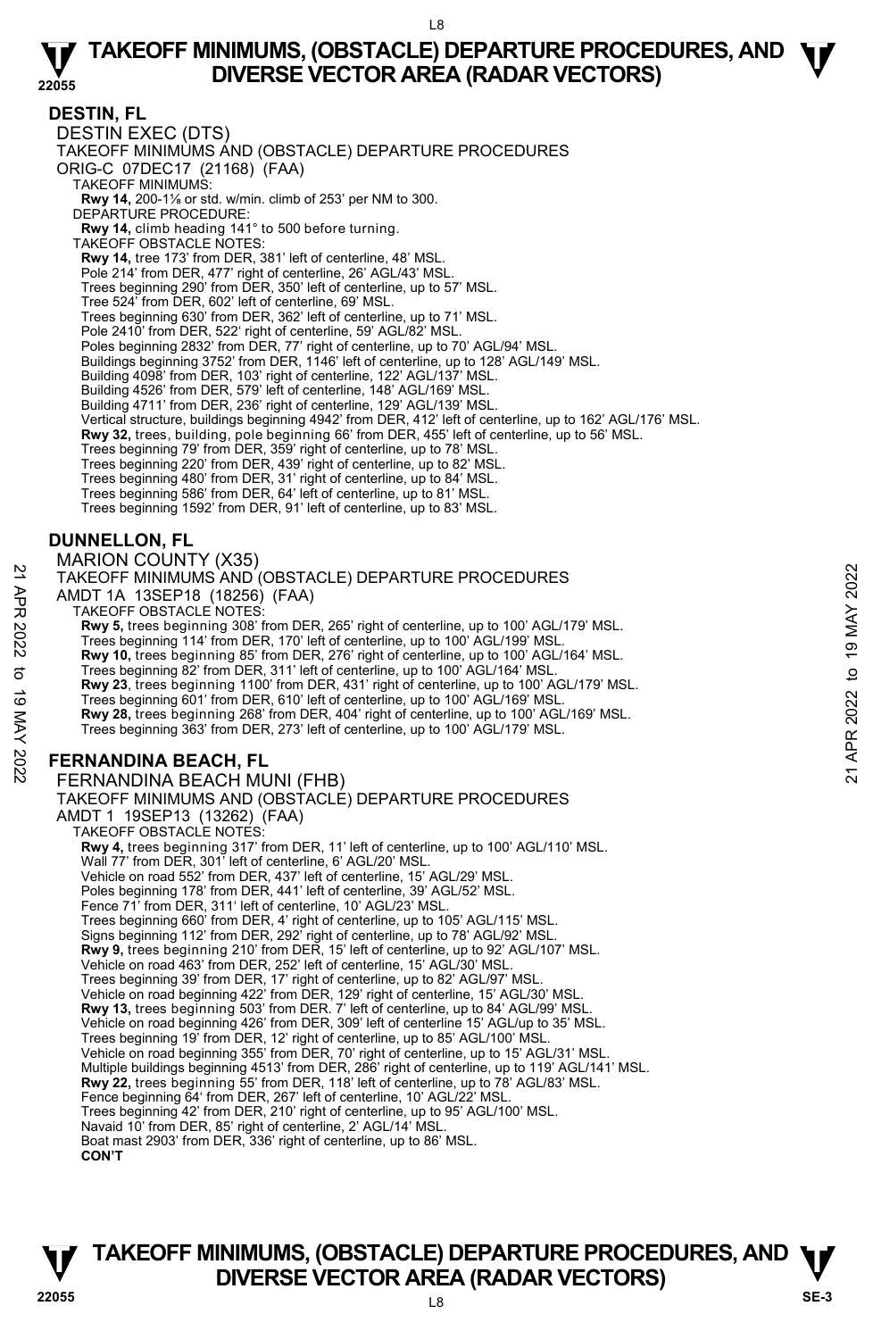## DESTIN, FL

DESTIN EXEC (DTS)
TAKEOFF MINIMUMS AND (OBSTACLE) DEPARTURE PROCEDURES
ORIG-C 07DEC17 (21168) (FAA)

TAKEOFF MINIMUMS:
**Rwy 14,** 200-1⅞ or std. w/min. climb of 253' per NM to 300.

DEPARTURE PROCEDURE:
**Rwy 14,** climb heading 141° to 500 before turning.

TAKEOFF OBSTACLE NOTES:
**Rwy 14,** tree 173' from DER, 381' left of centerline, 48' MSL.
Pole 214' from DER, 477' right of centerline, 26' AGL/43' MSL.
Trees beginning 290' from DER, 350' left of centerline, up to 57' MSL.
Tree 524' from DER, 602' left of centerline, 69' MSL.
Trees beginning 630' from DER, 362' left of centerline, up to 71' MSL.
Pole 2410' from DER, 522' right of centerline, 59' AGL/82' MSL.
Poles beginning 2832' from DER, 77' right of centerline, up to 70' AGL/94' MSL.
Buildings beginning 3752' from DER, 1146' left of centerline, up to 128' AGL/149' MSL.
Building 4098' from DER, 103' right of centerline, 122' AGL/137' MSL.
Building 4526' from DER, 579' left of centerline, 148' AGL/169' MSL.
Building 4711' from DER, 236' right of centerline, 129' AGL/139' MSL.
Vertical structure, buildings beginning 4942' from DER, 412' left of centerline, up to 162' AGL/176' MSL.
**Rwy 32,** trees, building, pole beginning 66' from DER, 455' left of centerline, up to 56' MSL.
Trees beginning 79' from DER, 359' right of centerline, up to 78' MSL.
Trees beginning 220' from DER, 439' right of centerline, up to 82' MSL.
Trees beginning 480' from DER, 31' right of centerline, up to 84' MSL.
Trees beginning 586' from DER, 64' left of centerline, up to 81' MSL.
Trees beginning 1592' from DER, 91' left of centerline, up to 83' MSL.

## DUNNELLON, FL

MARION COUNTY (X35)
TAKEOFF MINIMUMS AND (OBSTACLE) DEPARTURE PROCEDURES
AMDT 1A 13SEP18 (18256) (FAA)

TAKEOFF OBSTACLE NOTES:
**Rwy 5,** trees beginning 308' from DER, 265' right of centerline, up to 100' AGL/179' MSL.
Trees beginning 114' from DER, 170' left of centerline, up to 100' AGL/199' MSL.
**Rwy 10,** trees beginning 85' from DER, 276' right of centerline, up to 100' AGL/164' MSL.
Trees beginning 82' from DER, 311' left of centerline, up to 100' AGL/164' MSL.
**Rwy 23**, trees beginning 1100' from DER, 431' right of centerline, up to 100' AGL/179' MSL.
Trees beginning 601' from DER, 610' left of centerline, up to 100' AGL/169' MSL.
**Rwy 28,** trees beginning 268' from DER, 404' right of centerline, up to 100' AGL/169' MSL.
Trees beginning 363' from DER, 273' left of centerline, up to 100' AGL/179' MSL.

## FERNANDINA BEACH, FL

FERNANDINA BEACH MUNI (FHB)
TAKEOFF MINIMUMS AND (OBSTACLE) DEPARTURE PROCEDURES
AMDT 1 19SEP13 (13262) (FAA)

TAKEOFF OBSTACLE NOTES:
**Rwy 4,** trees beginning 317' from DER, 11' left of centerline, up to 100' AGL/110' MSL.
Wall 77' from DER, 301' left of centerline, 6' AGL/20' MSL.
Vehicle on road 552' from DER, 437' left of centerline, 15' AGL/29' MSL.
Poles beginning 178' from DER, 441' left of centerline, 39' AGL/52' MSL.
Fence 71' from DER, 311' left of centerline, 10' AGL/23' MSL.
Trees beginning 660' from DER, 4' right of centerline, up to 105' AGL/115' MSL.
Signs beginning 112' from DER, 292' right of centerline, up to 78' AGL/92' MSL.
**Rwy 9,** trees beginning 210' from DER, 15' left of centerline, up to 92' AGL/107' MSL.
Vehicle on road 463' from DER, 252' left of centerline, 15' AGL/30' MSL.
Trees beginning 39' from DER, 17' right of centerline, up to 82' AGL/97' MSL.
Vehicle on road beginning 422' from DER, 129' right of centerline, 15' AGL/30' MSL.
**Rwy 13,** trees beginning 503' from DER. 7' left of centerline, up to 84' AGL/99' MSL.
Vehicle on road beginning 426' from DER, 309' left of centerline 15' AGL/up to 35' MSL.
Trees beginning 19' from DER, 12' right of centerline, up to 85' AGL/100' MSL.
Vehicle on road beginning 355' from DER, 70' right of centerline, up to 15' AGL/31' MSL.
Multiple buildings beginning 4513' from DER, 286' right of centerline, up to 119' AGL/141' MSL.
**Rwy 22,** trees beginning 55' from DER, 118' left of centerline, up to 78' AGL/83' MSL.
Fence beginning 64' from DER, 267' left of centerline, 10' AGL/22' MSL.
Trees beginning 42' from DER, 210' right of centerline, up to 95' AGL/100' MSL.
Navaid 10' from DER, 85' right of centerline, 2' AGL/14' MSL.
Boat mast 2903' from DER, 336' right of centerline, up to 86' MSL.
**CON'T**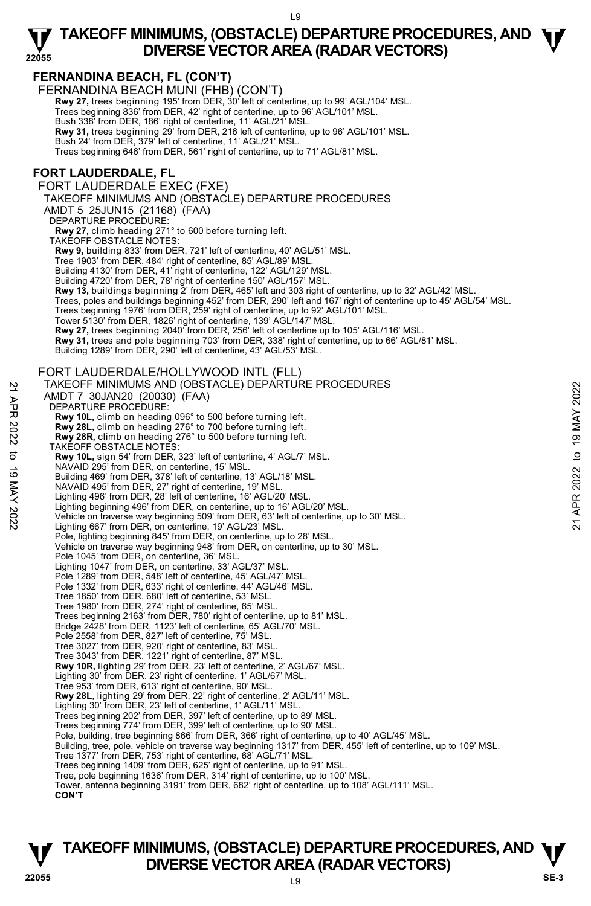## FERNANDINA BEACH, FL (CON'T)

FERNANDINA BEACH MUNI (FHB) (CON'T)

**Rwy 27,** trees beginning 195' from DER, 30' left of centerline, up to 99' AGL/104' MSL.
Trees beginning 836' from DER, 42' right of centerline, up to 96' AGL/101' MSL.
Bush 338' from DER, 186' right of centerline, 11' AGL/21' MSL.
**Rwy 31,** trees beginning 29' from DER, 216 left of centerline, up to 96' AGL/101' MSL.
Bush 24' from DER, 379' left of centerline, 11' AGL/21' MSL.
Trees beginning 646' from DER, 561' right of centerline, up to 71' AGL/81' MSL.

## FORT LAUDERDALE, FL

FORT LAUDERDALE EXEC (FXE)

TAKEOFF MINIMUMS AND (OBSTACLE) DEPARTURE PROCEDURES
AMDT 5 25JUN15 (21168) (FAA)

DEPARTURE PROCEDURE:
**Rwy 27,** climb heading 271° to 600 before turning left.

TAKEOFF OBSTACLE NOTES:
**Rwy 9,** building 833' from DER, 721' left of centerline, 40' AGL/51' MSL.
Tree 1903' from DER, 484' right of centerline, 85' AGL/89' MSL.
Building 4130' from DER, 41' right of centerline, 122' AGL/129' MSL.
Building 4720' from DER, 78' right of centerline 150' AGL/157' MSL.
**Rwy 13,** buildings beginning 2' from DER, 465' left and 303 right of centerline, up to 32' AGL/42' MSL.
Trees, poles and buildings beginning 452' from DER, 290' left and 167' right of centerline up to 45' AGL/54' MSL.
Trees beginning 1976' from DER, 259' right of centerline, up to 92' AGL/101' MSL.
Tower 5130' from DER, 1826' right of centerline, 139' AGL/147' MSL.
**Rwy 27,** trees beginning 2040' from DER, 256' left of centerline up to 105' AGL/116' MSL.
**Rwy 31,** trees and pole beginning 703' from DER, 338' right of centerline, up to 66' AGL/81' MSL.
Building 1289' from DER, 290' left of centerline, 43' AGL/53' MSL.

FORT LAUDERDALE/HOLLYWOOD INTL (FLL)

TAKEOFF MINIMUMS AND (OBSTACLE) DEPARTURE PROCEDURES
AMDT 7 30JAN20 (20030) (FAA)

DEPARTURE PROCEDURE:
**Rwy 10L,** climb on heading 096° to 500 before turning left.
**Rwy 28L,** climb on heading 276° to 700 before turning left.
**Rwy 28R,** climb on heading 276° to 500 before turning left.

TAKEOFF OBSTACLE NOTES:
**Rwy 10L,** sign 54' from DER, 323' left of centerline, 4' AGL/7' MSL.
NAVAID 295' from DER, on centerline, 15' MSL.
Building 469' from DER, 378' left of centerline, 13' AGL/18' MSL.
NAVAID 495' from DER, 27' right of centerline, 19' MSL.
Lighting 496' from DER, 28' left of centerline, 16' AGL/20' MSL.
Lighting beginning 496' from DER, on centerline, up to 16' AGL/20' MSL.
Vehicle on traverse way beginning 509' from DER, 63' left of centerline, up to 30' MSL.
Lighting 667' from DER, on centerline, 19' AGL/23' MSL.
Pole, lighting beginning 845' from DER, on centerline, up to 28' MSL.
Vehicle on traverse way beginning 948' from DER, on centerline, up to 30' MSL.
Pole 1045' from DER, on centerline, 36' MSL.
Lighting 1047' from DER, on centerline, 33' AGL/37' MSL.
Pole 1289' from DER, 548' left of centerline, 45' AGL/47' MSL.
Pole 1332' from DER, 633' right of centerline, 44' AGL/46' MSL.
Tree 1850' from DER, 680' left of centerline, 53' MSL.
Tree 1980' from DER, 274' right of centerline, 65' MSL.
Trees beginning 2163' from DER, 780' right of centerline, up to 81' MSL.
Bridge 2428' from DER, 1123' left of centerline, 65' AGL/70' MSL.
Pole 2558' from DER, 827' left of centerline, 75' MSL.
Tree 3027' from DER, 920' right of centerline, 83' MSL.
Tree 3043' from DER, 1221' right of centerline, 87' MSL.
**Rwy 10R,** lighting 29' from DER, 23' left of centerline, 2' AGL/67' MSL.
Lighting 30' from DER, 23' right of centerline, 1' AGL/67' MSL.
Tree 953' from DER, 613' right of centerline, 90' MSL.
**Rwy 28L**, lighting 29' from DER, 22' right of centerline, 2' AGL/11' MSL.
Lighting 30' from DER, 23' left of centerline, 1' AGL/11' MSL.
Trees beginning 202' from DER, 397' left of centerline, up to 89' MSL.
Trees beginning 774' from DER, 399' left of centerline, up to 90' MSL.
Pole, building, tree beginning 866' from DER, 366' right of centerline, up to 40' AGL/45' MSL.
Building, tree, pole, vehicle on traverse way beginning 1317' from DER, 455' left of centerline, up to 109' MSL.
Tree 1377' from DER, 753' right of centerline, 68' AGL/71' MSL.
Trees beginning 1409' from DER, 625' right of centerline, up to 91' MSL.
Tree, pole beginning 1636' from DER, 314' right of centerline, up to 100' MSL.
Tower, antenna beginning 3191' from DER, 682' right of centerline, up to 108' AGL/111' MSL.
**CON'T**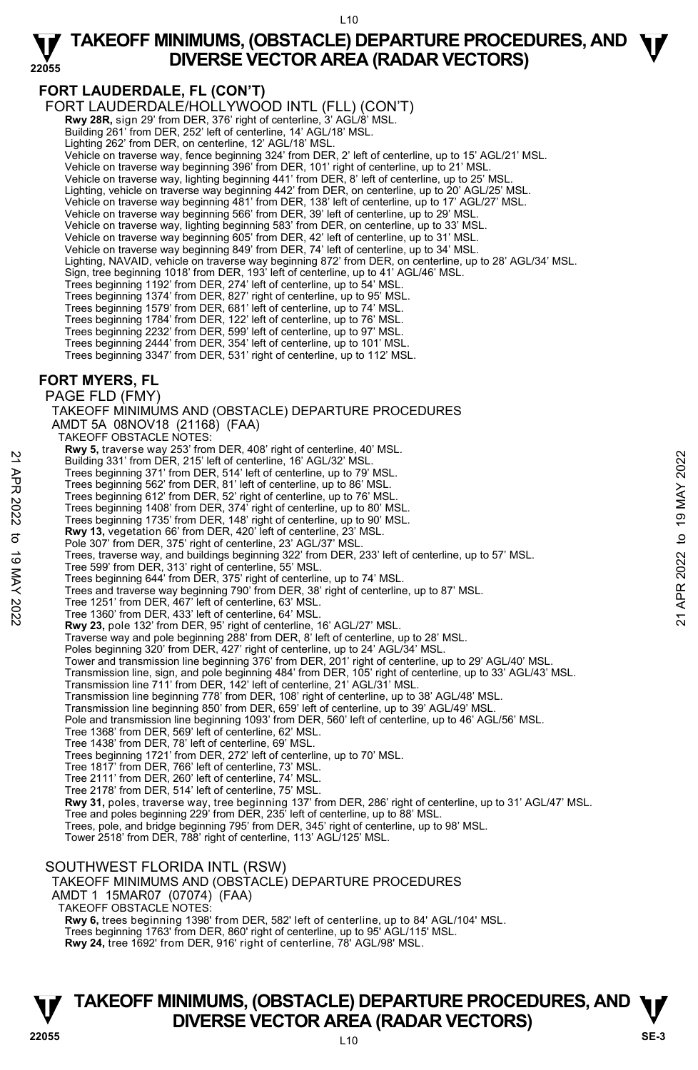## FORT LAUDERDALE, FL (CON'T)

FORT LAUDERDALE/HOLLYWOOD INTL (FLL) (CON'T)

**Rwy 28R,** sign 29' from DER, 376' right of centerline, 3' AGL/8' MSL.
Building 261' from DER, 252' left of centerline, 14' AGL/18' MSL.
Lighting 262' from DER, on centerline, 12' AGL/18' MSL.
Vehicle on traverse way, fence beginning 324' from DER, 2' left of centerline, up to 15' AGL/21' MSL.
Vehicle on traverse way beginning 396' from DER, 101' right of centerline, up to 21' MSL.
Vehicle on traverse way, lighting beginning 441' from DER, 8' left of centerline, up to 25' MSL.
Lighting, vehicle on traverse way beginning 442' from DER, on centerline, up to 20' AGL/25' MSL.
Vehicle on traverse way beginning 481' from DER, 138' left of centerline, up to 17' AGL/27' MSL.
Vehicle on traverse way beginning 566' from DER, 39' left of centerline, up to 29' MSL.
Vehicle on traverse way, lighting beginning 583' from DER, on centerline, up to 33' MSL.
Vehicle on traverse way beginning 605' from DER, 42' left of centerline, up to 31' MSL.
Vehicle on traverse way beginning 849' from DER, 74' left of centerline, up to 34' MSL.
Lighting, NAVAID, vehicle on traverse way beginning 872' from DER, on centerline, up to 28' AGL/34' MSL.
Sign, tree beginning 1018' from DER, 193' left of centerline, up to 41' AGL/46' MSL.
Trees beginning 1192' from DER, 274' left of centerline, up to 54' MSL.
Trees beginning 1374' from DER, 827' right of centerline, up to 95' MSL.
Trees beginning 1579' from DER, 681' left of centerline, up to 74' MSL.
Trees beginning 1784' from DER, 122' left of centerline, up to 76' MSL.
Trees beginning 2232' from DER, 599' left of centerline, up to 97' MSL.
Trees beginning 2444' from DER, 354' left of centerline, up to 101' MSL.
Trees beginning 3347' from DER, 531' right of centerline, up to 112' MSL.

## FORT MYERS, FL

PAGE FLD (FMY)

TAKEOFF MINIMUMS AND (OBSTACLE) DEPARTURE PROCEDURES
AMDT 5A 08NOV18 (21168) (FAA)

TAKEOFF OBSTACLE NOTES:

**Rwy 5,** traverse way 253' from DER, 408' right of centerline, 40' MSL.
Building 331' from DER, 215' left of centerline, 16' AGL/32' MSL.
Trees beginning 371' from DER, 514' left of centerline, up to 79' MSL.
Trees beginning 562' from DER, 81' left of centerline, up to 86' MSL.
Trees beginning 612' from DER, 52' right of centerline, up to 76' MSL.
Trees beginning 1408' from DER, 374' right of centerline, up to 80' MSL.
Trees beginning 1735' from DER, 148' right of centerline, up to 90' MSL.
**Rwy 13,** vegetation 66' from DER, 420' left of centerline, 23' MSL.
Pole 307' from DER, 375' right of centerline, 23' AGL/37' MSL.
Trees, traverse way, and buildings beginning 322' from DER, 233' left of centerline, up to 57' MSL.
Tree 599' from DER, 313' right of centerline, 55' MSL.
Trees beginning 644' from DER, 375' right of centerline, up to 74' MSL.
Trees and traverse way beginning 790' from DER, 38' right of centerline, up to 87' MSL.
Tree 1251' from DER, 467' left of centerline, 63' MSL.
Tree 1360' from DER, 433' left of centerline, 64' MSL.
**Rwy 23,** pole 132' from DER, 95' right of centerline, 16' AGL/27' MSL.
Traverse way and pole beginning 288' from DER, 8' left of centerline, up to 28' MSL.
Poles beginning 320' from DER, 427' right of centerline, up to 24' AGL/34' MSL.
Tower and transmission line beginning 376' from DER, 201' right of centerline, up to 29' AGL/40' MSL.
Transmission line, sign, and pole beginning 484' from DER, 105' right of centerline, up to 33' AGL/43' MSL.
Transmission line 711' from DER, 142' left of centerline, 21' AGL/31' MSL.
Transmission line beginning 778' from DER, 108' right of centerline, up to 38' AGL/48' MSL.
Transmission line beginning 850' from DER, 659' left of centerline, up to 39' AGL/49' MSL.
Pole and transmission line beginning 1093' from DER, 560' left of centerline, up to 46' AGL/56' MSL.
Tree 1368' from DER, 569' left of centerline, 62' MSL.
Tree 1438' from DER, 78' left of centerline, 69' MSL.
Trees beginning 1721' from DER, 272' left of centerline, up to 70' MSL.
Tree 1817' from DER, 766' left of centerline, 73' MSL.
Tree 2111' from DER, 260' left of centerline, 74' MSL.
Tree 2178' from DER, 514' left of centerline, 75' MSL.
**Rwy 31,** poles, traverse way, tree beginning 137' from DER, 286' right of centerline, up to 31' AGL/47' MSL.
Tree and poles beginning 229' from DER, 235' left of centerline, up to 88' MSL.
Trees, pole, and bridge beginning 795' from DER, 345' right of centerline, up to 98' MSL.
Tower 2518' from DER, 788' right of centerline, 113' AGL/125' MSL.

SOUTHWEST FLORIDA INTL (RSW)

TAKEOFF MINIMUMS AND (OBSTACLE) DEPARTURE PROCEDURES
AMDT 1 15MAR07 (07074) (FAA)

TAKEOFF OBSTACLE NOTES:

**Rwy 6,** trees beginning 1398' from DER, 582' left of centerline, up to 84' AGL/104' MSL.
Trees beginning 1763' from DER, 860' right of centerline, up to 95' AGL/115' MSL.
**Rwy 24,** tree 1692' from DER, 916' right of centerline, 78' AGL/98' MSL.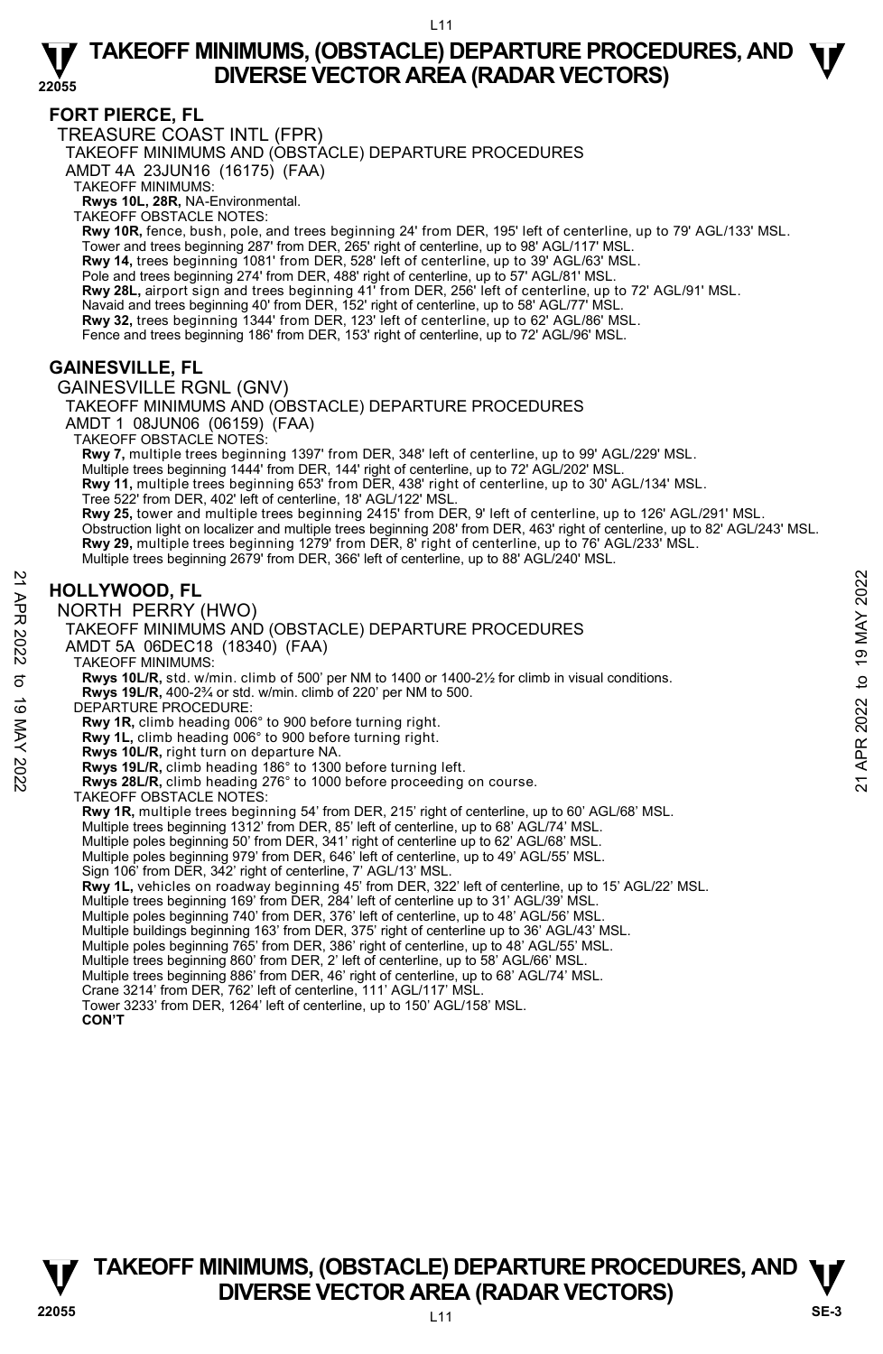## FORT PIERCE, FL

TREASURE COAST INTL (FPR)

TAKEOFF MINIMUMS AND (OBSTACLE) DEPARTURE PROCEDURES

AMDT 4A 23JUN16 (16175) (FAA)

TAKEOFF MINIMUMS:

**Rwys 10L, 28R,** NA-Environmental.

TAKEOFF OBSTACLE NOTES:

**Rwy 10R,** fence, bush, pole, and trees beginning 24' from DER, 195' left of centerline, up to 79' AGL/133' MSL.
Tower and trees beginning 287' from DER, 265' right of centerline, up to 98' AGL/117' MSL.
**Rwy 14,** trees beginning 1081' from DER, 528' left of centerline, up to 39' AGL/63' MSL.
Pole and trees beginning 274' from DER, 488' right of centerline, up to 57' AGL/81' MSL.
**Rwy 28L,** airport sign and trees beginning 41' from DER, 256' left of centerline, up to 72' AGL/91' MSL.
Navaid and trees beginning 40' from DER, 152' right of centerline, up to 58' AGL/77' MSL.
**Rwy 32,** trees beginning 1344' from DER, 123' left of centerline, up to 62' AGL/86' MSL.
Fence and trees beginning 186' from DER, 153' right of centerline, up to 72' AGL/96' MSL.

## GAINESVILLE, FL

GAINESVILLE RGNL (GNV)

TAKEOFF MINIMUMS AND (OBSTACLE) DEPARTURE PROCEDURES

AMDT 1 08JUN06 (06159) (FAA)

TAKEOFF OBSTACLE NOTES:

**Rwy 7,** multiple trees beginning 1397' from DER, 348' left of centerline, up to 99' AGL/229' MSL.
Multiple trees beginning 1444' from DER, 144' right of centerline, up to 72' AGL/202' MSL.
**Rwy 11,** multiple trees beginning 653' from DER, 438' right of centerline, up to 30' AGL/134' MSL.
Tree 522' from DER, 402' left of centerline, 18' AGL/122' MSL.
**Rwy 25,** tower and multiple trees beginning 2415' from DER, 9' left of centerline, up to 126' AGL/291' MSL.
Obstruction light on localizer and multiple trees beginning 208' from DER, 463' right of centerline, up to 82' AGL/243' MSL.
**Rwy 29,** multiple trees beginning 1279' from DER, 8' right of centerline, up to 76' AGL/233' MSL.
Multiple trees beginning 2679' from DER, 366' left of centerline, up to 88' AGL/240' MSL.

## HOLLYWOOD, FL

NORTH PERRY (HWO)

TAKEOFF MINIMUMS AND (OBSTACLE) DEPARTURE PROCEDURES

AMDT 5A 06DEC18 (18340) (FAA)

TAKEOFF MINIMUMS:

**Rwys 10L/R,** std. w/min. climb of 500' per NM to 1400 or 1400-2½ for climb in visual conditions.
**Rwys 19L/R,** 400-2¾ or std. w/min. climb of 220' per NM to 500.

DEPARTURE PROCEDURE:

**Rwy 1R,** climb heading 006° to 900 before turning right.
**Rwy 1L,** climb heading 006° to 900 before turning right.
**Rwys 10L/R,** right turn on departure NA.
**Rwys 19L/R,** climb heading 186° to 1300 before turning left.
**Rwys 28L/R,** climb heading 276° to 1000 before proceeding on course.

TAKEOFF OBSTACLE NOTES:

**Rwy 1R,** multiple trees beginning 54' from DER, 215' right of centerline, up to 60' AGL/68' MSL.
Multiple trees beginning 1312' from DER, 85' left of centerline, up to 68' AGL/74' MSL.
Multiple poles beginning 50' from DER, 341' right of centerline up to 62' AGL/68' MSL.
Multiple poles beginning 979' from DER, 646' left of centerline, up to 49' AGL/55' MSL.
Sign 106' from DER, 342' right of centerline, 7' AGL/13' MSL.
**Rwy 1L,** vehicles on roadway beginning 45' from DER, 322' left of centerline, up to 15' AGL/22' MSL.
Multiple trees beginning 169' from DER, 284' left of centerline up to 31' AGL/39' MSL.
Multiple poles beginning 740' from DER, 376' left of centerline, up to 48' AGL/56' MSL.
Multiple buildings beginning 163' from DER, 375' right of centerline up to 36' AGL/43' MSL.
Multiple poles beginning 765' from DER, 386' right of centerline, up to 48' AGL/55' MSL.
Multiple trees beginning 860' from DER, 2' left of centerline, up to 58' AGL/66' MSL.
Multiple trees beginning 886' from DER, 46' right of centerline, up to 68' AGL/74' MSL.
Crane 3214' from DER, 762' left of centerline, 111' AGL/117' MSL.
Tower 3233' from DER, 1264' left of centerline, up to 150' AGL/158' MSL.

**CON'T**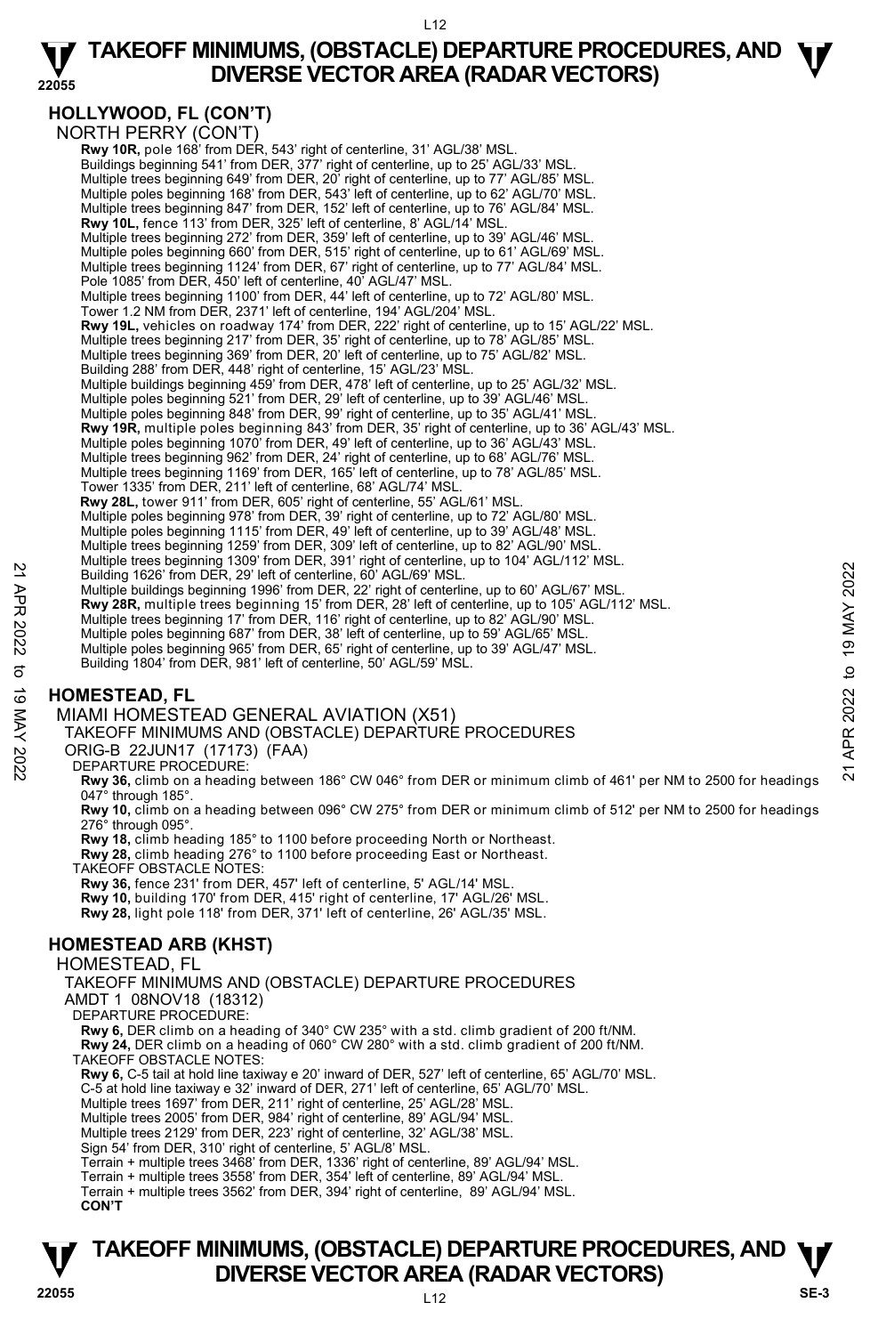## HOLLYWOOD, FL (CON'T)

NORTH PERRY (CON'T)

**Rwy 10R,** pole 168' from DER, 543' right of centerline, 31' AGL/38' MSL.
Buildings beginning 541' from DER, 377' right of centerline, up to 25' AGL/33' MSL.
Multiple trees beginning 649' from DER, 20' right of centerline, up to 77' AGL/85' MSL.
Multiple poles beginning 168' from DER, 543' left of centerline, up to 62' AGL/70' MSL.
Multiple trees beginning 847' from DER, 152' left of centerline, up to 76' AGL/84' MSL.
**Rwy 10L,** fence 113' from DER, 325' left of centerline, 8' AGL/14' MSL.
Multiple trees beginning 272' from DER, 359' left of centerline, up to 39' AGL/46' MSL.
Multiple poles beginning 660' from DER, 515' right of centerline, up to 61' AGL/69' MSL.
Multiple trees beginning 1124' from DER, 67' right of centerline, up to 77' AGL/84' MSL.
Pole 1085' from DER, 450' left of centerline, 40' AGL/47' MSL.
Multiple trees beginning 1100' from DER, 44' left of centerline, up to 72' AGL/80' MSL.
Tower 1.2 NM from DER, 2371' left of centerline, 194' AGL/204' MSL.
**Rwy 19L,** vehicles on roadway 174' from DER, 222' right of centerline, up to 15' AGL/22' MSL.
Multiple trees beginning 217' from DER, 35' right of centerline, up to 78' AGL/85' MSL.
Multiple trees beginning 369' from DER, 20' left of centerline, up to 75' AGL/82' MSL.
Building 288' from DER, 448' right of centerline, 15' AGL/23' MSL.
Multiple buildings beginning 459' from DER, 478' left of centerline, up to 25' AGL/32' MSL.
Multiple poles beginning 521' from DER, 29' left of centerline, up to 39' AGL/46' MSL.
Multiple poles beginning 848' from DER, 99' right of centerline, up to 35' AGL/41' MSL.
**Rwy 19R,** multiple poles beginning 843' from DER, 35' right of centerline, up to 36' AGL/43' MSL.
Multiple poles beginning 1070' from DER, 49' left of centerline, up to 36' AGL/43' MSL.
Multiple trees beginning 962' from DER, 24' right of centerline, up to 68' AGL/76' MSL.
Multiple trees beginning 1169' from DER, 165' left of centerline, up to 78' AGL/85' MSL.
Tower 1335' from DER, 211' left of centerline, 68' AGL/74' MSL.
**Rwy 28L,** tower 911' from DER, 605' right of centerline, 55' AGL/61' MSL.
Multiple poles beginning 978' from DER, 39' right of centerline, up to 72' AGL/80' MSL.
Multiple poles beginning 1115' from DER, 49' left of centerline, up to 39' AGL/48' MSL.
Multiple trees beginning 1259' from DER, 309' left of centerline, up to 82' AGL/90' MSL.
Multiple trees beginning 1309' from DER, 391' right of centerline, up to 104' AGL/112' MSL.
Building 1626' from DER, 29' left of centerline, 60' AGL/69' MSL.
Multiple buildings beginning 1996' from DER, 22' right of centerline, up to 60' AGL/67' MSL.
**Rwy 28R,** multiple trees beginning 15' from DER, 28' left of centerline, up to 105' AGL/112' MSL.
Multiple trees beginning 17' from DER, 116' right of centerline, up to 82' AGL/90' MSL.
Multiple poles beginning 687' from DER, 38' left of centerline, up to 59' AGL/65' MSL.
Multiple poles beginning 965' from DER, 65' right of centerline, up to 39' AGL/47' MSL.
Building 1804' from DER, 981' left of centerline, 50' AGL/59' MSL.

## HOMESTEAD, FL

MIAMI HOMESTEAD GENERAL AVIATION (X51)
TAKEOFF MINIMUMS AND (OBSTACLE) DEPARTURE PROCEDURES
ORIG-B 22JUN17 (17173) (FAA)
DEPARTURE PROCEDURE:
**Rwy 36,** climb on a heading between 186° CW 046° from DER or minimum climb of 461' per NM to 2500 for headings 047° through 185°.
**Rwy 10,** climb on a heading between 096° CW 275° from DER or minimum climb of 512' per NM to 2500 for headings 276° through 095°.
**Rwy 18,** climb heading 185° to 1100 before proceeding North or Northeast.
**Rwy 28,** climb heading 276° to 1100 before proceeding East or Northeast.
TAKEOFF OBSTACLE NOTES:
**Rwy 36,** fence 231' from DER, 457' left of centerline, 5' AGL/14' MSL.
**Rwy 10,** building 170' from DER, 415' right of centerline, 17' AGL/26' MSL.
**Rwy 28,** light pole 118' from DER, 371' left of centerline, 26' AGL/35' MSL.

## HOMESTEAD ARB (KHST)

HOMESTEAD, FL
TAKEOFF MINIMUMS AND (OBSTACLE) DEPARTURE PROCEDURES
AMDT 1 08NOV18 (18312)
DEPARTURE PROCEDURE:
**Rwy 6,** DER climb on a heading of 340° CW 235° with a std. climb gradient of 200 ft/NM.
**Rwy 24,** DER climb on a heading of 060° CW 280° with a std. climb gradient of 200 ft/NM.
TAKEOFF OBSTACLE NOTES:
**Rwy 6,** C-5 tail at hold line taxiway e 20' inward of DER, 527' left of centerline, 65' AGL/70' MSL.
C-5 at hold line taxiway e 32' inward of DER, 271' left of centerline, 65' AGL/70' MSL.
Multiple trees 1697' from DER, 211' right of centerline, 25' AGL/28' MSL.
Multiple trees 2005' from DER, 984' right of centerline, 89' AGL/94' MSL.
Multiple trees 2129' from DER, 223' right of centerline, 32' AGL/38' MSL.
Sign 54' from DER, 310' right of centerline, 5' AGL/8' MSL.
Terrain + multiple trees 3468' from DER, 1336' right of centerline, 89' AGL/94' MSL.
Terrain + multiple trees 3558' from DER, 354' left of centerline, 89' AGL/94' MSL.
Terrain + multiple trees 3562' from DER, 394' right of centerline, 89' AGL/94' MSL.
**CON'T**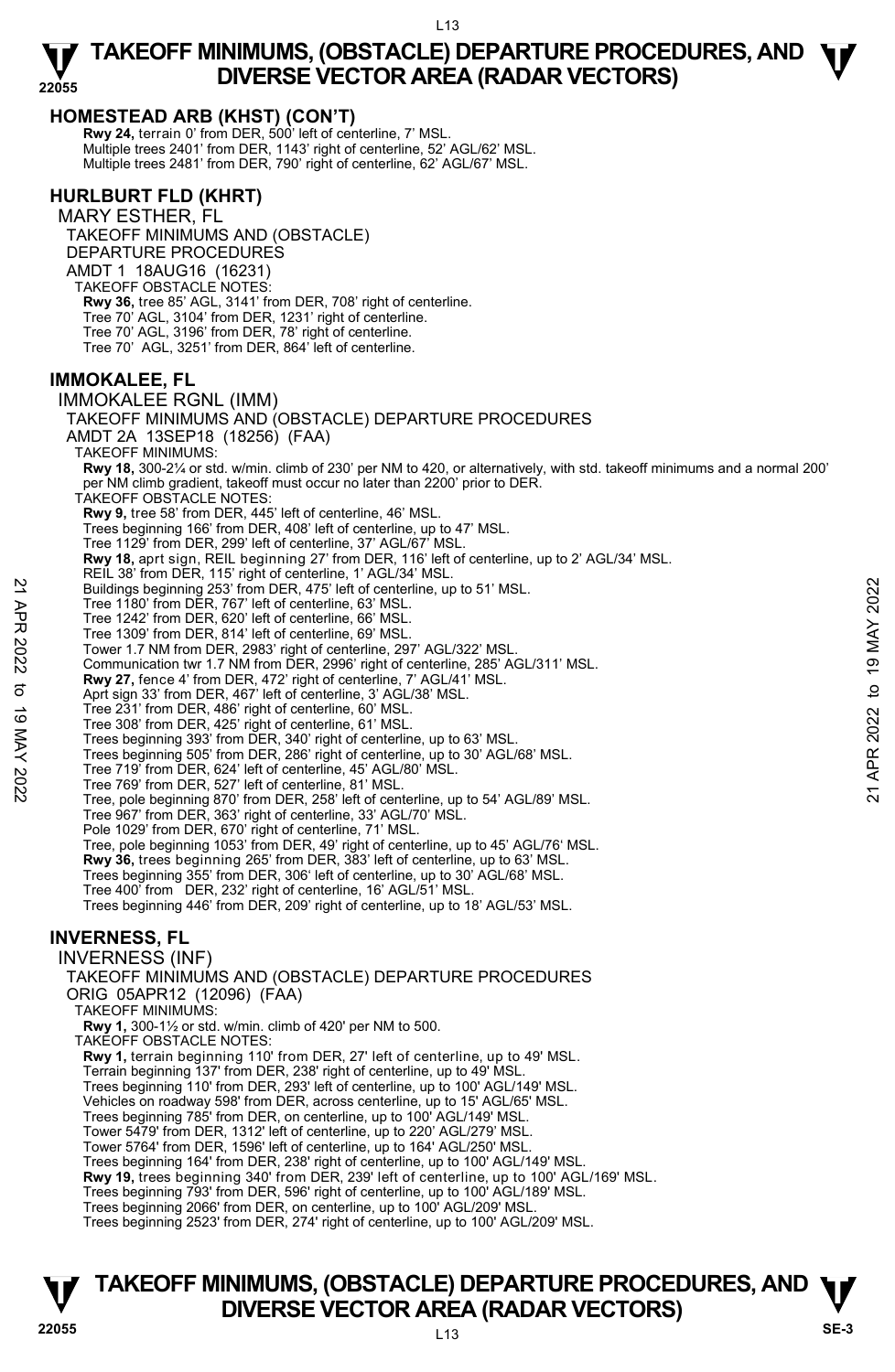**HOMESTEAD ARB (KHST) (CON'T)**

**Rwy 24,** terrain 0' from DER, 500' left of centerline, 7' MSL.
Multiple trees 2401' from DER, 1143' right of centerline, 52' AGL/62' MSL.
Multiple trees 2481' from DER, 790' right of centerline, 62' AGL/67' MSL.

## HURLBURT FLD (KHRT)

MARY ESTHER, FL
TAKEOFF MINIMUMS AND (OBSTACLE) DEPARTURE PROCEDURES
AMDT 1 18AUG16 (16231)
TAKEOFF OBSTACLE NOTES:
**Rwy 36,** tree 85' AGL, 3141' from DER, 708' right of centerline.
Tree 70' AGL, 3104' from DER, 1231' right of centerline.
Tree 70' AGL, 3196' from DER, 78' right of centerline.
Tree 70' AGL, 3251' from DER, 864' left of centerline.

## IMMOKALEE, FL

IMMOKALEE RGNL (IMM)
TAKEOFF MINIMUMS AND (OBSTACLE) DEPARTURE PROCEDURES
AMDT 2A 13SEP18 (18256) (FAA)
TAKEOFF MINIMUMS:
**Rwy 18,** 300-2¼ or std. w/min. climb of 230' per NM to 420, or alternatively, with std. takeoff minimums and a normal 200' per NM climb gradient, takeoff must occur no later than 2200' prior to DER.
TAKEOFF OBSTACLE NOTES:
**Rwy 9,** tree 58' from DER, 445' left of centerline, 46' MSL.
Trees beginning 166' from DER, 408' left of centerline, up to 47' MSL.
Tree 1129' from DER, 299' left of centerline, 37' AGL/67' MSL.
**Rwy 18,** aprt sign, REIL beginning 27' from DER, 116' left of centerline, up to 2' AGL/34' MSL.
REIL 38' from DER, 115' right of centerline, 1' AGL/34' MSL.
Buildings beginning 253' from DER, 475' left of centerline, up to 51' MSL.
Tree 1180' from DER, 767' left of centerline, 63' MSL.
Tree 1242' from DER, 620' left of centerline, 66' MSL.
Tree 1309' from DER, 814' left of centerline, 69' MSL.
Tower 1.7 NM from DER, 2983' right of centerline, 297' AGL/322' MSL.
Communication twr 1.7 NM from DER, 2996' right of centerline, 285' AGL/311' MSL.
**Rwy 27,** fence 4' from DER, 472' right of centerline, 7' AGL/41' MSL.
Aprt sign 33' from DER, 467' left of centerline, 3' AGL/38' MSL.
Tree 231' from DER, 486' right of centerline, 60' MSL.
Tree 308' from DER, 425' right of centerline, 61' MSL.
Trees beginning 393' from DER, 340' right of centerline, up to 63' MSL.
Trees beginning 505' from DER, 286' right of centerline, up to 30' AGL/68' MSL.
Tree 719' from DER, 624' left of centerline, 45' AGL/80' MSL.
Tree 769' from DER, 527' left of centerline, 81' MSL.
Tree, pole beginning 870' from DER, 258' left of centerline, up to 54' AGL/89' MSL.
Tree 967' from DER, 363' right of centerline, 33' AGL/70' MSL.
Pole 1029' from DER, 670' right of centerline, 71' MSL.
Tree, pole beginning 1053' from DER, 49' right of centerline, up to 45' AGL/76' MSL.
**Rwy 36,** trees beginning 265' from DER, 383' left of centerline, up to 63' MSL.
Trees beginning 355' from DER, 306' left of centerline, up to 30' AGL/68' MSL.
Tree 400' from DER, 232' right of centerline, 16' AGL/51' MSL.
Trees beginning 446' from DER, 209' right of centerline, up to 18' AGL/53' MSL.

## INVERNESS, FL

INVERNESS (INF)
TAKEOFF MINIMUMS AND (OBSTACLE) DEPARTURE PROCEDURES
ORIG 05APR12 (12096) (FAA)
TAKEOFF MINIMUMS:
**Rwy 1,** 300-1½ or std. w/min. climb of 420' per NM to 500.
TAKEOFF OBSTACLE NOTES:
**Rwy 1,** terrain beginning 110' from DER, 27' left of centerline, up to 49' MSL.
Terrain beginning 137' from DER, 238' right of centerline, up to 49' MSL.
Trees beginning 110' from DER, 293' left of centerline, up to 100' AGL/149' MSL.
Vehicles on roadway 598' from DER, across centerline, up to 15' AGL/65' MSL.
Trees beginning 785' from DER, on centerline, up to 100' AGL/149' MSL.
Tower 5479' from DER, 1312' left of centerline, up to 220' AGL/279' MSL.
Tower 5764' from DER, 1596' left of centerline, up to 164' AGL/250' MSL.
Trees beginning 164' from DER, 238' right of centerline, up to 100' AGL/149' MSL.
**Rwy 19,** trees beginning 340' from DER, 239' left of centerline, up to 100' AGL/169' MSL.
Trees beginning 793' from DER, 596' right of centerline, up to 100' AGL/189' MSL.
Trees beginning 2066' from DER, on centerline, up to 100' AGL/209' MSL.
Trees beginning 2523' from DER, 274' right of centerline, up to 100' AGL/209' MSL.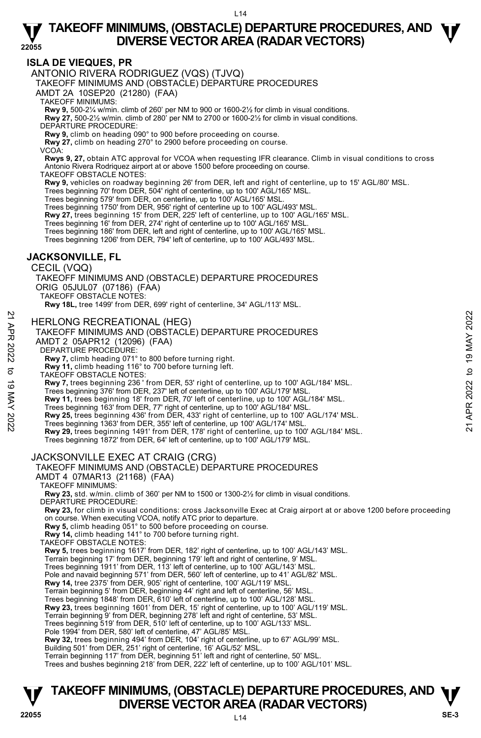## ISLA DE VIEQUES, PR

ANTONIO RIVERA RODRIGUEZ (VQS) (TJVQ)

TAKEOFF MINIMUMS AND (OBSTACLE) DEPARTURE PROCEDURES

AMDT 2A 10SEP20 (21280) (FAA)

TAKEOFF MINIMUMS:

**Rwy 9,** 500-2¼ w/min. climb of 260' per NM to 900 or 1600-2½ for climb in visual conditions.
**Rwy 27,** 500-2½ w/min. climb of 280' per NM to 2700 or 1600-2½ for climb in visual conditions.

DEPARTURE PROCEDURE:

**Rwy 9,** climb on heading 090° to 900 before proceeding on course.
**Rwy 27,** climb on heading 270° to 2900 before proceeding on course.

VCOA:

**Rwys 9, 27,** obtain ATC approval for VCOA when requesting IFR clearance. Climb in visual conditions to cross Antonio Rivera Rodriquez airport at or above 1500 before proceeding on course.

TAKEOFF OBSTACLE NOTES:

**Rwy 9,** vehicles on roadway beginning 26' from DER, left and right of centerline, up to 15' AGL/80' MSL.
Trees beginning 70' from DER, 504' right of centerline, up to 100' AGL/165' MSL.
Trees beginning 579' from DER, on centerline, up to 100' AGL/165' MSL.
Trees beginning 1750' from DER, 956' right of centerline up to 100' AGL/493' MSL.
**Rwy 27,** trees beginning 15' from DER, 225' left of centerline, up to 100' AGL/165' MSL.
Trees beginning 16' from DER, 274' right of centerline up to 100' AGL/165' MSL.
Trees beginning 186' from DER, left and right of centerline, up to 100' AGL/165' MSL.
Trees beginning 1206' from DER, 794' left of centerline, up to 100' AGL/493' MSL.

## JACKSONVILLE, FL

CECIL (VQQ)

TAKEOFF MINIMUMS AND (OBSTACLE) DEPARTURE PROCEDURES

ORIG 05JUL07 (07186) (FAA)

TAKEOFF OBSTACLE NOTES:

**Rwy 18L,** tree 1499' from DER, 699' right of centerline, 34' AGL/113' MSL.

HERLONG RECREATIONAL (HEG)

TAKEOFF MINIMUMS AND (OBSTACLE) DEPARTURE PROCEDURES

AMDT 2 05APR12 (12096) (FAA)

DEPARTURE PROCEDURE:

**Rwy 7,** climb heading 071° to 800 before turning right.
**Rwy 11,** climb heading 116° to 700 before turning left.

TAKEOFF OBSTACLE NOTES:

**Rwy 7,** trees beginning 236 ' from DER, 53' right of centerline, up to 100' AGL/184' MSL.
Trees beginning 376' from DER, 237' left of centerline, up to 100' AGL/179' MSL.
**Rwy 11,** trees beginning 18' from DER, 70' left of centerline, up to 100' AGL/184' MSL.
Trees beginning 163' from DER, 77' right of centerline, up to 100' AGL/184' MSL.
**Rwy 25,** trees beginning 436' from DER, 433' right of centerline, up to 100' AGL/174' MSL.
Trees beginning 1363' from DER, 355' left of centerline, up 100' AGL/174' MSL.
**Rwy 29,** trees beginning 1491' from DER, 178' right of centerline, up to 100' AGL/184' MSL.
Trees beginning 1872' from DER, 64' left of centerline, up to 100' AGL/179' MSL.

JACKSONVILLE EXEC AT CRAIG (CRG)

TAKEOFF MINIMUMS AND (OBSTACLE) DEPARTURE PROCEDURES

AMDT 4 07MAR13 (21168) (FAA)

TAKEOFF MINIMUMS:

**Rwy 23,** std. w/min. climb of 360' per NM to 1500 or 1300-2½ for climb in visual conditions.

DEPARTURE PROCEDURE:

**Rwy 23,** for climb in visual conditions: cross Jacksonville Exec at Craig airport at or above 1200 before proceeding on course. When executing VCOA, notify ATC prior to departure.
**Rwy 5,** climb heading 051° to 500 before proceeding on course.
**Rwy 14,** climb heading 141° to 700 before turning right.

TAKEOFF OBSTACLE NOTES:

**Rwy 5,** trees beginning 1617' from DER, 182' right of centerline, up to 100' AGL/143' MSL.
Terrain beginning 17' from DER, beginning 179' left and right of centerline, 9' MSL.
Trees beginning 1911' from DER, 113' left of centerline, up to 100' AGL/143' MSL.
Pole and navaid beginning 571' from DER, 560' left of centerline, up to 41' AGL/82' MSL.
**Rwy 14,** tree 2375' from DER, 905' right of centerline, 100' AGL/119' MSL.
Terrain beginning 5' from DER, beginning 44' right and left of centerline, 56' MSL.
Trees beginning 1848' from DER, 610' left of centerline, up to 100' AGL/128' MSL.
**Rwy 23,** trees beginning 1601' from DER, 15' right of centerline, up to 100' AGL/119' MSL.
Terrain beginning 9' from DER, beginning 278' left and right of centerline, 53' MSL.
Trees beginning 519' from DER, 510' left of centerline, up to 100' AGL/133' MSL.
Pole 1994' from DER, 580' left of centerline, 47' AGL/85' MSL.
**Rwy 32,** trees beginning 494' from DER, 104' right of centerline, up to 67' AGL/99' MSL.
Building 501' from DER, 251' right of centerline, 16' AGL/52' MSL.
Terrain beginning 117' from DER, beginning 51' left and right of centerline, 50' MSL.
Trees and bushes beginning 218' from DER, 222' left of centerline, up to 100' AGL/101' MSL.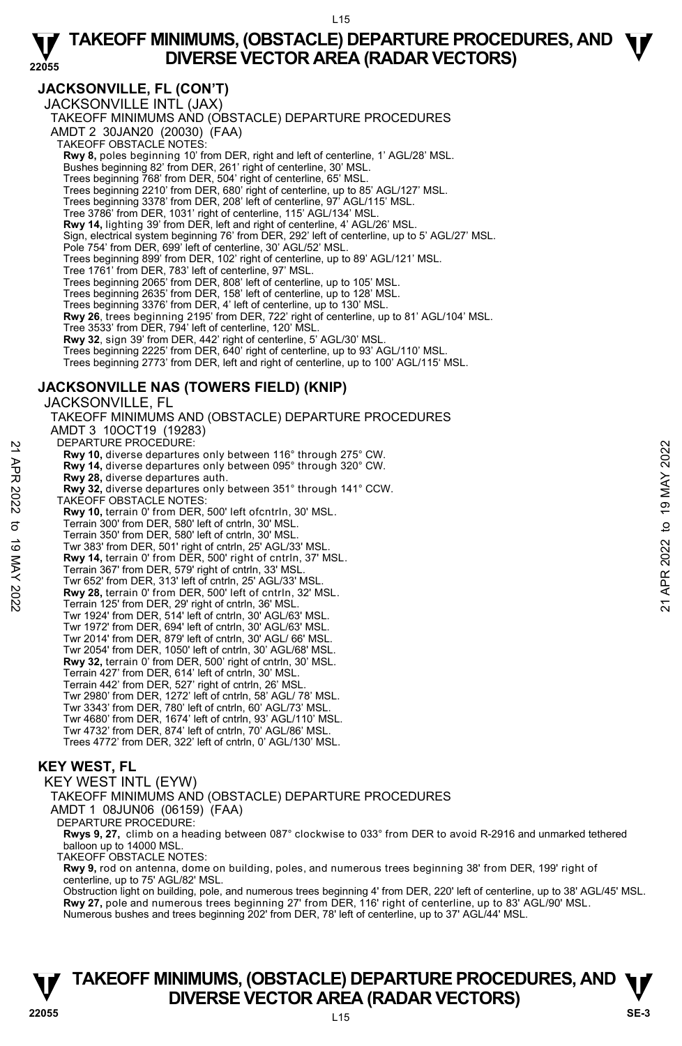## JACKSONVILLE, FL (CON'T)

JACKSONVILLE INTL (JAX)

TAKEOFF MINIMUMS AND (OBSTACLE) DEPARTURE PROCEDURES

AMDT 2 30JAN20 (20030) (FAA)

TAKEOFF OBSTACLE NOTES:

**Rwy 8,** poles beginning 10' from DER, right and left of centerline, 1' AGL/28' MSL.
Bushes beginning 82' from DER, 261' right of centerline, 30' MSL.
Trees beginning 768' from DER, 504' right of centerline, 65' MSL.
Trees beginning 2210' from DER, 680' right of centerline, up to 85' AGL/127' MSL.
Trees beginning 3378' from DER, 208' left of centerline, 97' AGL/115' MSL.
Tree 3786' from DER, 1031' right of centerline, 115' AGL/134' MSL.
**Rwy 14,** lighting 39' from DER, left and right of centerline, 4' AGL/26' MSL.
Sign, electrical system beginning 76' from DER, 292' left of centerline, up to 5' AGL/27' MSL.
Pole 754' from DER, 699' left of centerline, 30' AGL/52' MSL.
Trees beginning 899' from DER, 102' right of centerline, up to 89' AGL/121' MSL.
Tree 1761' from DER, 783' left of centerline, 97' MSL.
Trees beginning 2065' from DER, 808' left of centerline, up to 105' MSL.
Trees beginning 2635' from DER, 158' left of centerline, up to 128' MSL.
Trees beginning 3376' from DER, 4' left of centerline, up to 130' MSL.
**Rwy 26**, trees beginning 2195' from DER, 722' right of centerline, up to 81' AGL/104' MSL.
Tree 3533' from DER, 794' left of centerline, 120' MSL.
**Rwy 32**, sign 39' from DER, 442' right of centerline, 5' AGL/30' MSL.
Trees beginning 2225' from DER, 640' right of centerline, up to 93' AGL/110' MSL.
Trees beginning 2773' from DER, left and right of centerline, up to 100' AGL/115' MSL.

## JACKSONVILLE NAS (TOWERS FIELD) (KNIP)

JACKSONVILLE, FL

TAKEOFF MINIMUMS AND (OBSTACLE) DEPARTURE PROCEDURES

AMDT 3 10OCT19 (19283)

DEPARTURE PROCEDURE:

**Rwy 10,** diverse departures only between 116° through 275° CW.
**Rwy 14,** diverse departures only between 095° through 320° CW.
**Rwy 28,** diverse departures auth.
**Rwy 32,** diverse departures only between 351° through 141° CCW.

TAKEOFF OBSTACLE NOTES:

**Rwy 10,** terrain 0' from DER, 500' left ofcntrln, 30' MSL.
Terrain 300' from DER, 580' left of cntrln, 30' MSL.
Terrain 350' from DER, 580' left of cntrln, 30' MSL.
Twr 383' from DER, 501' right of cntrln, 25' AGL/33' MSL.
**Rwy 14,** terrain 0' from DER, 500' right of cntrln, 37' MSL.
Terrain 367' from DER, 579' right of cntrln, 33' MSL.
Twr 652' from DER, 313' left of cntrln, 25' AGL/33' MSL.
**Rwy 28,** terrain 0' from DER, 500' left of cntrln, 32' MSL.
Terrain 125' from DER, 29' right of cntrln, 36' MSL.
Twr 1924' from DER, 514' left of cntrln, 30' AGL/63' MSL.
Twr 1972' from DER, 694' left of cntrln, 30' AGL/63' MSL.
Twr 2014' from DER, 879' left of cntrln, 30' AGL/ 66' MSL.
Twr 2054' from DER, 1050' left of cntrln, 30' AGL/68' MSL.
**Rwy 32,** terrain 0' from DER, 500' right of cntrln, 30' MSL.
Terrain 427' from DER, 614' left of cntrln, 30' MSL.
Terrain 442' from DER, 527' right of cntrln, 26' MSL.
Twr 2980' from DER, 1272' left of cntrln, 58' AGL/ 78' MSL.
Twr 3343' from DER, 780' left of cntrln, 60' AGL/73' MSL.
Twr 4680' from DER, 1674' left of cntrln, 93' AGL/110' MSL.
Twr 4732' from DER, 874' left of cntrln, 70' AGL/86' MSL.
Trees 4772' from DER, 322' left of cntrln, 0' AGL/130' MSL.

## KEY WEST, FL

KEY WEST INTL (EYW)

TAKEOFF MINIMUMS AND (OBSTACLE) DEPARTURE PROCEDURES

AMDT 1 08JUN06 (06159) (FAA)

DEPARTURE PROCEDURE:

**Rwys 9, 27,** climb on a heading between 087° clockwise to 033° from DER to avoid R-2916 and unmarked tethered balloon up to 14000 MSL.

TAKEOFF OBSTACLE NOTES:

**Rwy 9,** rod on antenna, dome on building, poles, and numerous trees beginning 38' from DER, 199' right of centerline, up to 75' AGL/82' MSL.
Obstruction light on building, pole, and numerous trees beginning 4' from DER, 220' left of centerline, up to 38' AGL/45' MSL.
**Rwy 27,** pole and numerous trees beginning 27' from DER, 116' right of centerline, up to 83' AGL/90' MSL.
Numerous bushes and trees beginning 202' from DER, 78' left of centerline, up to 37' AGL/44' MSL.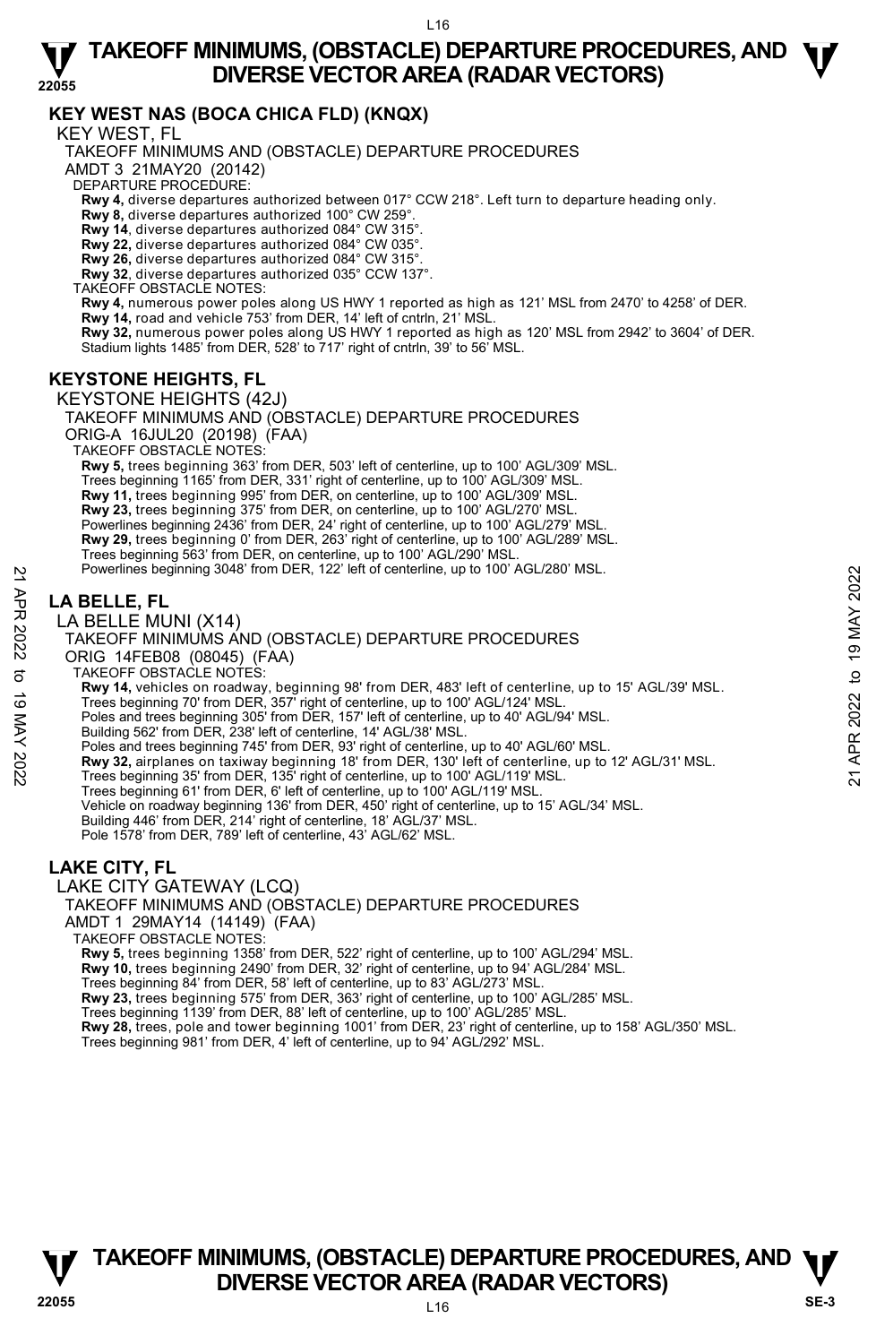## KEY WEST NAS (BOCA CHICA FLD) (KNQX)

KEY WEST, FL

TAKEOFF MINIMUMS AND (OBSTACLE) DEPARTURE PROCEDURES

AMDT 3 21MAY20 (20142)

DEPARTURE PROCEDURE:

**Rwy 4,** diverse departures authorized between 017° CCW 218°. Left turn to departure heading only.
**Rwy 8,** diverse departures authorized 100° CW 259°.
**Rwy 14**, diverse departures authorized 084° CW 315°.
**Rwy 22,** diverse departures authorized 084° CW 035°.
**Rwy 26,** diverse departures authorized 084° CW 315°.
**Rwy 32**, diverse departures authorized 035° CCW 137°.

TAKEOFF OBSTACLE NOTES:

**Rwy 4,** numerous power poles along US HWY 1 reported as high as 121' MSL from 2470' to 4258' of DER.
**Rwy 14,** road and vehicle 753' from DER, 14' left of cntrln, 21' MSL.
**Rwy 32,** numerous power poles along US HWY 1 reported as high as 120' MSL from 2942' to 3604' of DER.
Stadium lights 1485' from DER, 528' to 717' right of cntrln, 39' to 56' MSL.

## KEYSTONE HEIGHTS, FL

KEYSTONE HEIGHTS (42J)

TAKEOFF MINIMUMS AND (OBSTACLE) DEPARTURE PROCEDURES

ORIG-A 16JUL20 (20198) (FAA)

TAKEOFF OBSTACLE NOTES:

**Rwy 5,** trees beginning 363' from DER, 503' left of centerline, up to 100' AGL/309' MSL.
Trees beginning 1165' from DER, 331' right of centerline, up to 100' AGL/309' MSL.
**Rwy 11,** trees beginning 995' from DER, on centerline, up to 100' AGL/309' MSL.
**Rwy 23,** trees beginning 375' from DER, on centerline, up to 100' AGL/270' MSL.
Powerlines beginning 2436' from DER, 24' right of centerline, up to 100' AGL/279' MSL.
**Rwy 29,** trees beginning 0' from DER, 263' right of centerline, up to 100' AGL/289' MSL.
Trees beginning 563' from DER, on centerline, up to 100' AGL/290' MSL.
Powerlines beginning 3048' from DER, 122' left of centerline, up to 100' AGL/280' MSL.

## LA BELLE, FL

LA BELLE MUNI (X14)

TAKEOFF MINIMUMS AND (OBSTACLE) DEPARTURE PROCEDURES

ORIG 14FEB08 (08045) (FAA)

TAKEOFF OBSTACLE NOTES:

**Rwy 14,** vehicles on roadway, beginning 98' from DER, 483' left of centerline, up to 15' AGL/39' MSL.
Trees beginning 70' from DER, 357' right of centerline, up to 100' AGL/124' MSL.
Poles and trees beginning 305' from DER, 157' left of centerline, up to 40' AGL/94' MSL.
Building 562' from DER, 238' left of centerline, 14' AGL/38' MSL.
Poles and trees beginning 745' from DER, 93' right of centerline, up to 40' AGL/60' MSL.
**Rwy 32,** airplanes on taxiway beginning 18' from DER, 130' left of centerline, up to 12' AGL/31' MSL.
Trees beginning 35' from DER, 135' right of centerline, up to 100' AGL/119' MSL.
Trees beginning 61' from DER, 6' left of centerline, up to 100' AGL/119' MSL.
Vehicle on roadway beginning 136' from DER, 450' right of centerline, up to 15' AGL/34' MSL.
Building 446' from DER, 214' right of centerline, 18' AGL/37' MSL.
Pole 1578' from DER, 789' left of centerline, 43' AGL/62' MSL.

## LAKE CITY, FL

LAKE CITY GATEWAY (LCQ)

TAKEOFF MINIMUMS AND (OBSTACLE) DEPARTURE PROCEDURES

AMDT 1 29MAY14 (14149) (FAA)

TAKEOFF OBSTACLE NOTES:

**Rwy 5,** trees beginning 1358' from DER, 522' right of centerline, up to 100' AGL/294' MSL.
**Rwy 10,** trees beginning 2490' from DER, 32' right of centerline, up to 94' AGL/284' MSL.
Trees beginning 84' from DER, 58' left of centerline, up to 83' AGL/273' MSL.
**Rwy 23,** trees beginning 575' from DER, 363' right of centerline, up to 100' AGL/285' MSL.
Trees beginning 1139' from DER, 88' left of centerline, up to 100' AGL/285' MSL.
**Rwy 28,** trees, pole and tower beginning 1001' from DER, 23' right of centerline, up to 158' AGL/350' MSL.
Trees beginning 981' from DER, 4' left of centerline, up to 94' AGL/292' MSL.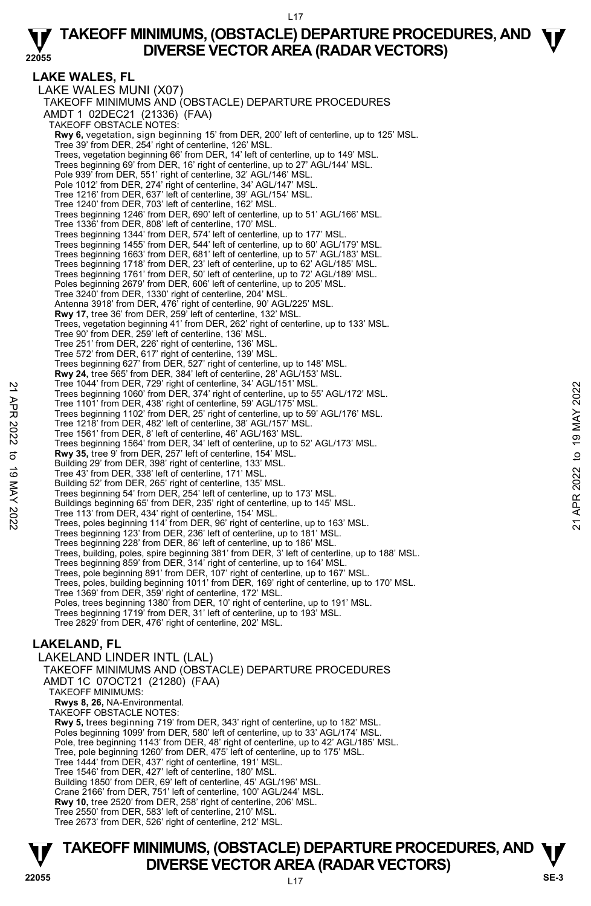## LAKE WALES, FL

LAKE WALES MUNI (X07)

TAKEOFF MINIMUMS AND (OBSTACLE) DEPARTURE PROCEDURES

AMDT 1 02DEC21 (21336) (FAA)

TAKEOFF OBSTACLE NOTES:

**Rwy 6,** vegetation, sign beginning 15' from DER, 200' left of centerline, up to 125' MSL.
Tree 39' from DER, 254' right of centerline, 126' MSL.
Trees, vegetation beginning 66' from DER, 14' left of centerline, up to 149' MSL.
Trees beginning 69' from DER, 16' right of centerline, up to 27' AGL/144' MSL.
Pole 939' from DER, 551' right of centerline, 32' AGL/146' MSL.
Pole 1012' from DER, 274' right of centerline, 34' AGL/147' MSL.
Tree 1216' from DER, 637' left of centerline, 39' AGL/154' MSL.
Tree 1240' from DER, 703' left of centerline, 162' MSL.
Trees beginning 1246' from DER, 690' left of centerline, up to 51' AGL/166' MSL.
Tree 1336' from DER, 808' left of centerline, 170' MSL.
Trees beginning 1344' from DER, 574' left of centerline, up to 177' MSL.
Trees beginning 1455' from DER, 544' left of centerline, up to 60' AGL/179' MSL.
Trees beginning 1663' from DER, 681' left of centerline, up to 57' AGL/183' MSL.
Trees beginning 1718' from DER, 23' left of centerline, up to 62' AGL/185' MSL.
Trees beginning 1761' from DER, 50' left of centerline, up to 72' AGL/189' MSL.
Poles beginning 2679' from DER, 606' left of centerline, up to 205' MSL.
Tree 3240' from DER, 1330' right of centerline, 204' MSL.
Antenna 3918' from DER, 476' right of centerline, 90' AGL/225' MSL.

**Rwy 17,** tree 36' from DER, 259' left of centerline, 132' MSL.
Trees, vegetation beginning 41' from DER, 262' right of centerline, up to 133' MSL.
Tree 90' from DER, 259' left of centerline, 136' MSL.
Tree 251' from DER, 226' right of centerline, 136' MSL.
Tree 572' from DER, 617' right of centerline, 139' MSL.
Trees beginning 627' from DER, 527' right of centerline, up to 148' MSL.

**Rwy 24,** tree 565' from DER, 384' left of centerline, 28' AGL/153' MSL.
Tree 1044' from DER, 729' right of centerline, 34' AGL/151' MSL.
Trees beginning 1060' from DER, 374' right of centerline, up to 55' AGL/172' MSL.
Tree 1101' from DER, 438' right of centerline, 59' AGL/175' MSL.
Trees beginning 1102' from DER, 25' right of centerline, up to 59' AGL/176' MSL.
Tree 1218' from DER, 482' left of centerline, 38' AGL/157' MSL.
Tree 1561' from DER, 8' left of centerline, 46' AGL/163' MSL.
Trees beginning 1564' from DER, 34' left of centerline, up to 52' AGL/173' MSL.

**Rwy 35,** tree 9' from DER, 257' left of centerline, 154' MSL.
Building 29' from DER, 398' right of centerline, 133' MSL.
Tree 43' from DER, 338' left of centerline, 171' MSL.
Building 52' from DER, 265' right of centerline, 135' MSL.
Trees beginning 54' from DER, 254' left of centerline, up to 173' MSL.
Buildings beginning 65' from DER, 235' right of centerline, up to 145' MSL.
Tree 113' from DER, 434' right of centerline, 154' MSL.
Trees, poles beginning 114' from DER, 96' right of centerline, up to 163' MSL.
Trees beginning 123' from DER, 236' left of centerline, up to 181' MSL.
Trees beginning 228' from DER, 86' left of centerline, up to 186' MSL.
Trees, building, poles, spire beginning 381' from DER, 3' left of centerline, up to 188' MSL.
Trees beginning 859' from DER, 314' right of centerline, up to 164' MSL.
Trees, pole beginning 891' from DER, 107' right of centerline, up to 167' MSL.
Trees, poles, building beginning 1011' from DER, 169' right of centerline, up to 170' MSL.
Tree 1369' from DER, 359' right of centerline, 172' MSL.
Poles, trees beginning 1380' from DER, 10' right of centerline, up to 191' MSL.
Trees beginning 1719' from DER, 31' left of centerline, up to 193' MSL.
Tree 2829' from DER, 476' right of centerline, 202' MSL.

## LAKELAND, FL

LAKELAND LINDER INTL (LAL)

TAKEOFF MINIMUMS AND (OBSTACLE) DEPARTURE PROCEDURES

AMDT 1C 07OCT21 (21280) (FAA)

TAKEOFF MINIMUMS:

**Rwys 8, 26,** NA-Environmental.

TAKEOFF OBSTACLE NOTES:

**Rwy 5,** trees beginning 719' from DER, 343' right of centerline, up to 182' MSL.
Poles beginning 1099' from DER, 580' left of centerline, up to 33' AGL/174' MSL.
Pole, tree beginning 1143' from DER, 48' right of centerline, up to 42' AGL/185' MSL.
Tree, pole beginning 1260' from DER, 475' left of centerline, up to 175' MSL.
Tree 1444' from DER, 437' right of centerline, 191' MSL.
Tree 1546' from DER, 427' left of centerline, 180' MSL.
Building 1850' from DER, 69' left of centerline, 45' AGL/196' MSL.
Crane 2166' from DER, 751' left of centerline, 100' AGL/244' MSL.

**Rwy 10,** tree 2520' from DER, 258' right of centerline, 206' MSL.
Tree 2550' from DER, 583' left of centerline, 210' MSL.
Tree 2673' from DER, 526' right of centerline, 212' MSL.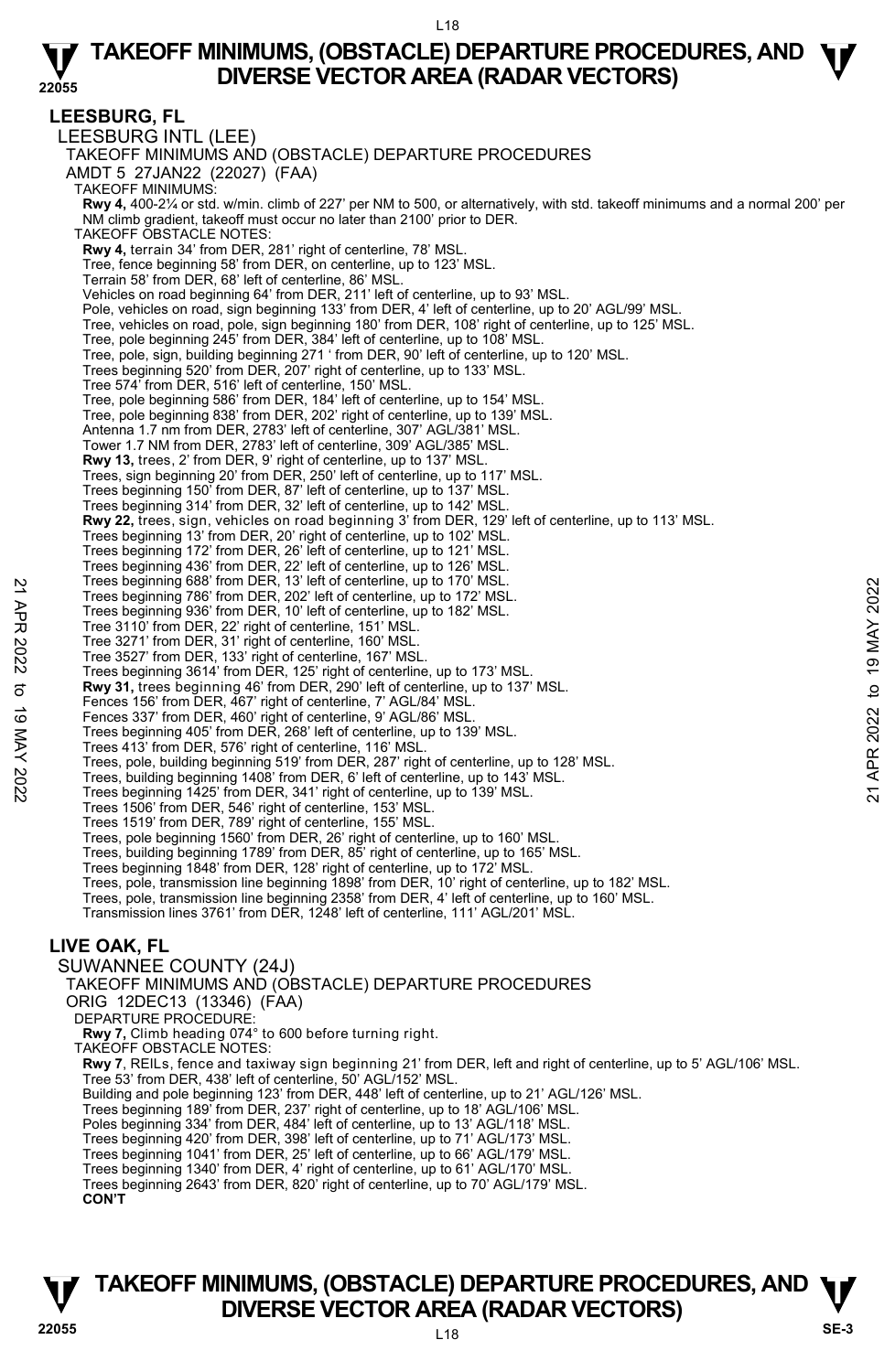## LEESBURG, FL

LEESBURG INTL (LEE)

TAKEOFF MINIMUMS AND (OBSTACLE) DEPARTURE PROCEDURES

AMDT 5 27JAN22 (22027) (FAA)

TAKEOFF MINIMUMS:

**Rwy 4,** 400-2¼ or std. w/min. climb of 227' per NM to 500, or alternatively, with std. takeoff minimums and a normal 200' per NM climb gradient, takeoff must occur no later than 2100' prior to DER.

TAKEOFF OBSTACLE NOTES:

**Rwy 4,** terrain 34' from DER, 281' right of centerline, 78' MSL.
Tree, fence beginning 58' from DER, on centerline, up to 123' MSL.
Terrain 58' from DER, 68' left of centerline, 86' MSL.
Vehicles on road beginning 64' from DER, 211' left of centerline, up to 93' MSL.
Pole, vehicles on road, sign beginning 133' from DER, 4' left of centerline, up to 20' AGL/99' MSL.
Tree, vehicles on road, pole, sign beginning 180' from DER, 108' right of centerline, up to 125' MSL.
Tree, pole beginning 245' from DER, 384' left of centerline, up to 108' MSL.
Tree, pole, sign, building beginning 271 ' from DER, 90' left of centerline, up to 120' MSL.
Trees beginning 520' from DER, 207' right of centerline, up to 133' MSL.
Tree 574' from DER, 516' left of centerline, 150' MSL.
Tree, pole beginning 586' from DER, 184' left of centerline, up to 154' MSL.
Tree, pole beginning 838' from DER, 202' right of centerline, up to 139' MSL.
Antenna 1.7 nm from DER, 2783' left of centerline, 307' AGL/381' MSL.
Tower 1.7 NM from DER, 2783' left of centerline, 309' AGL/385' MSL.

**Rwy 13,** trees, 2' from DER, 9' right of centerline, up to 137' MSL.
Trees, sign beginning 20' from DER, 250' left of centerline, up to 117' MSL.
Trees beginning 150' from DER, 87' left of centerline, up to 137' MSL.
Trees beginning 314' from DER, 32' left of centerline, up to 142' MSL.

**Rwy 22,** trees, sign, vehicles on road beginning 3' from DER, 129' left of centerline, up to 113' MSL.
Trees beginning 13' from DER, 20' right of centerline, up to 102' MSL.
Trees beginning 172' from DER, 26' left of centerline, up to 121' MSL.
Trees beginning 436' from DER, 22' left of centerline, up to 126' MSL.
Trees beginning 688' from DER, 13' left of centerline, up to 170' MSL.
Trees beginning 786' from DER, 202' left of centerline, up to 172' MSL.
Trees beginning 936' from DER, 10' left of centerline, up to 182' MSL.
Tree 3110' from DER, 22' right of centerline, 151' MSL.
Tree 3271' from DER, 31' right of centerline, 160' MSL.
Tree 3527' from DER, 133' right of centerline, 167' MSL.
Trees beginning 3614' from DER, 125' right of centerline, up to 173' MSL.

**Rwy 31,** trees beginning 46' from DER, 290' left of centerline, up to 137' MSL.
Fences 156' from DER, 467' right of centerline, 7' AGL/84' MSL.
Fences 337' from DER, 460' right of centerline, 9' AGL/86' MSL.
Trees beginning 405' from DER, 268' left of centerline, up to 139' MSL.
Trees 413' from DER, 576' right of centerline, 116' MSL.
Trees, pole, building beginning 519' from DER, 287' right of centerline, up to 128' MSL.
Trees, building beginning 1408' from DER, 6' left of centerline, up to 143' MSL.
Trees beginning 1425' from DER, 341' right of centerline, up to 139' MSL.
Trees 1506' from DER, 546' right of centerline, 153' MSL.
Trees 1519' from DER, 789' right of centerline, 155' MSL.
Trees, pole beginning 1560' from DER, 26' right of centerline, up to 160' MSL.
Trees, building beginning 1789' from DER, 85' right of centerline, up to 165' MSL.
Trees beginning 1848' from DER, 128' right of centerline, up to 172' MSL.
Trees, pole, transmission line beginning 1898' from DER, 10' right of centerline, up to 182' MSL.
Trees, pole, transmission line beginning 2358' from DER, 4' left of centerline, up to 160' MSL.
Transmission lines 3761' from DER, 1248' left of centerline, 111' AGL/201' MSL.

## LIVE OAK, FL

SUWANNEE COUNTY (24J)

TAKEOFF MINIMUMS AND (OBSTACLE) DEPARTURE PROCEDURES

ORIG 12DEC13 (13346) (FAA)

DEPARTURE PROCEDURE:

**Rwy 7,** Climb heading 074° to 600 before turning right.

TAKEOFF OBSTACLE NOTES:

**Rwy 7**, REILs, fence and taxiway sign beginning 21' from DER, left and right of centerline, up to 5' AGL/106' MSL.
Tree 53' from DER, 438' left of centerline, 50' AGL/152' MSL.
Building and pole beginning 123' from DER, 448' left of centerline, up to 21' AGL/126' MSL.
Trees beginning 189' from DER, 237' right of centerline, up to 18' AGL/106' MSL.
Poles beginning 334' from DER, 484' left of centerline, up to 13' AGL/118' MSL.
Trees beginning 420' from DER, 398' left of centerline, up to 71' AGL/173' MSL.
Trees beginning 1041' from DER, 25' left of centerline, up to 66' AGL/179' MSL.
Trees beginning 1340' from DER, 4' right of centerline, up to 61' AGL/170' MSL.
Trees beginning 2643' from DER, 820' right of centerline, up to 70' AGL/179' MSL.

**CON'T**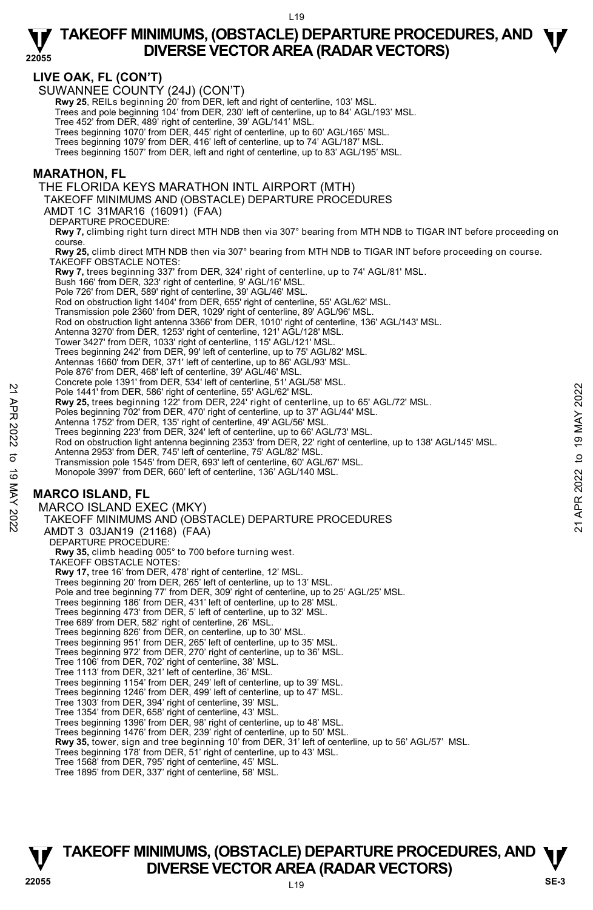## LIVE OAK, FL (CON'T)

SUWANNEE COUNTY (24J) (CON'T)

**Rwy 25**, REILs beginning 20' from DER, left and right of centerline, 103' MSL.
Trees and pole beginning 104' from DER, 230' left of centerline, up to 84' AGL/193' MSL.
Tree 452' from DER, 489' right of centerline, 39' AGL/141' MSL.
Trees beginning 1070' from DER, 445' right of centerline, up to 60' AGL/165' MSL.
Trees beginning 1079' from DER, 416' left of centerline, up to 74' AGL/187' MSL.
Trees beginning 1507' from DER, left and right of centerline, up to 83' AGL/195' MSL.

## MARATHON, FL

THE FLORIDA KEYS MARATHON INTL AIRPORT (MTH)
TAKEOFF MINIMUMS AND (OBSTACLE) DEPARTURE PROCEDURES
AMDT 1C 31MAR16 (16091) (FAA)

DEPARTURE PROCEDURE:

**Rwy 7,** climbing right turn direct MTH NDB then via 307° bearing from MTH NDB to TIGAR INT before proceeding on course.
**Rwy 25,** climb direct MTH NDB then via 307° bearing from MTH NDB to TIGAR INT before proceeding on course.

TAKEOFF OBSTACLE NOTES:

**Rwy 7,** trees beginning 337' from DER, 324' right of centerline, up to 74' AGL/81' MSL.
Bush 166' from DER, 323' right of centerline, 9' AGL/16' MSL.
Pole 726' from DER, 589' right of centerline, 39' AGL/46' MSL.
Rod on obstruction light 1404' from DER, 655' right of centerline, 55' AGL/62' MSL.
Transmission pole 2360' from DER, 1029' right of centerline, 89' AGL/96' MSL.
Rod on obstruction light antenna 3366' from DER, 1010' right of centerline, 136' AGL/143' MSL.
Antenna 3270' from DER, 1253' right of centerline, 121' AGL/128' MSL.
Tower 3427' from DER, 1033' right of centerline, 115' AGL/121' MSL.
Trees beginning 242' from DER, 99' left of centerline, up to 75' AGL/82' MSL.
Antennas 1660' from DER, 371' left of centerline, up to 86' AGL/93' MSL.
Pole 876' from DER, 468' left of centerline, 39' AGL/46' MSL.
Concrete pole 1391' from DER, 534' left of centerline, 51' AGL/58' MSL.
Pole 1441' from DER, 586' right of centerline, 55' AGL/62' MSL.
**Rwy 25,** trees beginning 122' from DER, 224' right of centerline, up to 65' AGL/72' MSL.
Poles beginning 702' from DER, 470' right of centerline, up to 37' AGL/44' MSL.
Antenna 1752' from DER, 135' right of centerline, 49' AGL/56' MSL.
Trees beginning 223' from DER, 324' left of centerline, up to 66' AGL/73' MSL.
Rod on obstruction light antenna beginning 2353' from DER, 22' right of centerline, up to 138' AGL/145' MSL.
Antenna 2953' from DER, 745' left of centerline, 75' AGL/82' MSL.
Transmission pole 1545' from DER, 693' left of centerline, 60' AGL/67' MSL.
Monopole 3997' from DER, 660' left of centerline, 136' AGL/140 MSL.

## MARCO ISLAND, FL

MARCO ISLAND EXEC (MKY)
TAKEOFF MINIMUMS AND (OBSTACLE) DEPARTURE PROCEDURES
AMDT 3 03JAN19 (21168) (FAA)

DEPARTURE PROCEDURE:

**Rwy 35,** climb heading 005° to 700 before turning west.

TAKEOFF OBSTACLE NOTES:

**Rwy 17,** tree 16' from DER, 478' right of centerline, 12' MSL.
Trees beginning 20' from DER, 265' left of centerline, up to 13' MSL.
Pole and tree beginning 77' from DER, 309' right of centerline, up to 25' AGL/25' MSL.
Trees beginning 186' from DER, 431' left of centerline, up to 28' MSL.
Trees beginning 473' from DER, 5' left of centerline, up to 32' MSL.
Tree 689' from DER, 582' right of centerline, 26' MSL.
Trees beginning 826' from DER, on centerline, up to 30' MSL.
Trees beginning 951' from DER, 265' left of centerline, up to 35' MSL.
Trees beginning 972' from DER, 270' right of centerline, up to 36' MSL.
Tree 1106' from DER, 702' right of centerline, 38' MSL.
Tree 1113' from DER, 321' left of centerline, 36' MSL.
Trees beginning 1154' from DER, 249' left of centerline, up to 39' MSL.
Trees beginning 1246' from DER, 499' left of centerline, up to 47' MSL.
Tree 1303' from DER, 394' right of centerline, 39' MSL.
Tree 1354' from DER, 658' right of centerline, 43' MSL.
Trees beginning 1396' from DER, 98' right of centerline, up to 48' MSL.
Trees beginning 1476' from DER, 239' right of centerline, up to 50' MSL.
**Rwy 35,** tower, sign and tree beginning 10' from DER, 31' left of centerline, up to 56' AGL/57' MSL.
Trees beginning 178' from DER, 51' right of centerline, up to 43' MSL.
Tree 1568' from DER, 795' right of centerline, 45' MSL.
Tree 1895' from DER, 337' right of centerline, 58' MSL.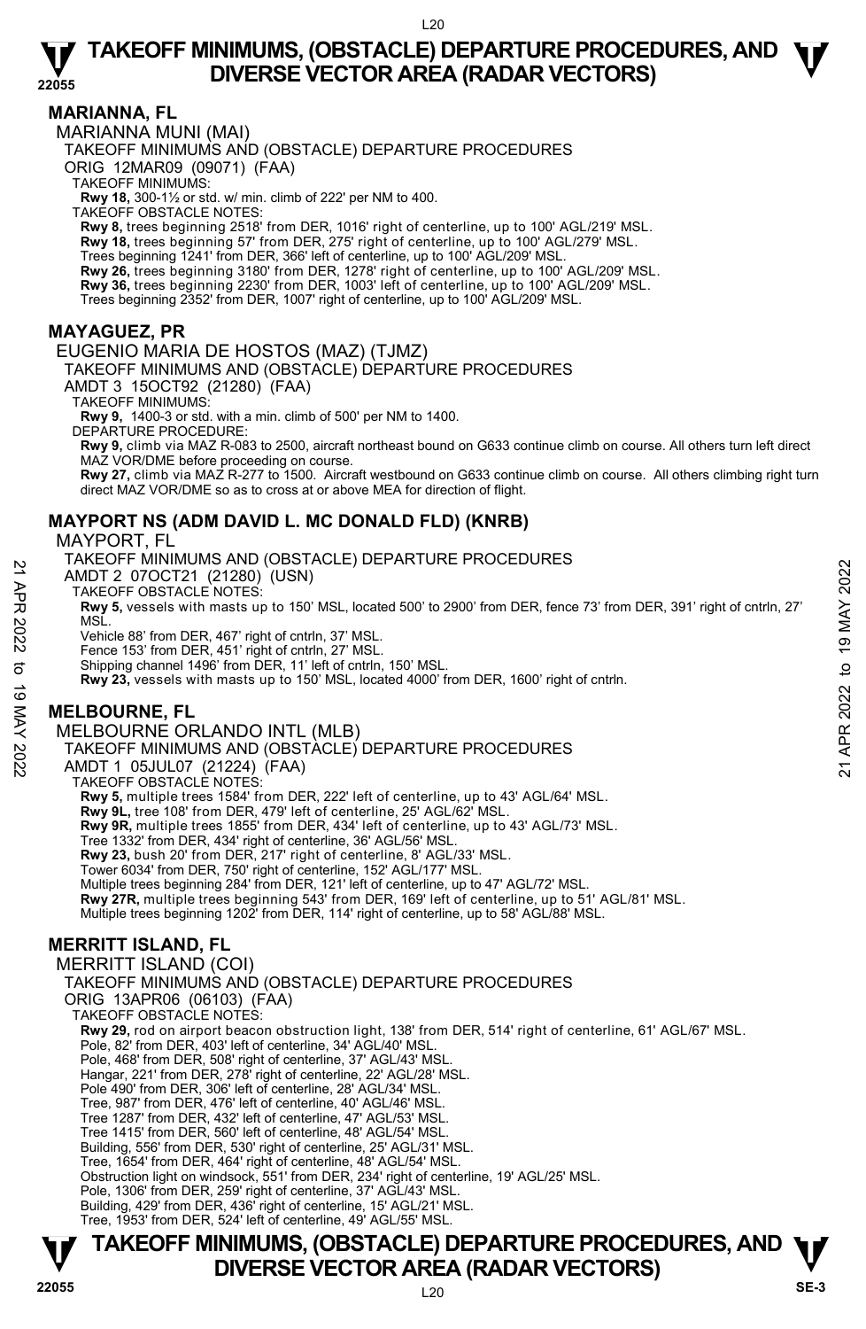## MARIANNA, FL

MARIANNA MUNI (MAI)

TAKEOFF MINIMUMS AND (OBSTACLE) DEPARTURE PROCEDURES

ORIG 12MAR09 (09071) (FAA)

TAKEOFF MINIMUMS:

**Rwy 18,** 300-1½ or std. w/ min. climb of 222' per NM to 400.

TAKEOFF OBSTACLE NOTES:

**Rwy 8,** trees beginning 2518' from DER, 1016' right of centerline, up to 100' AGL/219' MSL.

**Rwy 18,** trees beginning 57' from DER, 275' right of centerline, up to 100' AGL/279' MSL.

Trees beginning 1241' from DER, 366' left of centerline, up to 100' AGL/209' MSL.

**Rwy 26,** trees beginning 3180' from DER, 1278' right of centerline, up to 100' AGL/209' MSL.

**Rwy 36,** trees beginning 2230' from DER, 1003' left of centerline, up to 100' AGL/209' MSL.

Trees beginning 2352' from DER, 1007' right of centerline, up to 100' AGL/209' MSL.

## MAYAGUEZ, PR

EUGENIO MARIA DE HOSTOS (MAZ) (TJMZ)

TAKEOFF MINIMUMS AND (OBSTACLE) DEPARTURE PROCEDURES

AMDT 3 15OCT92 (21280) (FAA)

TAKEOFF MINIMUMS:

**Rwy 9,** 1400-3 or std. with a min. climb of 500' per NM to 1400.

DEPARTURE PROCEDURE:

**Rwy 9,** climb via MAZ R-083 to 2500, aircraft northeast bound on G633 continue climb on course. All others turn left direct MAZ VOR/DME before proceeding on course.

**Rwy 27,** climb via MAZ R-277 to 1500. Aircraft westbound on G633 continue climb on course. All others climbing right turn direct MAZ VOR/DME so as to cross at or above MEA for direction of flight.

## MAYPORT NS (ADM DAVID L. MC DONALD FLD) (KNRB)

MAYPORT, FL

TAKEOFF MINIMUMS AND (OBSTACLE) DEPARTURE PROCEDURES

AMDT 2 07OCT21 (21280) (USN)

TAKEOFF OBSTACLE NOTES:

**Rwy 5,** vessels with masts up to 150' MSL, located 500' to 2900' from DER, fence 73' from DER, 391' right of cntrln, 27' MSL.

Vehicle 88' from DER, 467' right of cntrln, 37' MSL.

Fence 153' from DER, 451' right of cntrln, 27' MSL.

Shipping channel 1496' from DER, 11' left of cntrln, 150' MSL.

**Rwy 23,** vessels with masts up to 150' MSL, located 4000' from DER, 1600' right of cntrln.

## MELBOURNE, FL

MELBOURNE ORLANDO INTL (MLB)

TAKEOFF MINIMUMS AND (OBSTACLE) DEPARTURE PROCEDURES

AMDT 1 05JUL07 (21224) (FAA)

TAKEOFF OBSTACLE NOTES:

**Rwy 5,** multiple trees 1584' from DER, 222' left of centerline, up to 43' AGL/64' MSL.

**Rwy 9L,** tree 108' from DER, 479' left of centerline, 25' AGL/62' MSL.

**Rwy 9R,** multiple trees 1855' from DER, 434' left of centerline, up to 43' AGL/73' MSL.

Tree 1332' from DER, 434' right of centerline, 36' AGL/56' MSL.

**Rwy 23,** bush 20' from DER, 217' right of centerline, 8' AGL/33' MSL.

Tower 6034' from DER, 750' right of centerline, 152' AGL/177' MSL.

Multiple trees beginning 284' from DER, 121' left of centerline, up to 47' AGL/72' MSL.

**Rwy 27R,** multiple trees beginning 543' from DER, 169' left of centerline, up to 51' AGL/81' MSL.

Multiple trees beginning 1202' from DER, 114' right of centerline, up to 58' AGL/88' MSL.

## MERRITT ISLAND, FL

MERRITT ISLAND (COI)

TAKEOFF MINIMUMS AND (OBSTACLE) DEPARTURE PROCEDURES

ORIG 13APR06 (06103) (FAA)

TAKEOFF OBSTACLE NOTES:

**Rwy 29,** rod on airport beacon obstruction light, 138' from DER, 514' right of centerline, 61' AGL/67' MSL.

Pole, 82' from DER, 403' left of centerline, 34' AGL/40' MSL.

Pole, 468' from DER, 508' right of centerline, 37' AGL/43' MSL.

Hangar, 221' from DER, 278' right of centerline, 22' AGL/28' MSL.

Pole 490' from DER, 306' left of centerline, 28' AGL/34' MSL.

Tree, 987' from DER, 476' left of centerline, 40' AGL/46' MSL.

Tree 1287' from DER, 432' left of centerline, 47' AGL/53' MSL.

Tree 1415' from DER, 560' left of centerline, 48' AGL/54' MSL.

Building, 556' from DER, 530' right of centerline, 25' AGL/31' MSL.

Tree, 1654' from DER, 464' right of centerline, 48' AGL/54' MSL.

Obstruction light on windsock, 551' from DER, 234' right of centerline, 19' AGL/25' MSL.

Pole, 1306' from DER, 259' right of centerline, 37' AGL/43' MSL.

Building, 429' from DER, 436' right of centerline, 15' AGL/21' MSL.

Tree, 1953' from DER, 524' left of centerline, 49' AGL/55' MSL.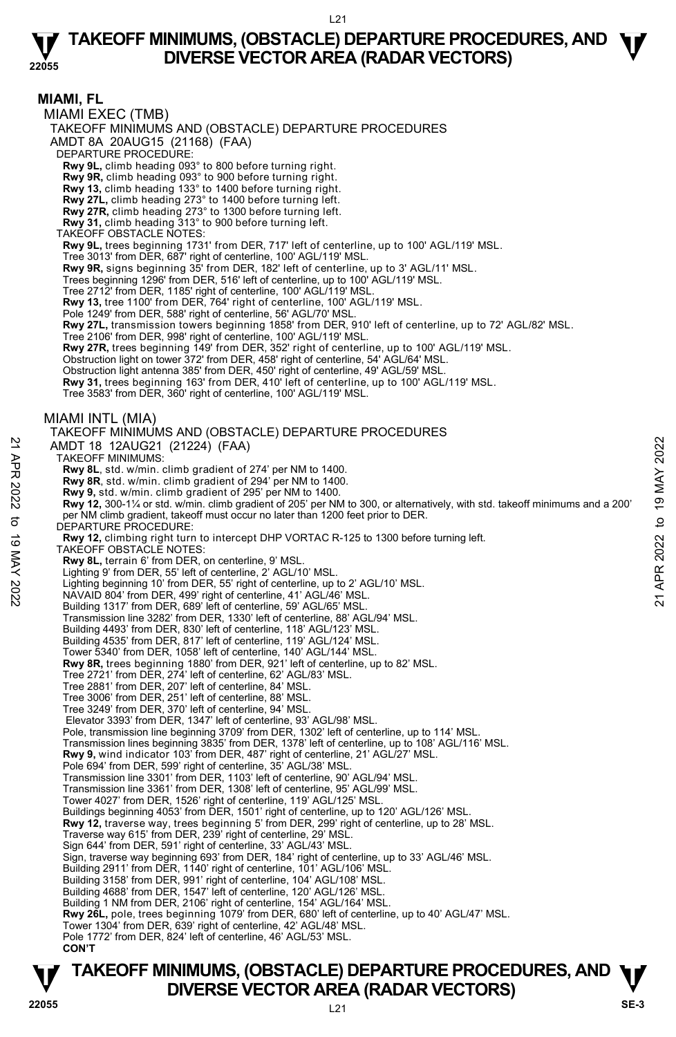## MIAMI, FL

### MIAMI EXEC (TMB)

TAKEOFF MINIMUMS AND (OBSTACLE) DEPARTURE PROCEDURES
AMDT 8A 20AUG15 (21168) (FAA)

DEPARTURE PROCEDURE:

**Rwy 9L,** climb heading 093° to 800 before turning right.
**Rwy 9R,** climb heading 093° to 900 before turning right.
**Rwy 13,** climb heading 133° to 1400 before turning right.
**Rwy 27L,** climb heading 273° to 1400 before turning left.
**Rwy 27R,** climb heading 273° to 1300 before turning left.
**Rwy 31,** climb heading 313° to 900 before turning left.

TAKEOFF OBSTACLE NOTES:

**Rwy 9L,** trees beginning 1731' from DER, 717' left of centerline, up to 100' AGL/119' MSL.
Tree 3013' from DER, 687' right of centerline, 100' AGL/119' MSL.
**Rwy 9R,** signs beginning 35' from DER, 182' left of centerline, up to 3' AGL/11' MSL.
Trees beginning 1296' from DER, 516' left of centerline, up to 100' AGL/119' MSL.
Tree 2712' from DER, 1185' right of centerline, 100' AGL/119' MSL.
**Rwy 13,** tree 1100' from DER, 764' right of centerline, 100' AGL/119' MSL.
Pole 1249' from DER, 588' right of centerline, 56' AGL/70' MSL.
**Rwy 27L,** transmission towers beginning 1858' from DER, 910' left of centerline, up to 72' AGL/82' MSL.
Tree 2106' from DER, 998' right of centerline, 100' AGL/119' MSL.
**Rwy 27R,** trees beginning 149' from DER, 352' right of centerline, up to 100' AGL/119' MSL.
Obstruction light on tower 372' from DER, 458' right of centerline, 54' AGL/64' MSL.
Obstruction light antenna 385' from DER, 450' right of centerline, 49' AGL/59' MSL.
**Rwy 31,** trees beginning 163' from DER, 410' left of centerline, up to 100' AGL/119' MSL.
Tree 3583' from DER, 360' right of centerline, 100' AGL/119' MSL.

### MIAMI INTL (MIA)

TAKEOFF MINIMUMS AND (OBSTACLE) DEPARTURE PROCEDURES
AMDT 18 12AUG21 (21224) (FAA)

TAKEOFF MINIMUMS:

**Rwy 8L**, std. w/min. climb gradient of 274' per NM to 1400.
**Rwy 8R**, std. w/min. climb gradient of 294' per NM to 1400.
**Rwy 9,** std. w/min. climb gradient of 295' per NM to 1400.
**Rwy 12,** 300-1¼ or std. w/min. climb gradient of 205' per NM to 300, or alternatively, with std. takeoff minimums and a 200' per NM climb gradient, takeoff must occur no later than 1200 feet prior to DER.

DEPARTURE PROCEDURE:

**Rwy 12,** climbing right turn to intercept DHP VORTAC R-125 to 1300 before turning left.

TAKEOFF OBSTACLE NOTES:

**Rwy 8L,** terrain 6' from DER, on centerline, 9' MSL.
Lighting 9' from DER, 55' left of centerline, 2' AGL/10' MSL.
Lighting beginning 10' from DER, 55' right of centerline, up to 2' AGL/10' MSL.
NAVAID 804' from DER, 499' right of centerline, 41' AGL/46' MSL.
Building 1317' from DER, 689' left of centerline, 59' AGL/65' MSL.
Transmission line 3282' from DER, 1330' left of centerline, 88' AGL/94' MSL.
Building 4493' from DER, 830' left of centerline, 118' AGL/123' MSL.
Building 4535' from DER, 817' left of centerline, 119' AGL/124' MSL.
Tower 5340' from DER, 1058' left of centerline, 140' AGL/144' MSL.
**Rwy 8R,** trees beginning 1880' from DER, 921' left of centerline, up to 82' MSL.
Tree 2721' from DER, 274' left of centerline, 62' AGL/83' MSL.
Tree 2881' from DER, 207' left of centerline, 84' MSL.
Tree 3006' from DER, 251' left of centerline, 88' MSL.
Tree 3249' from DER, 370' left of centerline, 94' MSL.
Elevator 3393' from DER, 1347' left of centerline, 93' AGL/98' MSL.
Pole, transmission line beginning 3709' from DER, 1302' left of centerline, up to 114' MSL.
Transmission lines beginning 3835' from DER, 1378' left of centerline, up to 108' AGL/116' MSL.
**Rwy 9,** wind indicator 103' from DER, 487' right of centerline, 21' AGL/27' MSL.
Pole 694' from DER, 599' right of centerline, 35' AGL/38' MSL.
Transmission line 3301' from DER, 1103' left of centerline, 90' AGL/94' MSL.
Transmission line 3361' from DER, 1308' left of centerline, 95' AGL/99' MSL.
Tower 4027' from DER, 1526' right of centerline, 119' AGL/125' MSL.
Buildings beginning 4053' from DER, 1501' right of centerline, up to 120' AGL/126' MSL.
**Rwy 12,** traverse way, trees beginning 5' from DER, 299' right of centerline, up to 28' MSL.
Traverse way 615' from DER, 239' right of centerline, 29' MSL.
Sign 644' from DER, 591' right of centerline, 33' AGL/43' MSL.
Sign, traverse way beginning 693' from DER, 184' right of centerline, up to 33' AGL/46' MSL.
Building 2911' from DER, 1140' right of centerline, 101' AGL/106' MSL.
Building 3158' from DER, 991' right of centerline, 104' AGL/108' MSL.
Building 4688' from DER, 1547' left of centerline, 120' AGL/126' MSL.
Building 1 NM from DER, 2106' right of centerline, 154' AGL/164' MSL.
**Rwy 26L,** pole, trees beginning 1079' from DER, 680' left of centerline, up to 40' AGL/47' MSL.
Tower 1304' from DER, 639' right of centerline, 42' AGL/48' MSL.
Pole 1772' from DER, 824' left of centerline, 46' AGL/53' MSL.

**CON'T**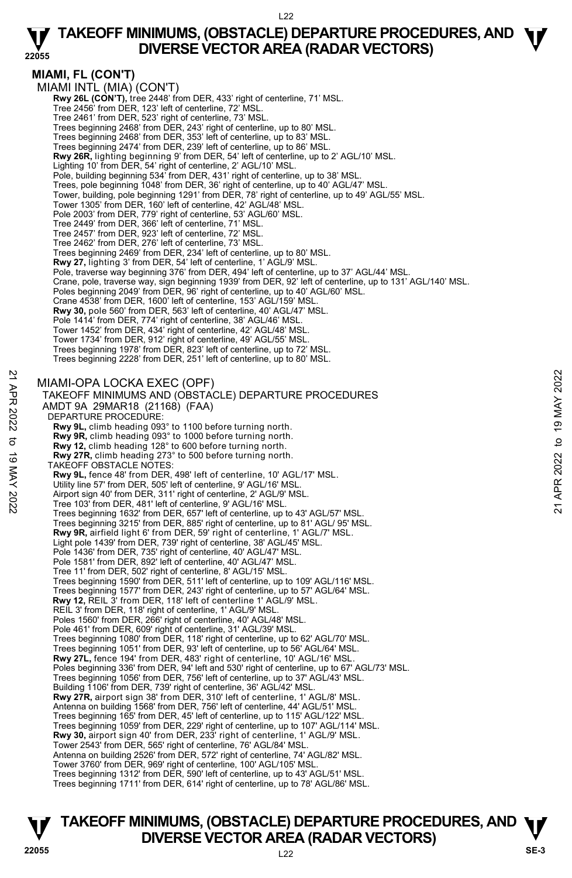## MIAMI, FL (CON'T)

MIAMI INTL (MIA) (CON'T)

**Rwy 26L (CON'T),** tree 2448' from DER, 433' right of centerline, 71' MSL.
Tree 2456' from DER, 123' left of centerline, 72' MSL.
Tree 2461' from DER, 523' right of centerline, 73' MSL.
Trees beginning 2468' from DER, 243' right of centerline, up to 80' MSL.
Trees beginning 2468' from DER, 353' left of centerline, up to 83' MSL.
Trees beginning 2474' from DER, 239' left of centerline, up to 86' MSL.
**Rwy 26R,** lighting beginning 9' from DER, 54' left of centerline, up to 2' AGL/10' MSL.
Lighting 10' from DER, 54' right of centerline, 2' AGL/10' MSL.
Pole, building beginning 534' from DER, 431' right of centerline, up to 38' MSL.
Trees, pole beginning 1048' from DER, 36' right of centerline, up to 40' AGL/47' MSL.
Tower, building, pole beginning 1291' from DER, 78' right of centerline, up to 49' AGL/55' MSL.
Tower 1305' from DER, 160' left of centerline, 42' AGL/48' MSL.
Pole 2003' from DER, 779' right of centerline, 53' AGL/60' MSL.
Tree 2449' from DER, 366' left of centerline, 71' MSL.
Tree 2457' from DER, 923' left of centerline, 72' MSL.
Tree 2462' from DER, 276' left of centerline, 73' MSL.
Trees beginning 2469' from DER, 234' left of centerline, up to 80' MSL.
**Rwy 27,** lighting 3' from DER, 54' left of centerline, 1' AGL/9' MSL.
Pole, traverse way beginning 376' from DER, 494' left of centerline, up to 37' AGL/44' MSL.
Crane, pole, traverse way, sign beginning 1939' from DER, 92' left of centerline, up to 131' AGL/140' MSL.
Poles beginning 2049' from DER, 96' right of centerline, up to 40' AGL/60' MSL.
Crane 4538' from DER, 1600' left of centerline, 153' AGL/159' MSL.
**Rwy 30,** pole 560' from DER, 563' left of centerline, 40' AGL/47' MSL.
Pole 1414' from DER, 774' right of centerline, 38' AGL/46' MSL.
Tower 1452' from DER, 434' right of centerline, 42' AGL/48' MSL.
Tower 1734' from DER, 912' right of centerline, 49' AGL/55' MSL.
Trees beginning 1978' from DER, 823' left of centerline, up to 72' MSL.
Trees beginning 2228' from DER, 251' left of centerline, up to 80' MSL.

MIAMI-OPA LOCKA EXEC (OPF)
TAKEOFF MINIMUMS AND (OBSTACLE) DEPARTURE PROCEDURES
AMDT 9A 29MAR18 (21168) (FAA)

DEPARTURE PROCEDURE:
**Rwy 9L,** climb heading 093° to 1100 before turning north.
**Rwy 9R,** climb heading 093° to 1000 before turning north.
**Rwy 12,** climb heading 128° to 600 before turning north.
**Rwy 27R,** climb heading 273° to 500 before turning north.

TAKEOFF OBSTACLE NOTES:
**Rwy 9L,** fence 48' from DER, 498' left of centerline, 10' AGL/17' MSL.
Utility line 57' from DER, 505' left of centerline, 9' AGL/16' MSL.
Airport sign 40' from DER, 311' right of centerline, 2' AGL/9' MSL.
Tree 103' from DER, 481' left of centerline, 9' AGL/16' MSL.
Trees beginning 1632' from DER, 657' left of centerline, up to 43' AGL/57' MSL.
Trees beginning 3215' from DER, 885' right of centerline, up to 81' AGL/ 95' MSL.
**Rwy 9R,** airfield light 6' from DER, 59' right of centerline, 1' AGL/7' MSL.
Light pole 1439' from DER, 739' right of centerline, 38' AGL/45' MSL.
Pole 1436' from DER, 735' right of centerline, 40' AGL/47' MSL.
Pole 1581' from DER, 892' left of centerline, 40' AGL/47' MSL.
Tree 11' from DER, 502' right of centerline, 8' AGL/15' MSL.
Trees beginning 1590' from DER, 511' left of centerline, up to 109' AGL/116' MSL.
Trees beginning 1577' from DER, 243' right of centerline, up to 57' AGL/64' MSL.
**Rwy 12,** REIL 3' from DER, 118' left of centerline 1' AGL/9' MSL.
REIL 3' from DER, 118' right of centerline, 1' AGL/9' MSL.
Poles 1560' from DER, 266' right of centerline, 40' AGL/48' MSL.
Pole 461' from DER, 609' right of centerline, 31' AGL/39' MSL.
Trees beginning 1080' from DER, 118' right of centerline, up to 62' AGL/70' MSL.
Trees beginning 1051' from DER, 93' left of centerline, up to 56' AGL/64' MSL.
**Rwy 27L,** fence 194' from DER, 483' right of centerline, 10' AGL/16' MSL.
Poles beginning 336' from DER, 94' left and 530' right of centerline, up to 67' AGL/73' MSL.
Trees beginning 1056' from DER, 756' left of centerline, up to 37' AGL/43' MSL.
Building 1106' from DER, 739' right of centerline, 36' AGL/42' MSL.
**Rwy 27R,** airport sign 38' from DER, 310' left of centerline, 1' AGL/8' MSL.
Antenna on building 1568' from DER, 756' left of centerline, 44' AGL/51' MSL.
Trees beginning 165' from DER, 45' left of centerline, up to 115' AGL/122' MSL.
Trees beginning 1059' from DER, 229' right of centerline, up to 107' AGL/114' MSL.
**Rwy 30,** airport sign 40' from DER, 233' right of centerline, 1' AGL/9' MSL.
Tower 2543' from DER, 565' right of centerline, 76' AGL/84' MSL.
Antenna on building 2526' from DER, 572' right of centerline, 74' AGL/82' MSL.
Tower 3760' from DER, 969' right of centerline, 100' AGL/105' MSL.
Trees beginning 1312' from DER, 590' left of centerline, up to 43' AGL/51' MSL.
Trees beginning 1711' from DER, 614' right of centerline, up to 78' AGL/86' MSL.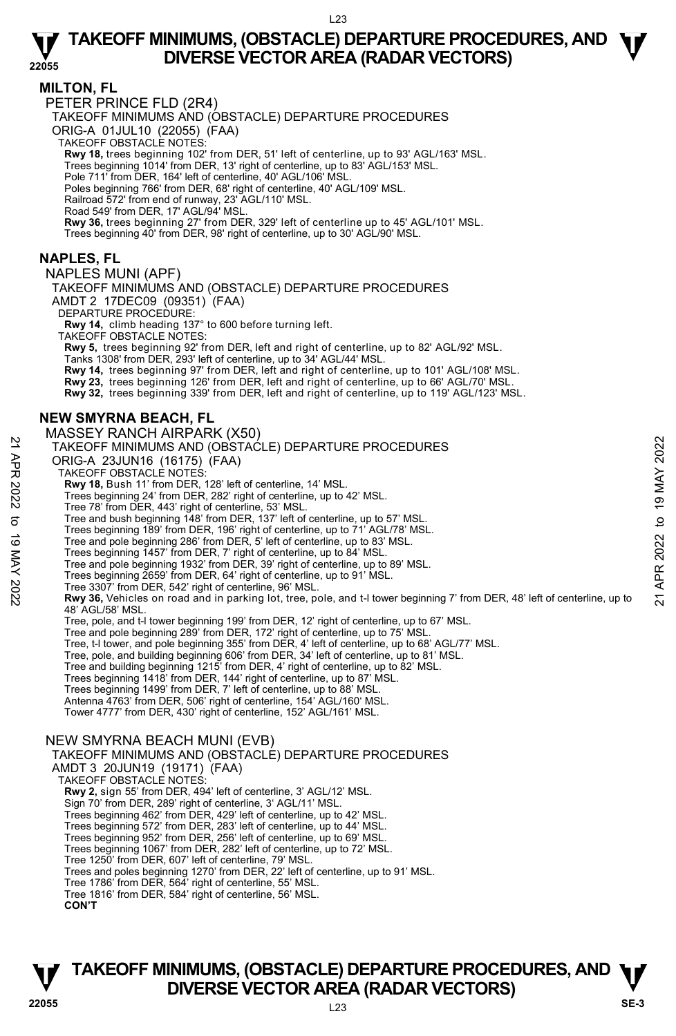## MILTON, FL

PETER PRINCE FLD (2R4)

TAKEOFF MINIMUMS AND (OBSTACLE) DEPARTURE PROCEDURES

ORIG-A 01JUL10 (22055) (FAA)

TAKEOFF OBSTACLE NOTES:

**Rwy 18,** trees beginning 102' from DER, 51' left of centerline, up to 93' AGL/163' MSL.
Trees beginning 1014' from DER, 13' right of centerline, up to 83' AGL/153' MSL.
Pole 711' from DER, 164' left of centerline, 40' AGL/106' MSL.
Poles beginning 766' from DER, 68' right of centerline, 40' AGL/109' MSL.
Railroad 572' from end of runway, 23' AGL/110' MSL.
Road 549' from DER, 17' AGL/94' MSL.
**Rwy 36,** trees beginning 27' from DER, 329' left of centerline up to 45' AGL/101' MSL.
Trees beginning 40' from DER, 98' right of centerline, up to 30' AGL/90' MSL.

## NAPLES, FL

NAPLES MUNI (APF)

TAKEOFF MINIMUMS AND (OBSTACLE) DEPARTURE PROCEDURES

AMDT 2 17DEC09 (09351) (FAA)

DEPARTURE PROCEDURE:

**Rwy 14,** climb heading 137° to 600 before turning left.

TAKEOFF OBSTACLE NOTES:

**Rwy 5,** trees beginning 92' from DER, left and right of centerline, up to 82' AGL/92' MSL.
Tanks 1308' from DER, 293' left of centerline, up to 34' AGL/44' MSL.
**Rwy 14,** trees beginning 97' from DER, left and right of centerline, up to 101' AGL/108' MSL.
**Rwy 23,** trees beginning 126' from DER, left and right of centerline, up to 66' AGL/70' MSL.
**Rwy 32,** trees beginning 339' from DER, left and right of centerline, up to 119' AGL/123' MSL.

## NEW SMYRNA BEACH, FL

MASSEY RANCH AIRPARK (X50)

TAKEOFF MINIMUMS AND (OBSTACLE) DEPARTURE PROCEDURES

ORIG-A 23JUN16 (16175) (FAA)

TAKEOFF OBSTACLE NOTES:

**Rwy 18,** Bush 11' from DER, 128' left of centerline, 14' MSL.
Trees beginning 24' from DER, 282' right of centerline, up to 42' MSL.
Tree 78' from DER, 443' right of centerline, 53' MSL.
Tree and bush beginning 148' from DER, 137' left of centerline, up to 57' MSL.
Trees beginning 189' from DER, 196' right of centerline, up to 71' AGL/78' MSL.
Tree and pole beginning 286' from DER, 5' left of centerline, up to 83' MSL.
Trees beginning 1457' from DER, 7' right of centerline, up to 84' MSL.
Tree and pole beginning 1932' from DER, 39' right of centerline, up to 89' MSL.
Trees beginning 2659' from DER, 64' right of centerline, up to 91' MSL.
Tree 3307' from DER, 542' right of centerline, 96' MSL.
**Rwy 36,** Vehicles on road and in parking lot, tree, pole, and t-l tower beginning 7' from DER, 48' left of centerline, up to 48' AGL/58' MSL.
Tree, pole, and t-l tower beginning 199' from DER, 12' right of centerline, up to 67' MSL.
Tree and pole beginning 289' from DER, 172' right of centerline, up to 75' MSL.
Tree, t-l tower, and pole beginning 355' from DER, 4' left of centerline, up to 68' AGL/77' MSL.
Tree, pole, and building beginning 606' from DER, 34' left of centerline, up to 81' MSL.
Tree and building beginning 1215' from DER, 4' right of centerline, up to 82' MSL.
Trees beginning 1418' from DER, 144' right of centerline, up to 87' MSL.
Trees beginning 1499' from DER, 7' left of centerline, up to 88' MSL.
Antenna 4763' from DER, 506' right of centerline, 154' AGL/160' MSL.
Tower 4777' from DER, 430' right of centerline, 152' AGL/161' MSL.

NEW SMYRNA BEACH MUNI (EVB)

TAKEOFF MINIMUMS AND (OBSTACLE) DEPARTURE PROCEDURES

AMDT 3 20JUN19 (19171) (FAA)

TAKEOFF OBSTACLE NOTES:

**Rwy 2,** sign 55' from DER, 494' left of centerline, 3' AGL/12' MSL.
Sign 70' from DER, 289' right of centerline, 3' AGL/11' MSL.
Trees beginning 462' from DER, 429' left of centerline, up to 42' MSL.
Trees beginning 572' from DER, 283' left of centerline, up to 44' MSL.
Trees beginning 952' from DER, 256' left of centerline, up to 69' MSL.
Trees beginning 1067' from DER, 282' left of centerline, up to 72' MSL.
Tree 1250' from DER, 607' left of centerline, 79' MSL.
Trees and poles beginning 1270' from DER, 22' left of centerline, up to 91' MSL.
Tree 1786' from DER, 564' right of centerline, 55' MSL.
Tree 1816' from DER, 584' right of centerline, 56' MSL.

**CON'T**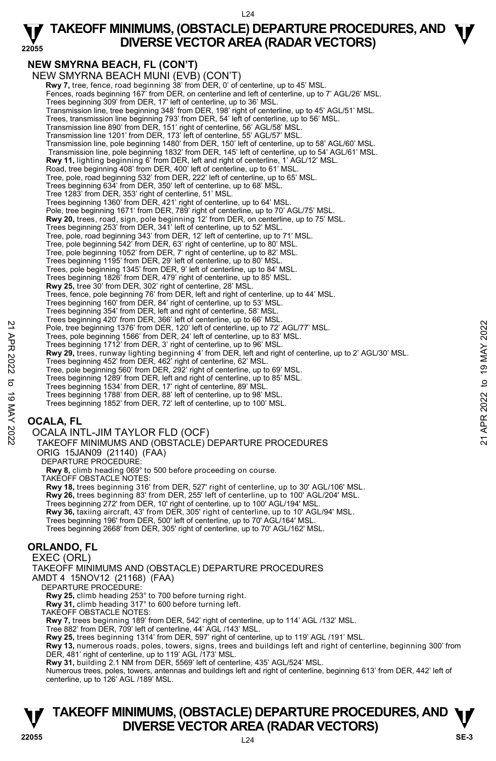## NEW SMYRNA BEACH, FL (CON'T)

NEW SMYRNA BEACH MUNI (EVB) (CON'T)

**Rwy 7,** tree, fence, road beginning 38' from DER, 0' of centerline, up to 45' MSL.
Fences, roads beginning 167' from DER, on centerline and left of centerline, up to 7' AGL/26' MSL.
Trees beginning 309' from DER, 17' left of centerline, up to 36' MSL.
Transmission line, tree beginning 348' from DER, 198' right of centerline, up to 45' AGL/51' MSL.
Trees, transmission line beginning 793' from DER, 54' left of centerline, up to 56' MSL.
Transmission line 890' from DER, 151' right of centerline, 56' AGL/58' MSL.
Transmission line 1201' from DER, 173' left of centerline, 55' AGL/57' MSL.
Transmission line, pole beginning 1480' from DER, 150' left of centerline, up to 58' AGL/60' MSL.
Transmission line, pole beginning 1832' from DER, 145' left of centerline, up to 54' AGL/61' MSL.
**Rwy 11,** lighting beginning 6' from DER, left and right of centerline, 1' AGL/12' MSL.
Road, tree beginning 408' from DER, 400' left of centerline, up to 61' MSL.
Tree, pole, road beginning 532' from DER, 222' left of centerline, up to 65' MSL.
Trees beginning 634' from DER, 350' left of centerline, up to 68' MSL.
Tree 1283' from DER, 353' right of centerline, 51' MSL.
Trees beginning 1360' from DER, 421' right of centerline, up to 64' MSL.
Pole, tree beginning 1671' from DER, 789' right of centerline, up to 70' AGL/75' MSL.
**Rwy 20,** trees, road, sign, pole beginning 12' from DER, on centerline, up to 75' MSL.
Trees beginning 253' from DER, 341' left of centerline, up to 52' MSL.
Tree, pole, road beginning 343' from DER, 12' left of centerline, up to 71' MSL.
Tree, pole beginning 542' from DER, 63' right of centerline, up to 80' MSL.
Tree, pole beginning 1052' from DER, 7' right of centerline, up to 82' MSL.
Trees beginning 1195' from DER, 29' left of centerline, up to 80' MSL.
Trees, pole beginning 1345' from DER, 9' left of centerline, up to 84' MSL.
Trees beginning 1826' from DER, 479' right of centerline, up to 85' MSL.
**Rwy 25,** tree 30' from DER, 302' right of centerline, 28' MSL.
Trees, fence, pole beginning 76' from DER, left and right of centerline, up to 44' MSL.
Trees beginning 160' from DER, 84' right of centerline, up to 53' MSL.
Trees beginning 354' from DER, left and right of centerline, 58' MSL.
Trees beginning 420' from DER, 366' left of centerline, up to 66' MSL.
Pole, tree beginning 1376' from DER, 120' left of centerline, up to 72' AGL/77' MSL.
Trees, pole beginning 1566' from DER, 24' left of centerline, up to 83' MSL.
Trees beginning 1712' from DER, 3' right of centerline, up to 96' MSL.
**Rwy 29,** trees, runway lighting beginning 4' from DER, left and right of centerline, up to 2' AGL/30' MSL.
Trees beginning 452' from DER, 462' right of centerline, 62' MSL.
Tree, pole beginning 560' from DER, 292' right of centerline, up to 69' MSL.
Trees beginning 1289' from DER, left and right of centerline, up to 85' MSL.
Trees beginning 1534' from DER, 17' right of centerline, 89' MSL.
Trees beginning 1788' from DER, 88' left of centerline, up to 98' MSL.
Trees beginning 1852' from DER, 72' left of centerline, up to 100' MSL.

## OCALA, FL

OCALA INTL-JIM TAYLOR FLD (OCF)
TAKEOFF MINIMUMS AND (OBSTACLE) DEPARTURE PROCEDURES
ORIG 15JAN09 (21140) (FAA)
DEPARTURE PROCEDURE:
**Rwy 8,** climb heading 069° to 500 before proceeding on course.
TAKEOFF OBSTACLE NOTES:
**Rwy 18,** trees beginning 316' from DER, 527' right of centerline, up to 30' AGL/106' MSL.
**Rwy 26,** trees beginning 83' from DER, 255' left of centerline, up to 100' AGL/204' MSL.
Trees beginning 272' from DER, 10' right of centerline, up to 100' AGL/194' MSL.
**Rwy 36,** taxiing aircraft, 43' from DER, 305' right of centerline, up to 10' AGL/94' MSL.
Trees beginning 196' from DER, 500' left of centerline, up to 70' AGL/164' MSL.
Trees beginning 2668' from DER, 305' right of centerline, up to 70' AGL/162' MSL.

## ORLANDO, FL

EXEC (ORL)
TAKEOFF MINIMUMS AND (OBSTACLE) DEPARTURE PROCEDURES
AMDT 4 15NOV12 (21168) (FAA)
DEPARTURE PROCEDURE:
**Rwy 25,** climb heading 253° to 700 before turning right.
**Rwy 31,** climb heading 317° to 600 before turning left.
TAKEOFF OBSTACLE NOTES:
**Rwy 7,** trees beginning 189' from DER, 542' right of centerline, up to 114' AGL /132' MSL.
Tree 882' from DER, 709' left of centerline, 44' AGL /143' MSL.
**Rwy 25,** trees beginning 1314' from DER, 597' right of centerline, up to 119' AGL /191' MSL.
**Rwy 13,** numerous roads, poles, towers, signs, trees and buildings left and right of centerline, beginning 300' from DER, 481' right of centerline, up to 119' AGL /173' MSL.
**Rwy 31,** building 2.1 NM from DER, 5569' left of centerline, 435' AGL/524' MSL.
Numerous trees, poles, towers, antennas and buildings left and right of centerline, beginning 613' from DER, 442' left of centerline, up to 126' AGL /189' MSL.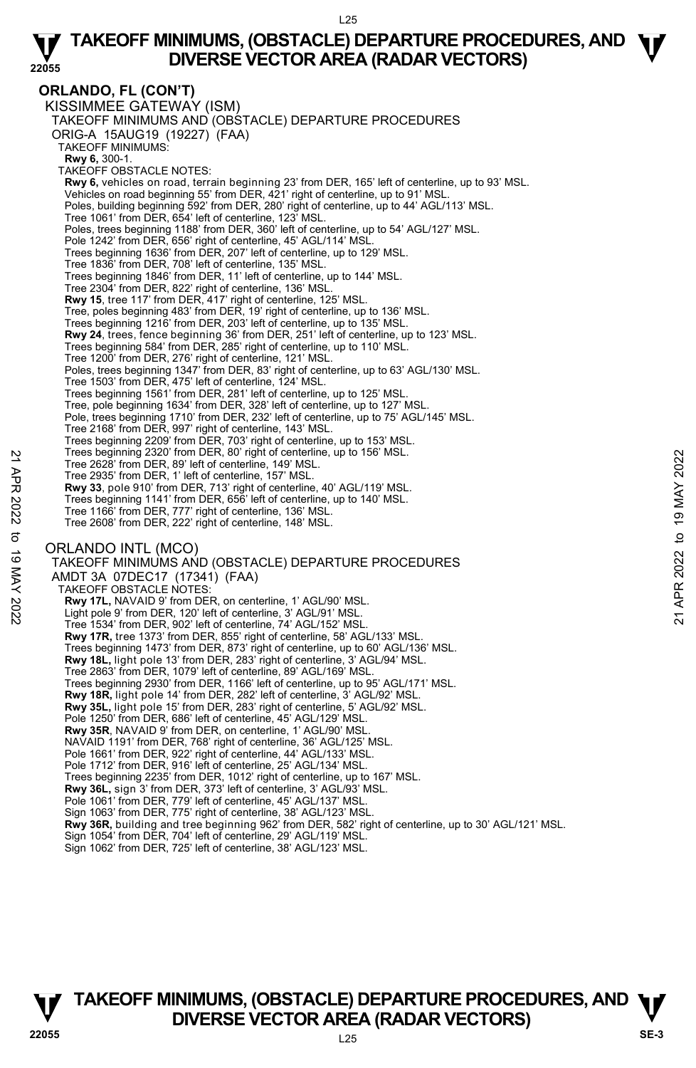## ORLANDO, FL (CON'T)

### KISSIMMEE GATEWAY (ISM)

TAKEOFF MINIMUMS AND (OBSTACLE) DEPARTURE PROCEDURES

ORIG-A 15AUG19 (19227) (FAA)

TAKEOFF MINIMUMS:

**Rwy 6,** 300-1.

TAKEOFF OBSTACLE NOTES:

**Rwy 6,** vehicles on road, terrain beginning 23' from DER, 165' left of centerline, up to 93' MSL.
Vehicles on road beginning 55' from DER, 421' right of centerline, up to 91' MSL.
Poles, building beginning 592' from DER, 280' right of centerline, up to 44' AGL/113' MSL.
Tree 1061' from DER, 654' left of centerline, 123' MSL.
Poles, trees beginning 1188' from DER, 360' left of centerline, up to 54' AGL/127' MSL.
Pole 1242' from DER, 656' right of centerline, 45' AGL/114' MSL.
Trees beginning 1636' from DER, 207' left of centerline, up to 129' MSL.
Tree 1836' from DER, 708' left of centerline, 135' MSL.
Trees beginning 1846' from DER, 11' left of centerline, up to 144' MSL.
Tree 2304' from DER, 822' right of centerline, 136' MSL.
**Rwy 15**, tree 117' from DER, 417' right of centerline, 125' MSL.
Tree, poles beginning 483' from DER, 19' right of centerline, up to 136' MSL.
Trees beginning 1216' from DER, 203' left of centerline, up to 135' MSL.
**Rwy 24**, trees, fence beginning 36' from DER, 251' left of centerline, up to 123' MSL.
Trees beginning 584' from DER, 285' right of centerline, up to 110' MSL.
Tree 1200' from DER, 276' right of centerline, 121' MSL.
Poles, trees beginning 1347' from DER, 83' right of centerline, up to 63' AGL/130' MSL.
Tree 1503' from DER, 475' left of centerline, 124' MSL.
Trees beginning 1561' from DER, 281' left of centerline, up to 125' MSL.
Tree, pole beginning 1634' from DER, 328' left of centerline, up to 127' MSL.
Pole, trees beginning 1710' from DER, 232' left of centerline, up to 75' AGL/145' MSL.
Tree 2168' from DER, 997' right of centerline, 143' MSL.
Trees beginning 2209' from DER, 703' right of centerline, up to 153' MSL.
Trees beginning 2320' from DER, 80' right of centerline, up to 156' MSL.
Tree 2628' from DER, 89' left of centerline, 149' MSL.
Tree 2935' from DER, 1' left of centerline, 157' MSL.
**Rwy 33**, pole 910' from DER, 713' right of centerline, 40' AGL/119' MSL.
Trees beginning 1141' from DER, 656' left of centerline, up to 140' MSL.
Tree 1166' from DER, 777' right of centerline, 136' MSL.
Tree 2608' from DER, 222' right of centerline, 148' MSL.

### ORLANDO INTL (MCO)

TAKEOFF MINIMUMS AND (OBSTACLE) DEPARTURE PROCEDURES

AMDT 3A 07DEC17 (17341) (FAA)

TAKEOFF OBSTACLE NOTES:

**Rwy 17L,** NAVAID 9' from DER, on centerline, 1' AGL/90' MSL.
Light pole 9' from DER, 120' left of centerline, 3' AGL/91' MSL.
Tree 1534' from DER, 902' left of centerline, 74' AGL/152' MSL.
**Rwy 17R,** tree 1373' from DER, 855' right of centerline, 58' AGL/133' MSL.
Trees beginning 1473' from DER, 873' right of centerline, up to 60' AGL/136' MSL.
**Rwy 18L,** light pole 13' from DER, 283' right of centerline, 3' AGL/94' MSL.
Tree 2863' from DER, 1079' left of centerline, 89' AGL/169' MSL.
Trees beginning 2930' from DER, 1166' left of centerline, up to 95' AGL/171' MSL.
**Rwy 18R,** light pole 14' from DER, 282' left of centerline, 3' AGL/92' MSL.
**Rwy 35L,** light pole 15' from DER, 283' right of centerline, 5' AGL/92' MSL.
Pole 1250' from DER, 686' left of centerline, 45' AGL/129' MSL.
**Rwy 35R**, NAVAID 9' from DER, on centerline, 1' AGL/90' MSL.
NAVAID 1191' from DER, 768' right of centerline, 36' AGL/125' MSL.
Pole 1661' from DER, 922' right of centerline, 44' AGL/133' MSL.
Pole 1712' from DER, 916' left of centerline, 25' AGL/134' MSL.
Trees beginning 2235' from DER, 1012' right of centerline, up to 167' MSL.
**Rwy 36L,** sign 3' from DER, 373' left of centerline, 3' AGL/93' MSL.
Pole 1061' from DER, 779' left of centerline, 45' AGL/137' MSL.
Sign 1063' from DER, 775' right of centerline, 38' AGL/123' MSL.
**Rwy 36R,** building and tree beginning 962' from DER, 582' right of centerline, up to 30' AGL/121' MSL.
Sign 1054' from DER, 704' left of centerline, 29' AGL/119' MSL.
Sign 1062' from DER, 725' left of centerline, 38' AGL/123' MSL.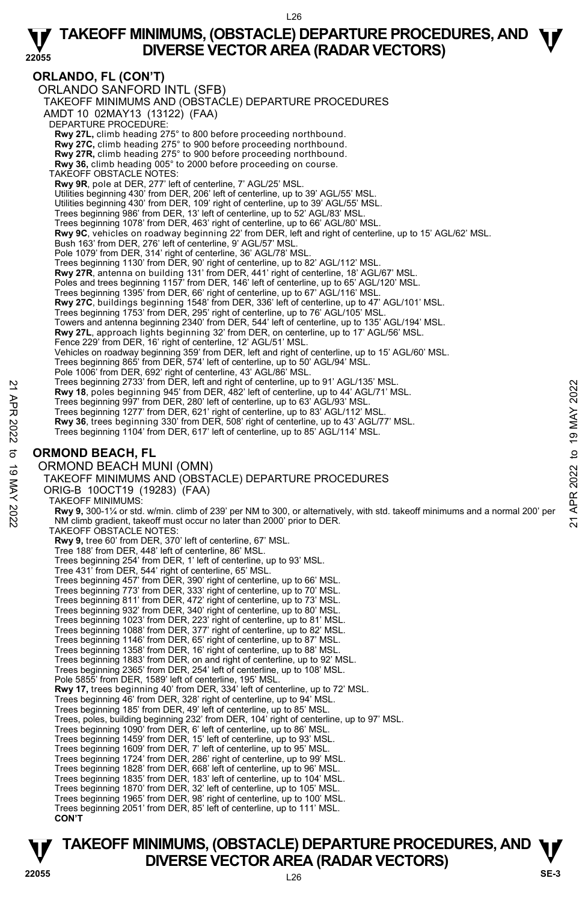## ORLANDO, FL (CON'T)

### ORLANDO SANFORD INTL (SFB)

TAKEOFF MINIMUMS AND (OBSTACLE) DEPARTURE PROCEDURES
AMDT 10 02MAY13 (13122) (FAA)

DEPARTURE PROCEDURE:

**Rwy 27L,** climb heading 275° to 800 before proceeding northbound.
**Rwy 27C,** climb heading 275° to 900 before proceeding northbound.
**Rwy 27R,** climb heading 275° to 900 before proceeding northbound.
**Rwy 36,** climb heading 005° to 2000 before proceeding on course.

TAKEOFF OBSTACLE NOTES:

**Rwy 9R**, pole at DER, 277' left of centerline, 7' AGL/25' MSL.
Utilities beginning 430' from DER, 206' left of centerline, up to 39' AGL/55' MSL.
Utilities beginning 430' from DER, 109' right of centerline, up to 39' AGL/55' MSL.
Trees beginning 986' from DER, 13' left of centerline, up to 52' AGL/83' MSL.
Trees beginning 1078' from DER, 463' right of centerline, up to 66' AGL/80' MSL.
**Rwy 9C**, vehicles on roadway beginning 22' from DER, left and right of centerline, up to 15' AGL/62' MSL.
Bush 163' from DER, 276' left of centerline, 9' AGL/57' MSL.
Pole 1079' from DER, 314' right of centerline, 36' AGL/78' MSL.
Trees beginning 1130' from DER, 90' right of centerline, up to 82' AGL/112' MSL.
**Rwy 27R**, antenna on building 131' from DER, 441' right of centerline, 18' AGL/67' MSL.
Poles and trees beginning 1157' from DER, 146' left of centerline, up to 65' AGL/120' MSL.
Trees beginning 1395' from DER, 66' right of centerline, up to 67' AGL/116' MSL.
**Rwy 27C**, buildings beginning 1548' from DER, 336' left of centerline, up to 47' AGL/101' MSL.
Trees beginning 1753' from DER, 295' right of centerline, up to 76' AGL/105' MSL.
Towers and antenna beginning 2340' from DER, 544' left of centerline, up to 135' AGL/194' MSL.
**Rwy 27L**, approach lights beginning 32' from DER, on centerline, up to 17' AGL/56' MSL.
Fence 229' from DER, 16' right of centerline, 12' AGL/51' MSL.
Vehicles on roadway beginning 359' from DER, left and right of centerline, up to 15' AGL/60' MSL.
Trees beginning 865' from DER, 574' left of centerline, up to 50' AGL/94' MSL.
Pole 1006' from DER, 692' right of centerline, 43' AGL/86' MSL.
Trees beginning 2733' from DER, left and right of centerline, up to 91' AGL/135' MSL.
**Rwy 18**, poles beginning 945' from DER, 482' left of centerline, up to 44' AGL/71' MSL.
Trees beginning 997' from DER, 280' left of centerline, up to 63' AGL/93' MSL.
Trees beginning 1277' from DER, 621' right of centerline, up to 83' AGL/112' MSL.
**Rwy 36**, trees beginning 330' from DER, 508' right of centerline, up to 43' AGL/77' MSL.
Trees beginning 1104' from DER, 617' left of centerline, up to 85' AGL/114' MSL.

## ORMOND BEACH, FL

### ORMOND BEACH MUNI (OMN)

TAKEOFF MINIMUMS AND (OBSTACLE) DEPARTURE PROCEDURES
ORIG-B 10OCT19 (19283) (FAA)

TAKEOFF MINIMUMS:

**Rwy 9,** 300-1¼ or std. w/min. climb of 239' per NM to 300, or alternatively, with std. takeoff minimums and a normal 200' per NM climb gradient, takeoff must occur no later than 2000' prior to DER.

TAKEOFF OBSTACLE NOTES:

**Rwy 9,** tree 60' from DER, 370' left of centerline, 67' MSL.
Tree 188' from DER, 448' left of centerline, 86' MSL.
Trees beginning 254' from DER, 1' left of centerline, up to 93' MSL.
Tree 431' from DER, 544' right of centerline, 65' MSL.
Trees beginning 457' from DER, 390' right of centerline, up to 66' MSL.
Trees beginning 773' from DER, 333' right of centerline, up to 70' MSL.
Trees beginning 811' from DER, 472' right of centerline, up to 73' MSL.
Trees beginning 932' from DER, 340' right of centerline, up to 80' MSL.
Trees beginning 1023' from DER, 223' right of centerline, up to 81' MSL.
Trees beginning 1088' from DER, 377' right of centerline, up to 82' MSL.
Trees beginning 1146' from DER, 65' right of centerline, up to 87' MSL.
Trees beginning 1358' from DER, 16' right of centerline, up to 88' MSL.
Trees beginning 1883' from DER, on and right of centerline, up to 92' MSL.
Trees beginning 2365' from DER, 254' left of centerline, up to 108' MSL.
Pole 5855' from DER, 1589' left of centerline, 195' MSL.
**Rwy 17,** trees beginning 40' from DER, 334' left of centerline, up to 72' MSL.
Trees beginning 46' from DER, 328' right of centerline, up to 94' MSL.
Trees beginning 185' from DER, 49' left of centerline, up to 85' MSL.
Trees, poles, building beginning 232' from DER, 104' right of centerline, up to 97' MSL.
Trees beginning 1090' from DER, 6' left of centerline, up to 86' MSL.
Trees beginning 1459' from DER, 15' left of centerline, up to 93' MSL.
Trees beginning 1609' from DER, 7' left of centerline, up to 95' MSL.
Trees beginning 1724' from DER, 286' right of centerline, up to 99' MSL.
Trees beginning 1828' from DER, 668' left of centerline, up to 96' MSL.
Trees beginning 1835' from DER, 183' right of centerline, up to 104' MSL.
Trees beginning 1870' from DER, 32' left of centerline, up to 105' MSL.
Trees beginning 1965' from DER, 98' right of centerline, up to 100' MSL.
Trees beginning 2051' from DER, 85' left of centerline, up to 111' MSL.

**CON'T**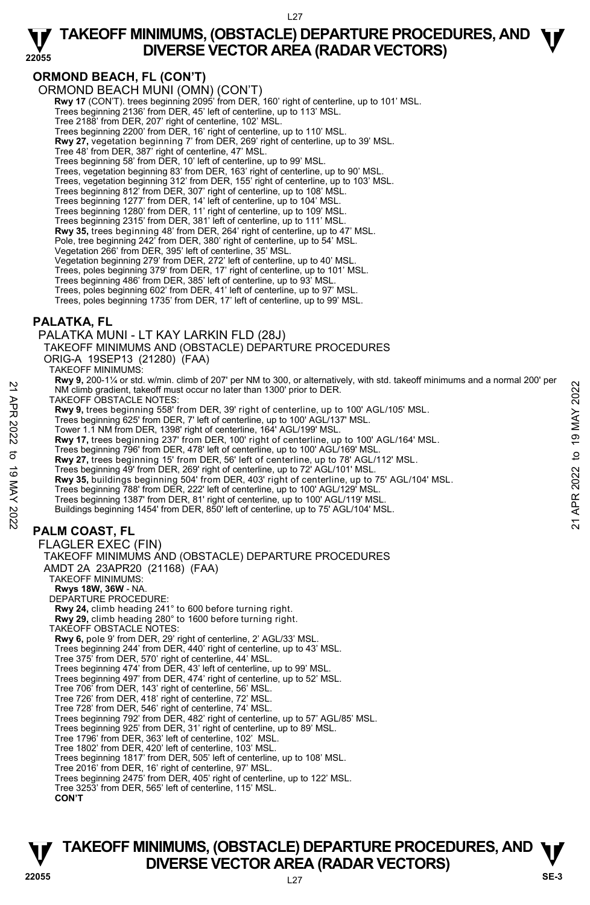## ORMOND BEACH, FL (CON'T)

ORMOND BEACH MUNI (OMN) (CON'T)

**Rwy 17** (CON'T). trees beginning 2095' from DER, 160' right of centerline, up to 101' MSL.
Trees beginning 2136' from DER, 45' left of centerline, up to 113' MSL.
Tree 2188' from DER, 207' right of centerline, 102' MSL.
Trees beginning 2200' from DER, 16' right of centerline, up to 110' MSL.
**Rwy 27,** vegetation beginning 7' from DER, 269' right of centerline, up to 39' MSL.
Tree 48' from DER, 387' right of centerline, 47' MSL.
Trees beginning 58' from DER, 10' left of centerline, up to 99' MSL.
Trees, vegetation beginning 83' from DER, 163' right of centerline, up to 90' MSL.
Trees, vegetation beginning 312' from DER, 155' right of centerline, up to 103' MSL.
Trees beginning 812' from DER, 307' right of centerline, up to 108' MSL.
Trees beginning 1277' from DER, 14' left of centerline, up to 104' MSL.
Trees beginning 1280' from DER, 11' right of centerline, up to 109' MSL.
Trees beginning 2315' from DER, 381' left of centerline, up to 111' MSL.
**Rwy 35,** trees beginning 48' from DER, 264' right of centerline, up to 47' MSL.
Pole, tree beginning 242' from DER, 380' right of centerline, up to 54' MSL.
Vegetation 266' from DER, 395' left of centerline, 35' MSL.
Vegetation beginning 279' from DER, 272' left of centerline, up to 40' MSL.
Trees, poles beginning 379' from DER, 17' right of centerline, up to 101' MSL.
Trees beginning 486' from DER, 385' left of centerline, up to 93' MSL.
Trees, poles beginning 602' from DER, 41' left of centerline, up to 97' MSL.
Trees, poles beginning 1735' from DER, 17' left of centerline, up to 99' MSL.

## PALATKA, FL

PALATKA MUNI - LT KAY LARKIN FLD (28J)
TAKEOFF MINIMUMS AND (OBSTACLE) DEPARTURE PROCEDURES
ORIG-A 19SEP13 (21280) (FAA)
TAKEOFF MINIMUMS:
**Rwy 9,** 200-1¼ or std. w/min. climb of 207' per NM to 300, or alternatively, with std. takeoff minimums and a normal 200' per NM climb gradient, takeoff must occur no later than 1300' prior to DER.
TAKEOFF OBSTACLE NOTES:
**Rwy 9,** trees beginning 558' from DER, 39' right of centerline, up to 100' AGL/105' MSL.
Trees beginning 625' from DER, 7' left of centerline, up to 100' AGL/137' MSL.
Tower 1.1 NM from DER, 1398' right of centerline, 164' AGL/199' MSL.
**Rwy 17,** trees beginning 237' from DER, 100' right of centerline, up to 100' AGL/164' MSL.
Trees beginning 796' from DER, 478' left of centerline, up to 100' AGL/169' MSL.
**Rwy 27,** trees beginning 15' from DER, 56' left of centerline, up to 78' AGL/112' MSL.
Trees beginning 49' from DER, 269' right of centerline, up to 72' AGL/101' MSL.
**Rwy 35,** buildings beginning 504' from DER, 403' right of centerline, up to 75' AGL/104' MSL.
Trees beginning 788' from DER, 222' left of centerline, up to 100' AGL/129' MSL.
Trees beginning 1387' from DER, 81' right of centerline, up to 100' AGL/119' MSL.
Buildings beginning 1454' from DER, 850' left of centerline, up to 75' AGL/104' MSL.

## PALM COAST, FL

FLAGLER EXEC (FIN)
TAKEOFF MINIMUMS AND (OBSTACLE) DEPARTURE PROCEDURES
AMDT 2A 23APR20 (21168) (FAA)
TAKEOFF MINIMUMS:
**Rwys 18W, 36W** - NA.
DEPARTURE PROCEDURE:
**Rwy 24,** climb heading 241° to 600 before turning right.
**Rwy 29,** climb heading 280° to 1600 before turning right.
TAKEOFF OBSTACLE NOTES:
**Rwy 6,** pole 9' from DER, 29' right of centerline, 2' AGL/33' MSL.
Trees beginning 244' from DER, 440' right of centerline, up to 43' MSL.
Tree 375' from DER, 570' right of centerline, 44' MSL.
Trees beginning 474' from DER, 43' left of centerline, up to 99' MSL.
Trees beginning 497' from DER, 474' right of centerline, up to 52' MSL.
Tree 706' from DER, 143' right of centerline, 56' MSL.
Tree 726' from DER, 418' right of centerline, 72' MSL.
Tree 728' from DER, 546' right of centerline, 74' MSL.
Trees beginning 792' from DER, 482' right of centerline, up to 57' AGL/85' MSL.
Trees beginning 925' from DER, 31' right of centerline, up to 89' MSL.
Tree 1796' from DER, 363' left of centerline, 102' MSL.
Tree 1802' from DER, 420' left of centerline, 103' MSL.
Trees beginning 1817' from DER, 505' left of centerline, up to 108' MSL.
Tree 2016' from DER, 16' right of centerline, 97' MSL.
Trees beginning 2475' from DER, 405' right of centerline, up to 122' MSL.
Tree 3253' from DER, 565' left of centerline, 115' MSL.
**CON'T**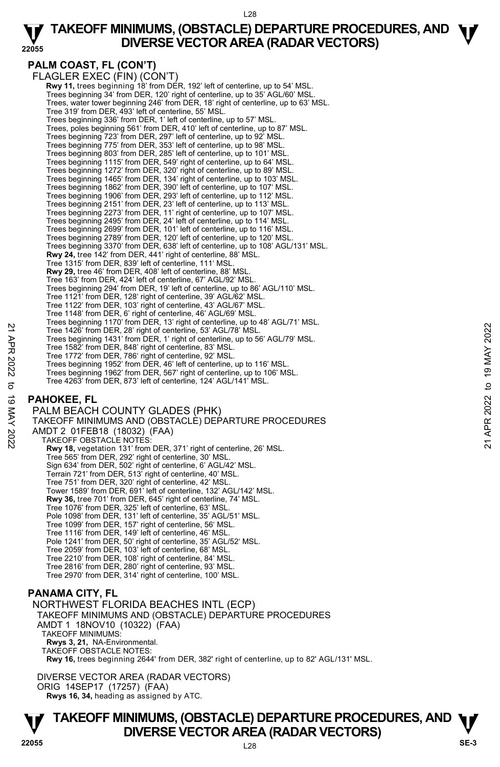## PALM COAST, FL (CON'T)

FLAGLER EXEC (FIN) (CON'T)

**Rwy 11,** trees beginning 18' from DER, 192' left of centerline, up to 54' MSL.
Trees beginning 34' from DER, 120' right of centerline, up to 35' AGL/60' MSL.
Trees, water tower beginning 246' from DER, 18' right of centerline, up to 63' MSL.
Tree 319' from DER, 493' left of centerline, 55' MSL.
Trees beginning 336' from DER, 1' left of centerline, up to 57' MSL.
Trees, poles beginning 561' from DER, 410' left of centerline, up to 87' MSL.
Trees beginning 723' from DER, 297' left of centerline, up to 92' MSL.
Trees beginning 775' from DER, 353' left of centerline, up to 98' MSL.
Trees beginning 803' from DER, 285' left of centerline, up to 101' MSL.
Trees beginning 1115' from DER, 549' right of centerline, up to 64' MSL.
Trees beginning 1272' from DER, 320' right of centerline, up to 89' MSL.
Trees beginning 1465' from DER, 134' right of centerline, up to 103' MSL.
Trees beginning 1862' from DER, 390' left of centerline, up to 107' MSL.
Trees beginning 1906' from DER, 293' left of centerline, up to 112' MSL.
Trees beginning 2151' from DER, 23' left of centerline, up to 113' MSL.
Trees beginning 2273' from DER, 11' right of centerline, up to 107' MSL.
Trees beginning 2495' from DER, 24' left of centerline, up to 114' MSL.
Trees beginning 2699' from DER, 101' left of centerline, up to 116' MSL.
Trees beginning 2789' from DER, 120' left of centerline, up to 120' MSL.
Trees beginning 3370' from DER, 638' left of centerline, up to 108' AGL/131' MSL.
**Rwy 24,** tree 142' from DER, 441' right of centerline, 88' MSL.
Tree 1315' from DER, 839' left of centerline, 111' MSL.
**Rwy 29,** tree 46' from DER, 408' left of centerline, 88' MSL.
Tree 163' from DER, 424' left of centerline, 67' AGL/92' MSL.
Trees beginning 294' from DER, 19' left of centerline, up to 86' AGL/110' MSL.
Tree 1121' from DER, 128' right of centerline, 39' AGL/62' MSL.
Tree 1122' from DER, 103' right of centerline, 43' AGL/67' MSL.
Tree 1148' from DER, 6' right of centerline, 46' AGL/69' MSL.
Trees beginning 1170' from DER, 13' right of centerline, up to 48' AGL/71' MSL.
Tree 1426' from DER, 28' right of centerline, 53' AGL/78' MSL.
Trees beginning 1431' from DER, 1' right of centerline, up to 56' AGL/79' MSL.
Tree 1582' from DER, 848' right of centerline, 83' MSL.
Tree 1772' from DER, 786' right of centerline, 92' MSL.
Trees beginning 1952' from DER, 46' left of centerline, up to 116' MSL.
Trees beginning 1962' from DER, 567' right of centerline, up to 106' MSL.
Tree 4263' from DER, 873' left of centerline, 124' AGL/141' MSL.

## PAHOKEE, FL

PALM BEACH COUNTY GLADES (PHK)
TAKEOFF MINIMUMS AND (OBSTACLE) DEPARTURE PROCEDURES
AMDT 2 01FEB18 (18032) (FAA)

TAKEOFF OBSTACLE NOTES:

**Rwy 18,** vegetation 131' from DER, 371' right of centerline, 26' MSL.
Tree 565' from DER, 292' right of centerline, 30' MSL.
Sign 634' from DER, 502' right of centerline, 6' AGL/42' MSL.
Terrain 721' from DER, 513' right of centerline, 40' MSL.
Tree 751' from DER, 320' right of centerline, 42' MSL.
Tower 1589' from DER, 691' left of centerline, 132' AGL/142' MSL.
**Rwy 36,** tree 701' from DER, 645' right of centerline, 74' MSL.
Tree 1076' from DER, 325' left of centerline, 63' MSL.
Pole 1098' from DER, 131' left of centerline, 35' AGL/51' MSL.
Tree 1099' from DER, 157' right of centerline, 56' MSL.
Tree 1116' from DER, 149' left of centerline, 46' MSL.
Pole 1241' from DER, 50' right of centerline, 35' AGL/52' MSL.
Tree 2059' from DER, 103' left of centerline, 68' MSL.
Tree 2210' from DER, 108' right of centerline, 84' MSL.
Tree 2816' from DER, 280' right of centerline, 93' MSL.
Tree 2970' from DER, 314' right of centerline, 100' MSL.

## PANAMA CITY, FL

NORTHWEST FLORIDA BEACHES INTL (ECP)
TAKEOFF MINIMUMS AND (OBSTACLE) DEPARTURE PROCEDURES
AMDT 1 18NOV10 (10322) (FAA)

TAKEOFF MINIMUMS:
**Rwys 3, 21,** NA-Environmental.

TAKEOFF OBSTACLE NOTES:
**Rwy 16,** trees beginning 2644' from DER, 382' right of centerline, up to 82' AGL/131' MSL.

DIVERSE VECTOR AREA (RADAR VECTORS)
ORIG 14SEP17 (17257) (FAA)
**Rwys 16, 34,** heading as assigned by ATC.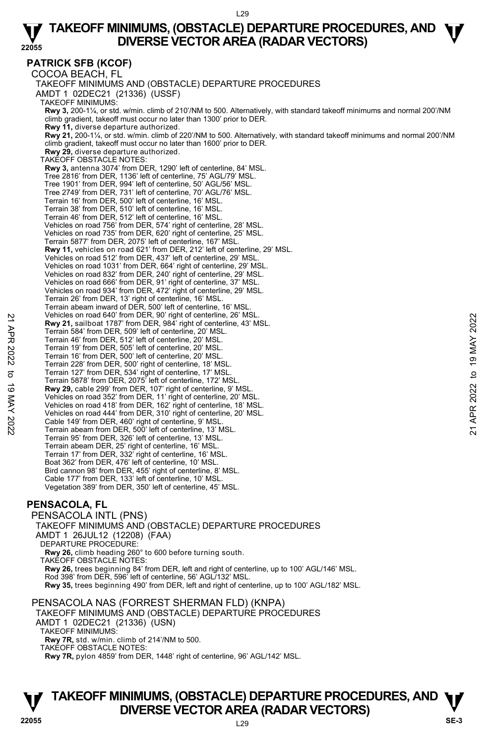## PATRICK SFB (KCOF)

COCOA BEACH, FL

TAKEOFF MINIMUMS AND (OBSTACLE) DEPARTURE PROCEDURES

AMDT 1 02DEC21 (21336) (USSF)

TAKEOFF MINIMUMS:

**Rwy 3,** 200-1¼, or std. w/min. climb of 210'/NM to 500. Alternatively, with standard takeoff minimums and normal 200'/NM climb gradient, takeoff must occur no later than 1300' prior to DER.

**Rwy 11,** diverse departure authorized.

**Rwy 21,** 200-1¼, or std. w/min. climb of 220'/NM to 500. Alternatively, with standard takeoff minimums and normal 200'/NM climb gradient, takeoff must occur no later than 1600' prior to DER.

**Rwy 29,** diverse departure authorized.

TAKEOFF OBSTACLE NOTES:

**Rwy 3,** antenna 3074' from DER, 1290' left of centerline, 84' MSL.
Tree 2816' from DER, 1136' left of centerline, 75' AGL/79' MSL.
Tree 1901' from DER, 994' left of centerline, 50' AGL/56' MSL.
Tree 2749' from DER, 731' left of centerline, 70' AGL/76' MSL.
Terrain 16' from DER, 500' left of centerline, 16' MSL.
Terrain 38' from DER, 510' left of centerline, 16' MSL.
Terrain 46' from DER, 512' left of centerline, 16' MSL.
Vehicles on road 756' from DER, 574' right of centerline, 28' MSL.
Vehicles on road 735' from DER, 620' right of centerline, 25' MSL.
Terrain 5877' from DER, 2075' left of centerline, 167' MSL.

**Rwy 11,** vehicles on road 621' from DER, 212' left of centerline, 29' MSL.
Vehicles on road 512' from DER, 437' left of centerline, 29' MSL.
Vehicles on road 1031' from DER, 664' right of centerline, 29' MSL.
Vehicles on road 832' from DER, 240' right of centerline, 29' MSL.
Vehicles on road 666' from DER, 91' right of centerline, 37' MSL.
Vehicles on road 934' from DER, 472' right of centerline, 29' MSL.
Terrain 26' from DER, 13' right of centerline, 16' MSL.
Terrain abeam inward of DER, 500' left of centerline, 16' MSL.
Vehicles on road 640' from DER, 90' right of centerline, 26' MSL.

**Rwy 21,** sailboat 1787' from DER, 984' right of centerline, 43' MSL.
Terrain 584' from DER, 509' left of centerline, 20' MSL.
Terrain 46' from DER, 512' left of centerline, 20' MSL.
Terrain 19' from DER, 505' left of centerline, 20' MSL.
Terrain 16' from DER, 500' left of centerline, 20' MSL.
Terrain 228' from DER, 500' right of centerline, 18' MSL.
Terrain 127' from DER, 534' right of centerline, 17' MSL.
Terrain 5878' from DER, 2075' left of centerline, 172' MSL.

**Rwy 29,** cable 299' from DER, 107' right of centerline, 9' MSL.
Vehicles on road 352' from DER, 11' right of centerline, 20' MSL.
Vehicles on road 418' from DER, 162' right of centerline, 18' MSL.
Vehicles on road 444' from DER, 310' right of centerline, 20' MSL.
Cable 149' from DER, 460' right of centerline, 9' MSL.
Terrain abeam from DER, 500' left of centerline, 13' MSL.
Terrain 95' from DER, 326' left of centerline, 13' MSL.
Terrain abeam DER, 25' right of centerline, 16' MSL.
Terrain 17' from DER, 332' right of centerline, 16' MSL.
Boat 362' from DER, 476' left of centerline, 10' MSL.
Bird cannon 98' from DER, 455' right of centerline, 8' MSL.
Cable 177' from DER, 133' left of centerline, 10' MSL.
Vegetation 389' from DER, 350' left of centerline, 45' MSL.

## PENSACOLA, FL

PENSACOLA INTL (PNS)

TAKEOFF MINIMUMS AND (OBSTACLE) DEPARTURE PROCEDURES

AMDT 1 26JUL12 (12208) (FAA)

DEPARTURE PROCEDURE:

**Rwy 26,** climb heading 260° to 600 before turning south.

TAKEOFF OBSTACLE NOTES:

**Rwy 26,** trees beginning 84' from DER, left and right of centerline, up to 100' AGL/146' MSL.
Rod 398' from DER, 596' left of centerline, 56' AGL/132' MSL.

**Rwy 35,** trees beginning 490' from DER, left and right of centerline, up to 100' AGL/182' MSL.

PENSACOLA NAS (FORREST SHERMAN FLD) (KNPA)

TAKEOFF MINIMUMS AND (OBSTACLE) DEPARTURE PROCEDURES

AMDT 1 02DEC21 (21336) (USN)

TAKEOFF MINIMUMS:

**Rwy 7R,** std. w/min. climb of 214'/NM to 500.

TAKEOFF OBSTACLE NOTES:

**Rwy 7R,** pylon 4859' from DER, 1448' right of centerline, 96' AGL/142' MSL.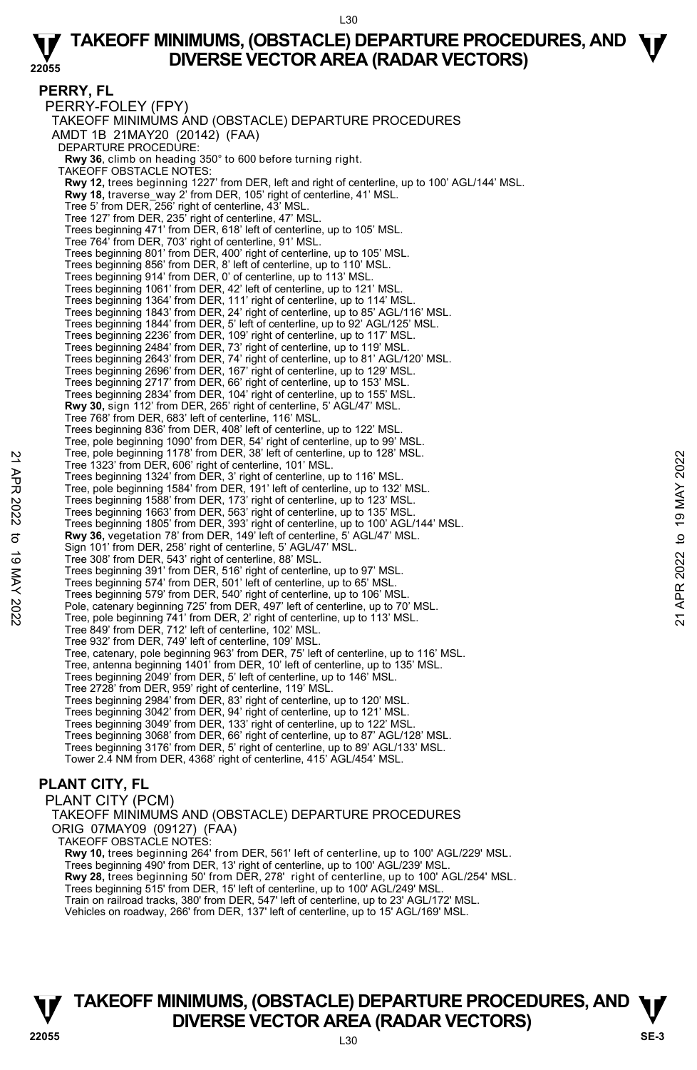## PERRY, FL

PERRY-FOLEY (FPY)
TAKEOFF MINIMUMS AND (OBSTACLE) DEPARTURE PROCEDURES
AMDT 1B 21MAY20 (20142) (FAA)
DEPARTURE PROCEDURE:
**Rwy 36**, climb on heading 350° to 600 before turning right.
TAKEOFF OBSTACLE NOTES:
**Rwy 12,** trees beginning 1227' from DER, left and right of centerline, up to 100' AGL/144' MSL.
**Rwy 18,** traverse way 2' from DER, 105' right of centerline, 41' MSL.
Tree 5' from DER, 256' right of centerline, 43' MSL.
Tree 127' from DER, 235' right of centerline, 47' MSL.
Trees beginning 471' from DER, 618' left of centerline, up to 105' MSL.
Tree 764' from DER, 703' right of centerline, 91' MSL.
Trees beginning 801' from DER, 400' right of centerline, up to 105' MSL.
Trees beginning 856' from DER, 8' left of centerline, up to 110' MSL.
Trees beginning 914' from DER, 0' of centerline, up to 113' MSL.
Trees beginning 1061' from DER, 42' left of centerline, up to 121' MSL.
Trees beginning 1364' from DER, 111' right of centerline, up to 114' MSL.
Trees beginning 1843' from DER, 24' right of centerline, up to 85' AGL/116' MSL.
Trees beginning 1844' from DER, 5' left of centerline, up to 92' AGL/125' MSL.
Trees beginning 2236' from DER, 109' right of centerline, up to 117' MSL.
Trees beginning 2484' from DER, 73' right of centerline, up to 119' MSL.
Trees beginning 2643' from DER, 74' right of centerline, up to 81' AGL/120' MSL.
Trees beginning 2696' from DER, 167' right of centerline, up to 129' MSL.
Trees beginning 2717' from DER, 66' right of centerline, up to 153' MSL.
Trees beginning 2834' from DER, 104' right of centerline, up to 155' MSL.
**Rwy 30,** sign 112' from DER, 265' right of centerline, 5' AGL/47' MSL.
Tree 768' from DER, 683' left of centerline, 116' MSL.
Trees beginning 836' from DER, 408' left of centerline, up to 122' MSL.
Tree, pole beginning 1090' from DER, 54' right of centerline, up to 99' MSL.
Tree, pole beginning 1178' from DER, 38' left of centerline, up to 128' MSL.
Tree 1323' from DER, 606' right of centerline, 101' MSL.
Trees beginning 1324' from DER, 3' right of centerline, up to 116' MSL.
Tree, pole beginning 1584' from DER, 191' left of centerline, up to 132' MSL.
Trees beginning 1588' from DER, 173' right of centerline, up to 123' MSL.
Trees beginning 1663' from DER, 563' right of centerline, up to 135' MSL.
Trees beginning 1805' from DER, 393' right of centerline, up to 100' AGL/144' MSL.
**Rwy 36,** vegetation 78' from DER, 149' left of centerline, 5' AGL/47' MSL.
Sign 101' from DER, 258' right of centerline, 5' AGL/47' MSL.
Tree 308' from DER, 543' right of centerline, 88' MSL.
Trees beginning 391' from DER, 516' right of centerline, up to 97' MSL.
Trees beginning 574' from DER, 501' left of centerline, up to 65' MSL.
Trees beginning 579' from DER, 540' right of centerline, up to 106' MSL.
Pole, catenary beginning 725' from DER, 497' left of centerline, up to 70' MSL.
Tree, pole beginning 741' from DER, 2' right of centerline, up to 113' MSL.
Tree 849' from DER, 712' left of centerline, 102' MSL.
Tree 932' from DER, 749' left of centerline, 109' MSL.
Tree, catenary, pole beginning 963' from DER, 75' left of centerline, up to 116' MSL.
Tree, antenna beginning 1401' from DER, 10' left of centerline, up to 135' MSL.
Trees beginning 2049' from DER, 5' left of centerline, up to 146' MSL.
Tree 2728' from DER, 959' right of centerline, 119' MSL.
Trees beginning 2984' from DER, 83' right of centerline, up to 120' MSL.
Trees beginning 3042' from DER, 94' right of centerline, up to 121' MSL.
Trees beginning 3049' from DER, 133' right of centerline, up to 122' MSL.
Trees beginning 3068' from DER, 66' right of centerline, up to 87' AGL/128' MSL.
Trees beginning 3176' from DER, 5' right of centerline, up to 89' AGL/133' MSL.
Tower 2.4 NM from DER, 4368' right of centerline, 415' AGL/454' MSL.

## PLANT CITY, FL

PLANT CITY (PCM)
TAKEOFF MINIMUMS AND (OBSTACLE) DEPARTURE PROCEDURES
ORIG 07MAY09 (09127) (FAA)
TAKEOFF OBSTACLE NOTES:
**Rwy 10,** trees beginning 264' from DER, 561' left of centerline, up to 100' AGL/229' MSL.
Trees beginning 490' from DER, 13' right of centerline, up to 100' AGL/239' MSL.
**Rwy 28,** trees beginning 50' from DER, 278' right of centerline, up to 100' AGL/254' MSL.
Trees beginning 515' from DER, 15' left of centerline, up to 100' AGL/249' MSL.
Train on railroad tracks, 380' from DER, 547' left of centerline, up to 23' AGL/172' MSL.
Vehicles on roadway, 266' from DER, 137' left of centerline, up to 15' AGL/169' MSL.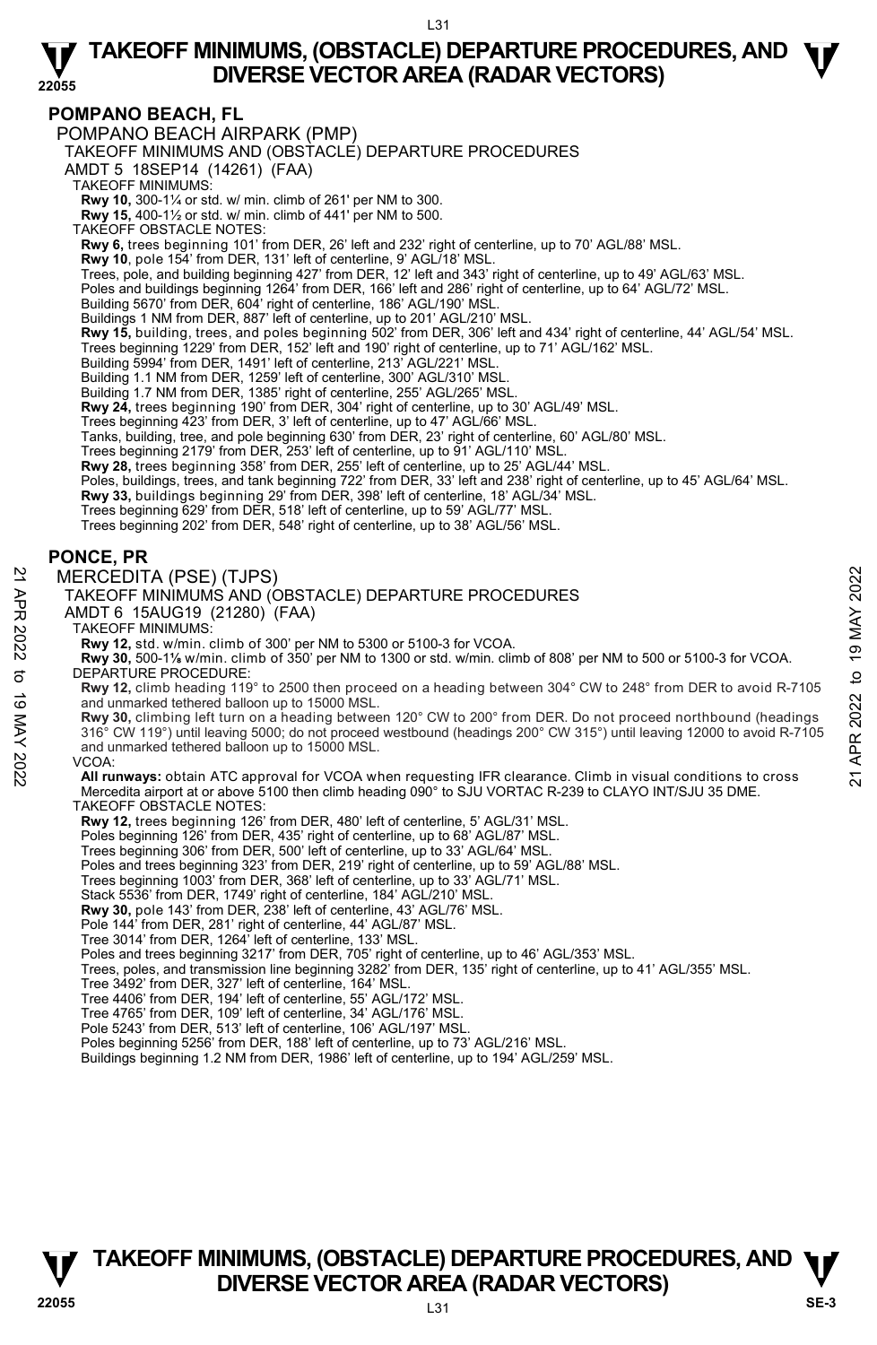# TAKEOFF MINIMUMS, (OBSTACLE) DEPARTURE PROCEDURES, AND DIVERSE VECTOR AREA (RADAR VECTORS)

## POMPANO BEACH, FL

POMPANO BEACH AIRPARK (PMP)

TAKEOFF MINIMUMS AND (OBSTACLE) DEPARTURE PROCEDURES

AMDT 5 18SEP14 (14261) (FAA)

TAKEOFF MINIMUMS:

**Rwy 10,** 300-1¼ or std. w/ min. climb of 261' per NM to 300.
**Rwy 15,** 400-1½ or std. w/ min. climb of 441' per NM to 500.

TAKEOFF OBSTACLE NOTES:

**Rwy 6,** trees beginning 101' from DER, 26' left and 232' right of centerline, up to 70' AGL/88' MSL.
**Rwy 10**, pole 154' from DER, 131' left of centerline, 9' AGL/18' MSL.
Trees, pole, and building beginning 427' from DER, 12' left and 343' right of centerline, up to 49' AGL/63' MSL.
Poles and buildings beginning 1264' from DER, 166' left and 286' right of centerline, up to 64' AGL/72' MSL.
Building 5670' from DER, 604' right of centerline, 186' AGL/190' MSL.
Buildings 1 NM from DER, 887' left of centerline, up to 201' AGL/210' MSL.
**Rwy 15,** building, trees, and poles beginning 502' from DER, 306' left and 434' right of centerline, 44' AGL/54' MSL.
Trees beginning 1229' from DER, 152' left and 190' right of centerline, up to 71' AGL/162' MSL.
Building 5994' from DER, 1491' left of centerline, 213' AGL/221' MSL.
Building 1.1 NM from DER, 1259' left of centerline, 300' AGL/310' MSL.
Building 1.7 NM from DER, 1385' right of centerline, 255' AGL/265' MSL.
**Rwy 24,** trees beginning 190' from DER, 304' right of centerline, up to 30' AGL/49' MSL.
Trees beginning 423' from DER, 3' left of centerline, up to 47' AGL/66' MSL.
Tanks, building, tree, and pole beginning 630' from DER, 23' right of centerline, 60' AGL/80' MSL.
Trees beginning 2179' from DER, 253' left of centerline, up to 91' AGL/110' MSL.
**Rwy 28,** trees beginning 358' from DER, 255' left of centerline, up to 25' AGL/44' MSL.
Poles, buildings, trees, and tank beginning 722' from DER, 33' left and 238' right of centerline, up to 45' AGL/64' MSL.
**Rwy 33,** buildings beginning 29' from DER, 398' left of centerline, 18' AGL/34' MSL.
Trees beginning 629' from DER, 518' left of centerline, up to 59' AGL/77' MSL.
Trees beginning 202' from DER, 548' right of centerline, up to 38' AGL/56' MSL.

## PONCE, PR

MERCEDITA (PSE) (TJPS)

TAKEOFF MINIMUMS AND (OBSTACLE) DEPARTURE PROCEDURES

AMDT 6 15AUG19 (21280) (FAA)

TAKEOFF MINIMUMS:

**Rwy 12,** std. w/min. climb of 300' per NM to 5300 or 5100-3 for VCOA.
**Rwy 30,** 500-1⅛ w/min. climb of 350' per NM to 1300 or std. w/min. climb of 808' per NM to 500 or 5100-3 for VCOA.

DEPARTURE PROCEDURE:

**Rwy 12,** climb heading 119° to 2500 then proceed on a heading between 304° CW to 248° from DER to avoid R-7105 and unmarked tethered balloon up to 15000 MSL.
**Rwy 30,** climbing left turn on a heading between 120° CW to 200° from DER. Do not proceed northbound (headings 316° CW 119°) until leaving 5000; do not proceed westbound (headings 200° CW 315°) until leaving 12000 to avoid R-7105 and unmarked tethered balloon up to 15000 MSL.

VCOA:

**All runways:** obtain ATC approval for VCOA when requesting IFR clearance. Climb in visual conditions to cross Mercedita airport at or above 5100 then climb heading 090° to SJU VORTAC R-239 to CLAYO INT/SJU 35 DME.

TAKEOFF OBSTACLE NOTES:

**Rwy 12,** trees beginning 126' from DER, 480' left of centerline, 5' AGL/31' MSL.
Poles beginning 126' from DER, 435' right of centerline, up to 68' AGL/87' MSL.
Trees beginning 306' from DER, 500' left of centerline, up to 33' AGL/64' MSL.
Poles and trees beginning 323' from DER, 219' right of centerline, up to 59' AGL/88' MSL.
Trees beginning 1003' from DER, 368' left of centerline, up to 33' AGL/71' MSL.
Stack 5536' from DER, 1749' right of centerline, 184' AGL/210' MSL.
**Rwy 30,** pole 143' from DER, 238' left of centerline, 43' AGL/76' MSL.
Pole 144' from DER, 281' right of centerline, 44' AGL/87' MSL.
Tree 3014' from DER, 1264' left of centerline, 133' MSL.
Poles and trees beginning 3217' from DER, 705' right of centerline, up to 46' AGL/353' MSL.
Trees, poles, and transmission line beginning 3282' from DER, 135' right of centerline, up to 41' AGL/355' MSL.
Tree 3492' from DER, 327' left of centerline, 164' MSL.
Tree 4406' from DER, 194' left of centerline, 55' AGL/172' MSL.
Tree 4765' from DER, 109' left of centerline, 34' AGL/176' MSL.
Pole 5243' from DER, 513' left of centerline, 106' AGL/197' MSL.
Poles beginning 5256' from DER, 188' left of centerline, up to 73' AGL/216' MSL.
Buildings beginning 1.2 NM from DER, 1986' left of centerline, up to 194' AGL/259' MSL.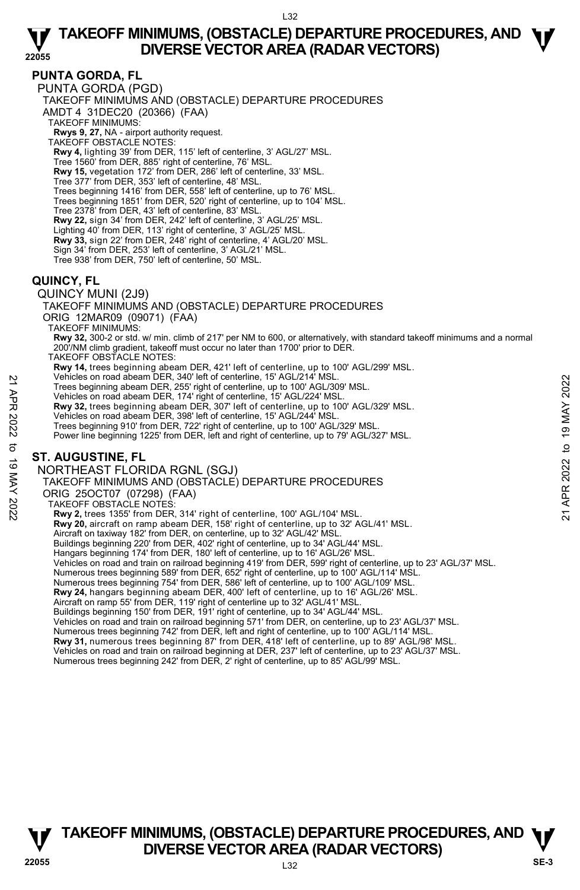## PUNTA GORDA, FL

PUNTA GORDA (PGD)

TAKEOFF MINIMUMS AND (OBSTACLE) DEPARTURE PROCEDURES

AMDT 4 31DEC20 (20366) (FAA)

TAKEOFF MINIMUMS:

**Rwys 9, 27,** NA - airport authority request.

TAKEOFF OBSTACLE NOTES:

**Rwy 4,** lighting 39' from DER, 115' left of centerline, 3' AGL/27' MSL.
Tree 1560' from DER, 885' right of centerline, 76' MSL.
**Rwy 15,** vegetation 172' from DER, 286' left of centerline, 33' MSL.
Tree 377' from DER, 353' left of centerline, 48' MSL.
Trees beginning 1416' from DER, 558' left of centerline, up to 76' MSL.
Trees beginning 1851' from DER, 520' right of centerline, up to 104' MSL.
Tree 2378' from DER, 43' left of centerline, 83' MSL.
**Rwy 22,** sign 34' from DER, 242' left of centerline, 3' AGL/25' MSL.
Lighting 40' from DER, 113' right of centerline, 3' AGL/25' MSL.
**Rwy 33,** sign 22' from DER, 248' right of centerline, 4' AGL/20' MSL.
Sign 34' from DER, 253' left of centerline, 3' AGL/21' MSL.
Tree 938' from DER, 750' left of centerline, 50' MSL.

## QUINCY, FL

QUINCY MUNI (2J9)

TAKEOFF MINIMUMS AND (OBSTACLE) DEPARTURE PROCEDURES

ORIG 12MAR09 (09071) (FAA)

TAKEOFF MINIMUMS:

**Rwy 32,** 300-2 or std. w/ min. climb of 217' per NM to 600, or alternatively, with standard takeoff minimums and a normal 200'/NM climb gradient, takeoff must occur no later than 1700' prior to DER.

TAKEOFF OBSTACLE NOTES:

**Rwy 14,** trees beginning abeam DER, 421' left of centerline, up to 100' AGL/299' MSL.
Vehicles on road abeam DER, 340' left of centerline, 15' AGL/214' MSL.
Trees beginning abeam DER, 255' right of centerline, up to 100' AGL/309' MSL.
Vehicles on road abeam DER, 174' right of centerline, 15' AGL/224' MSL.
**Rwy 32,** trees beginning abeam DER, 307' left of centerline, up to 100' AGL/329' MSL.
Vehicles on road abeam DER, 398' left of centerline, 15' AGL/244' MSL.
Trees beginning 910' from DER, 722' right of centerline, up to 100' AGL/329' MSL.
Power line beginning 1225' from DER, left and right of centerline, up to 79' AGL/327' MSL.

## ST. AUGUSTINE, FL

NORTHEAST FLORIDA RGNL (SGJ)

TAKEOFF MINIMUMS AND (OBSTACLE) DEPARTURE PROCEDURES

ORIG 25OCT07 (07298) (FAA)

TAKEOFF OBSTACLE NOTES:

**Rwy 2,** trees 1355' from DER, 314' right of centerline, 100' AGL/104' MSL.
**Rwy 20,** aircraft on ramp abeam DER, 158' right of centerline, up to 32' AGL/41' MSL.
Aircraft on taxiway 182' from DER, on centerline, up to 32' AGL/42' MSL.
Buildings beginning 220' from DER, 402' right of centerline, up to 34' AGL/44' MSL.
Hangars beginning 174' from DER, 180' left of centerline, up to 16' AGL/26' MSL.
Vehicles on road and train on railroad beginning 419' from DER, 599' right of centerline, up to 23' AGL/37' MSL.
Numerous trees beginning 589' from DER, 652' right of centerline, up to 100' AGL/114' MSL.
Numerous trees beginning 754' from DER, 586' left of centerline, up to 100' AGL/109' MSL.
**Rwy 24,** hangars beginning abeam DER, 400' left of centerline, up to 16' AGL/26' MSL.
Aircraft on ramp 55' from DER, 119' right of centerline up to 32' AGL/41' MSL.
Buildings beginning 150' from DER, 191' right of centerline, up to 34' AGL/44' MSL.
Vehicles on road and train on railroad beginning 571' from DER, on centerline, up to 23' AGL/37' MSL.
Numerous trees beginning 742' from DER, left and right of centerline, up to 100' AGL/114' MSL.
**Rwy 31,** numerous trees beginning 87' from DER, 418' left of centerline, up to 89' AGL/98' MSL.
Vehicles on road and train on railroad beginning at DER, 237' left of centerline, up to 23' AGL/37' MSL.
Numerous trees beginning 242' from DER, 2' right of centerline, up to 85' AGL/99' MSL.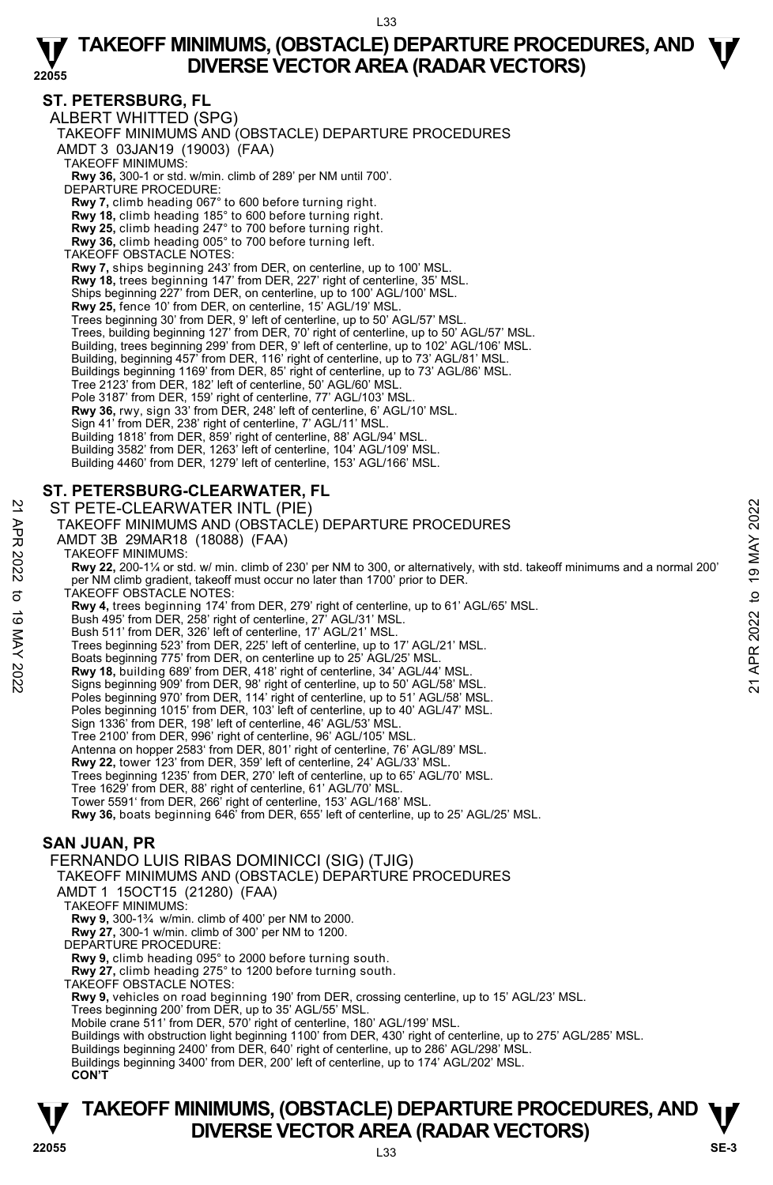## ST. PETERSBURG, FL

ALBERT WHITTED (SPG)

TAKEOFF MINIMUMS AND (OBSTACLE) DEPARTURE PROCEDURES

AMDT 3 03JAN19 (19003) (FAA)

TAKEOFF MINIMUMS:

**Rwy 36,** 300-1 or std. w/min. climb of 289' per NM until 700'.

DEPARTURE PROCEDURE:

**Rwy 7,** climb heading 067° to 600 before turning right.
**Rwy 18,** climb heading 185° to 600 before turning right.
**Rwy 25,** climb heading 247° to 700 before turning right.
**Rwy 36,** climb heading 005° to 700 before turning left.

TAKEOFF OBSTACLE NOTES:

**Rwy 7,** ships beginning 243' from DER, on centerline, up to 100' MSL.
**Rwy 18,** trees beginning 147' from DER, 227' right of centerline, 35' MSL.
Ships beginning 227' from DER, on centerline, up to 100' AGL/100' MSL.
**Rwy 25,** fence 10' from DER, on centerline, 15' AGL/19' MSL.
Trees beginning 30' from DER, 9' left of centerline, up to 50' AGL/57' MSL.
Trees, building beginning 127' from DER, 70' right of centerline, up to 50' AGL/57' MSL.
Building, trees beginning 299' from DER, 9' left of centerline, up to 102' AGL/106' MSL.
Building, beginning 457' from DER, 116' right of centerline, up to 73' AGL/81' MSL.
Buildings beginning 1169' from DER, 85' right of centerline, up to 73' AGL/86' MSL.
Tree 2123' from DER, 182' left of centerline, 50' AGL/60' MSL.
Pole 3187' from DER, 159' right of centerline, 77' AGL/103' MSL.
**Rwy 36,** rwy, sign 33' from DER, 248' left of centerline, 6' AGL/10' MSL.
Sign 41' from DER, 238' right of centerline, 7' AGL/11' MSL.
Building 1818' from DER, 859' right of centerline, 88' AGL/94' MSL.
Building 3582' from DER, 1263' left of centerline, 104' AGL/109' MSL.
Building 4460' from DER, 1279' left of centerline, 153' AGL/166' MSL.

## ST. PETERSBURG-CLEARWATER, FL

ST PETE-CLEARWATER INTL (PIE)

TAKEOFF MINIMUMS AND (OBSTACLE) DEPARTURE PROCEDURES

AMDT 3B 29MAR18 (18088) (FAA)

TAKEOFF MINIMUMS:

**Rwy 22,** 200-1¼ or std. w/ min. climb of 230' per NM to 300, or alternatively, with std. takeoff minimums and a normal 200' per NM climb gradient, takeoff must occur no later than 1700' prior to DER.

TAKEOFF OBSTACLE NOTES:

**Rwy 4,** trees beginning 174' from DER, 279' right of centerline, up to 61' AGL/65' MSL.
Bush 495' from DER, 258' right of centerline, 27' AGL/31' MSL.
Bush 511' from DER, 326' left of centerline, 17' AGL/21' MSL.
Trees beginning 523' from DER, 225' left of centerline, up to 17' AGL/21' MSL.
Boats beginning 775' from DER, on centerline up to 25' AGL/25' MSL.
**Rwy 18,** building 689' from DER, 418' right of centerline, 34' AGL/44' MSL.
Signs beginning 909' from DER, 98' right of centerline, up to 50' AGL/58' MSL.
Poles beginning 970' from DER, 114' right of centerline, up to 51' AGL/58' MSL.
Poles beginning 1015' from DER, 103' left of centerline, up to 40' AGL/47' MSL.
Sign 1336' from DER, 198' left of centerline, 46' AGL/53' MSL.
Tree 2100' from DER, 996' right of centerline, 96' AGL/105' MSL.
Antenna on hopper 2583' from DER, 801' right of centerline, 76' AGL/89' MSL.
**Rwy 22,** tower 123' from DER, 359' left of centerline, 24' AGL/33' MSL.
Trees beginning 1235' from DER, 270' left of centerline, up to 65' AGL/70' MSL.
Tree 1629' from DER, 88' right of centerline, 61' AGL/70' MSL.
Tower 5591' from DER, 266' right of centerline, 153' AGL/168' MSL.
**Rwy 36,** boats beginning 646' from DER, 655' left of centerline, up to 25' AGL/25' MSL.

## SAN JUAN, PR

FERNANDO LUIS RIBAS DOMINICCI (SIG) (TJIG)

TAKEOFF MINIMUMS AND (OBSTACLE) DEPARTURE PROCEDURES

AMDT 1 15OCT15 (21280) (FAA)

TAKEOFF MINIMUMS:

**Rwy 9,** 300-1¾ w/min. climb of 400' per NM to 2000.
**Rwy 27,** 300-1 w/min. climb of 300' per NM to 1200.

DEPARTURE PROCEDURE:

**Rwy 9,** climb heading 095° to 2000 before turning south.
**Rwy 27,** climb heading 275° to 1200 before turning south.

TAKEOFF OBSTACLE NOTES:

**Rwy 9,** vehicles on road beginning 190' from DER, crossing centerline, up to 15' AGL/23' MSL.
Trees beginning 200' from DER, up to 35' AGL/55' MSL.
Mobile crane 511' from DER, 570' right of centerline, 180' AGL/199' MSL.
Buildings with obstruction light beginning 1100' from DER, 430' right of centerline, up to 275' AGL/285' MSL.
Buildings beginning 2400' from DER, 640' right of centerline, up to 286' AGL/298' MSL.
Buildings beginning 3400' from DER, 200' left of centerline, up to 174' AGL/202' MSL.

**CON'T**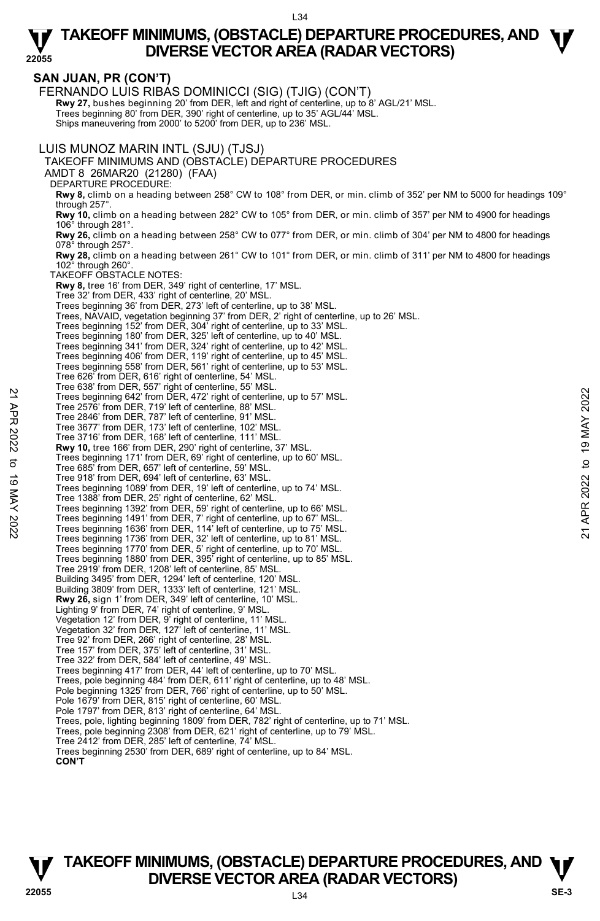## SAN JUAN, PR (CON'T)

FERNANDO LUIS RIBAS DOMINICCI (SIG) (TJIG) (CON'T)

**Rwy 27,** bushes beginning 20' from DER, left and right of centerline, up to 8' AGL/21' MSL.
Trees beginning 80' from DER, 390' right of centerline, up to 35' AGL/44' MSL.
Ships maneuvering from 2000' to 5200' from DER, up to 236' MSL.

LUIS MUNOZ MARIN INTL (SJU) (TJSJ)

TAKEOFF MINIMUMS AND (OBSTACLE) DEPARTURE PROCEDURES

AMDT 8 26MAR20 (21280) (FAA)

DEPARTURE PROCEDURE:

**Rwy 8,** climb on a heading between 258° CW to 108° from DER, or min. climb of 352' per NM to 5000 for headings 109° through 257°.
**Rwy 10,** climb on a heading between 282° CW to 105° from DER, or min. climb of 357' per NM to 4900 for headings 106° through 281°.
**Rwy 26,** climb on a heading between 258° CW to 077° from DER, or min. climb of 304' per NM to 4800 for headings 078° through 257°.
**Rwy 28,** climb on a heading between 261° CW to 101° from DER, or min. climb of 311' per NM to 4800 for headings 102° through 260°.

TAKEOFF OBSTACLE NOTES:

**Rwy 8,** tree 16' from DER, 349' right of centerline, 17' MSL.
Tree 32' from DER, 433' right of centerline, 20' MSL.
Trees beginning 36' from DER, 273' left of centerline, up to 38' MSL.
Trees, NAVAID, vegetation beginning 37' from DER, 2' right of centerline, up to 26' MSL.
Trees beginning 152' from DER, 304' right of centerline, up to 33' MSL.
Trees beginning 180' from DER, 325' left of centerline, up to 40' MSL.
Trees beginning 341' from DER, 324' right of centerline, up to 42' MSL.
Trees beginning 406' from DER, 119' right of centerline, up to 45' MSL.
Trees beginning 558' from DER, 561' right of centerline, up to 53' MSL.
Tree 626' from DER, 616' right of centerline, 54' MSL.
Tree 638' from DER, 557' right of centerline, 55' MSL.
Trees beginning 642' from DER, 472' right of centerline, up to 57' MSL.
Tree 2576' from DER, 719' left of centerline, 88' MSL.
Tree 2846' from DER, 787' left of centerline, 91' MSL.
Tree 3677' from DER, 173' left of centerline, 102' MSL.
Tree 3716' from DER, 168' left of centerline, 111' MSL.
**Rwy 10,** tree 166' from DER, 290' right of centerline, 37' MSL.
Trees beginning 171' from DER, 69' right of centerline, up to 60' MSL.
Tree 685' from DER, 657' left of centerline, 59' MSL.
Tree 918' from DER, 694' left of centerline, 63' MSL.
Trees beginning 1089' from DER, 19' left of centerline, up to 74' MSL.
Tree 1388' from DER, 25' right of centerline, 62' MSL.
Trees beginning 1392' from DER, 59' right of centerline, up to 66' MSL.
Trees beginning 1491' from DER, 7' right of centerline, up to 67' MSL.
Trees beginning 1636' from DER, 114' left of centerline, up to 75' MSL.
Trees beginning 1736' from DER, 32' left of centerline, up to 81' MSL.
Trees beginning 1770' from DER, 5' right of centerline, up to 70' MSL.
Trees beginning 1880' from DER, 395' right of centerline, up to 85' MSL.
Tree 2919' from DER, 1208' left of centerline, 85' MSL.
Building 3495' from DER, 1294' left of centerline, 120' MSL.
Building 3809' from DER, 1333' left of centerline, 121' MSL.
**Rwy 26,** sign 1' from DER, 349' left of centerline, 10' MSL.
Lighting 9' from DER, 74' right of centerline, 9' MSL.
Vegetation 12' from DER, 9' right of centerline, 11' MSL.
Vegetation 32' from DER, 127' left of centerline, 11' MSL.
Tree 92' from DER, 266' right of centerline, 28' MSL.
Tree 157' from DER, 375' left of centerline, 31' MSL.
Tree 322' from DER, 584' left of centerline, 49' MSL.
Trees beginning 417' from DER, 44' left of centerline, up to 70' MSL.
Trees, pole beginning 484' from DER, 611' right of centerline, up to 48' MSL.
Pole beginning 1325' from DER, 766' right of centerline, up to 50' MSL.
Pole 1679' from DER, 815' right of centerline, 60' MSL.
Pole 1797' from DER, 813' right of centerline, 64' MSL.
Trees, pole, lighting beginning 1809' from DER, 782' right of centerline, up to 71' MSL.
Trees, pole beginning 2308' from DER, 621' right of centerline, up to 79' MSL.
Tree 2412' from DER, 285' left of centerline, 74' MSL.
Trees beginning 2530' from DER, 689' right of centerline, up to 84' MSL.

**CON'T**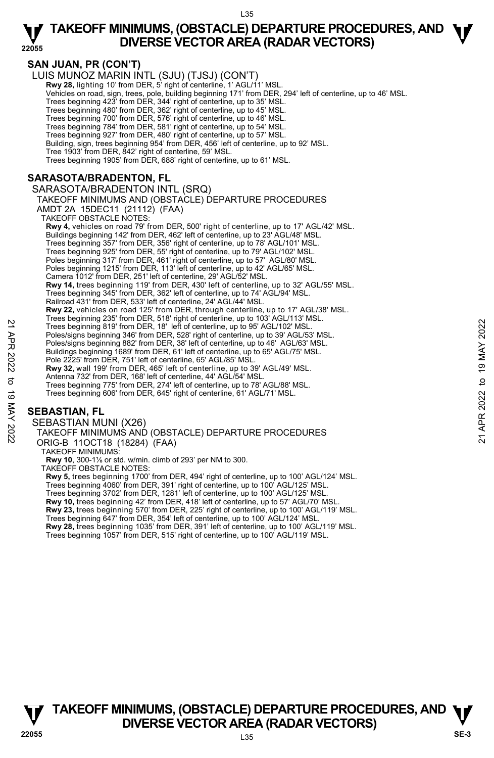## SAN JUAN, PR (CON'T)

LUIS MUNOZ MARIN INTL (SJU) (TJSJ) (CON'T)

**Rwy 28,** lighting 10' from DER, 5' right of centerline, 1' AGL/11' MSL.
Vehicles on road, sign, trees, pole, building beginning 171' from DER, 294' left of centerline, up to 46' MSL.
Trees beginning 423' from DER, 344' right of centerline, up to 35' MSL.
Trees beginning 480' from DER, 362' right of centerline, up to 45' MSL.
Trees beginning 700' from DER, 576' right of centerline, up to 46' MSL.
Trees beginning 784' from DER, 581' right of centerline, up to 54' MSL.
Trees beginning 927' from DER, 480' right of centerline, up to 57' MSL.
Building, sign, trees beginning 954' from DER, 456' left of centerline, up to 92' MSL.
Tree 1903' from DER, 842' right of centerline, 59' MSL.
Trees beginning 1905' from DER, 688' right of centerline, up to 61' MSL.

## SARASOTA/BRADENTON, FL

SARASOTA/BRADENTON INTL (SRQ)
TAKEOFF MINIMUMS AND (OBSTACLE) DEPARTURE PROCEDURES
AMDT 2A 15DEC11 (21112) (FAA)
TAKEOFF OBSTACLE NOTES:

**Rwy 4,** vehicles on road 79' from DER, 500' right of centerline, up to 17' AGL/42' MSL.
Buildings beginning 142' from DER, 462' left of centerline, up to 23' AGL/48' MSL.
Trees beginning 357' from DER, 356' right of centerline, up to 78' AGL/101' MSL.
Trees beginning 925' from DER, 55' right of centerline, up to 79' AGL/102' MSL.
Poles beginning 317' from DER, 461' right of centerline, up to 57' AGL/80' MSL.
Poles beginning 1215' from DER, 113' left of centerline, up to 42' AGL/65' MSL.
Camera 1012' from DER, 251' left of centerline, 29' AGL/52' MSL.
**Rwy 14,** trees beginning 119' from DER, 430' left of centerline, up to 32' AGL/55' MSL.
Trees beginning 345' from DER, 362' left of centerline, up to 74' AGL/94' MSL.
Railroad 431' from DER, 533' left of centerline, 24' AGL/44' MSL.
**Rwy 22,** vehicles on road 125' from DER, through centerline, up to 17' AGL/38' MSL.
Trees beginning 235' from DER, 518' right of centerline, up to 103' AGL/113' MSL.
Trees beginning 819' from DER, 18' left of centerline, up to 95' AGL/102' MSL.
Poles/signs beginning 346' from DER, 528' right of centerline, up to 39' AGL/53' MSL.
Poles/signs beginning 882' from DER, 38' left of centerline, up to 46' AGL/63' MSL.
Buildings beginning 1689' from DER, 61' left of centerline, up to 65' AGL/75' MSL.
Pole 2225' from DER, 751' left of centerline, 65' AGL/85' MSL.
**Rwy 32,** wall 199' from DER, 465' left of centerline, up to 39' AGL/49' MSL.
Antenna 732' from DER, 168' left of centerline, 44' AGL/54' MSL.
Trees beginning 775' from DER, 274' left of centerline, up to 78' AGL/88' MSL.
Trees beginning 606' from DER, 645' right of centerline, 61' AGL/71' MSL.

## SEBASTIAN, FL

SEBASTIAN MUNI (X26)
TAKEOFF MINIMUMS AND (OBSTACLE) DEPARTURE PROCEDURES
ORIG-B 11OCT18 (18284) (FAA)
TAKEOFF MINIMUMS:

**Rwy 10**, 300-1⅛ or std. w/min. climb of 293' per NM to 300.

TAKEOFF OBSTACLE NOTES:

**Rwy 5,** trees beginning 1700' from DER, 494' right of centerline, up to 100' AGL/124' MSL.
Trees beginning 4060' from DER, 391' right of centerline, up to 100' AGL/125' MSL.
Trees beginning 3702' from DER, 1281' left of centerline, up to 100' AGL/125' MSL.
**Rwy 10,** trees beginning 42' from DER, 418' left of centerline, up to 57' AGL/70' MSL.
**Rwy 23,** trees beginning 570' from DER, 225' right of centerline, up to 100' AGL/119' MSL.
Trees beginning 647' from DER, 354' left of centerline, up to 100' AGL/124' MSL.
**Rwy 28,** trees beginning 1035' from DER, 391' left of centerline, up to 100' AGL/119' MSL.
Trees beginning 1057' from DER, 515' right of centerline, up to 100' AGL/119' MSL.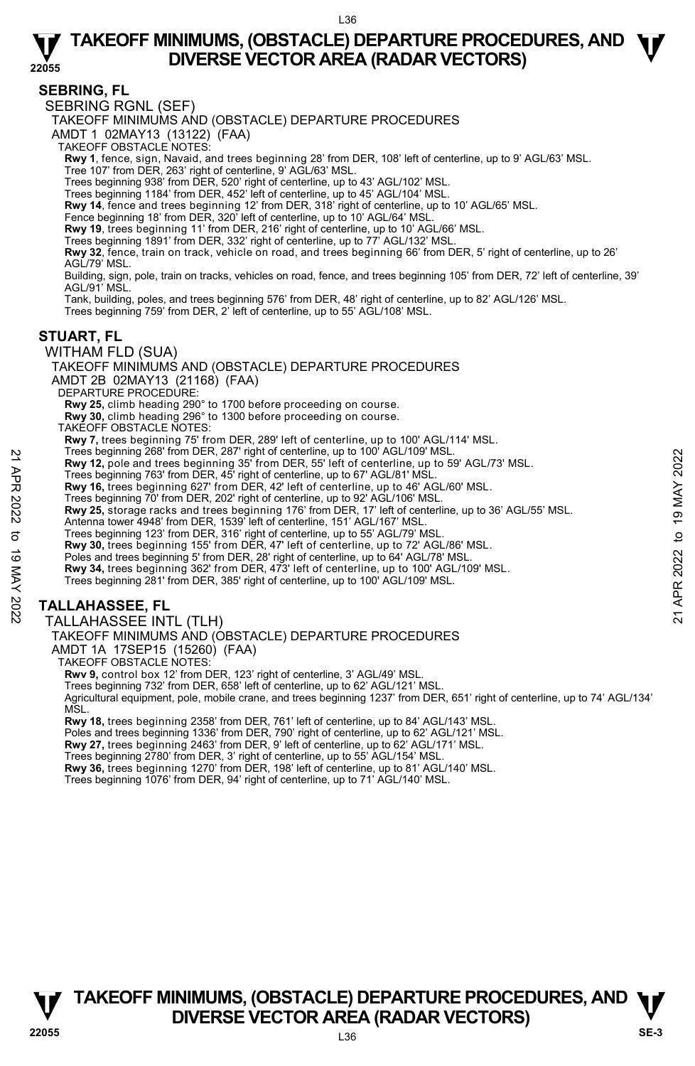## SEBRING, FL

### SEBRING RGNL (SEF)

TAKEOFF MINIMUMS AND (OBSTACLE) DEPARTURE PROCEDURES

AMDT 1 02MAY13 (13122) (FAA)

TAKEOFF OBSTACLE NOTES:

**Rwy 1**, fence, sign, Navaid, and trees beginning 28' from DER, 108' left of centerline, up to 9' AGL/63' MSL.
Tree 107' from DER, 263' right of centerline, 9' AGL/63' MSL.
Trees beginning 938' from DER, 520' right of centerline, up to 43' AGL/102' MSL.
Trees beginning 1184' from DER, 452' left of centerline, up to 45' AGL/104' MSL.
**Rwy 14**, fence and trees beginning 12' from DER, 318' right of centerline, up to 10' AGL/65' MSL.
Fence beginning 18' from DER, 320' left of centerline, up to 10' AGL/64' MSL.
**Rwy 19**, trees beginning 11' from DER, 216' right of centerline, up to 10' AGL/66' MSL.
Trees beginning 1891' from DER, 332' right of centerline, up to 77' AGL/132' MSL.
**Rwy 32**, fence, train on track, vehicle on road, and trees beginning 66' from DER, 5' right of centerline, up to 26' AGL/79' MSL.
Building, sign, pole, train on tracks, vehicles on road, fence, and trees beginning 105' from DER, 72' left of centerline, 39' AGL/91' MSL.
Tank, building, poles, and trees beginning 576' from DER, 48' right of centerline, up to 82' AGL/126' MSL.
Trees beginning 759' from DER, 2' left of centerline, up to 55' AGL/108' MSL.

## STUART, FL

### WITHAM FLD (SUA)

TAKEOFF MINIMUMS AND (OBSTACLE) DEPARTURE PROCEDURES

AMDT 2B 02MAY13 (21168) (FAA)

DEPARTURE PROCEDURE:

**Rwy 25,** climb heading 290° to 1700 before proceeding on course.
**Rwy 30,** climb heading 296° to 1300 before proceeding on course.

TAKEOFF OBSTACLE NOTES:

**Rwy 7,** trees beginning 75' from DER, 289' left of centerline, up to 100' AGL/114' MSL.
Trees beginning 268' from DER, 287' right of centerline, up to 100' AGL/109' MSL.
**Rwy 12,** pole and trees beginning 35' from DER, 55' left of centerline, up to 59' AGL/73' MSL.
Trees beginning 763' from DER, 45' right of centerline, up to 67' AGL/81' MSL.
**Rwy 16,** trees beginning 627' from DER, 42' left of centerline, up to 46' AGL/60' MSL.
Trees beginning 70' from DER, 202' right of centerline, up to 92' AGL/106' MSL.
**Rwy 25,** storage racks and trees beginning 176' from DER, 17' left of centerline, up to 36' AGL/55' MSL.
Antenna tower 4948' from DER, 1539' left of centerline, 151' AGL/167' MSL.
Trees beginning 123' from DER, 316' right of centerline, up to 55' AGL/79' MSL.
**Rwy 30,** trees beginning 155' from DER, 47' left of centerline, up to 72' AGL/86' MSL.
Poles and trees beginning 5' from DER, 28' right of centerline, up to 64' AGL/78' MSL.
**Rwy 34,** trees beginning 362' from DER, 473' left of centerline, up to 100' AGL/109' MSL.
Trees beginning 281' from DER, 385' right of centerline, up to 100' AGL/109' MSL.

## TALLAHASSEE, FL

### TALLAHASSEE INTL (TLH)

TAKEOFF MINIMUMS AND (OBSTACLE) DEPARTURE PROCEDURES

AMDT 1A 17SEP15 (15260) (FAA)

TAKEOFF OBSTACLE NOTES:

**Rwy 9,** control box 12' from DER, 123' right of centerline, 3' AGL/49' MSL.
Trees beginning 732' from DER, 658' left of centerline, up to 62' AGL/121' MSL.
Agricultural equipment, pole, mobile crane, and trees beginning 1237' from DER, 651' right of centerline, up to 74' AGL/134' MSL.
**Rwy 18,** trees beginning 2358' from DER, 761' left of centerline, up to 84' AGL/143' MSL.
Poles and trees beginning 1336' from DER, 790' right of centerline, up to 62' AGL/121' MSL.
**Rwy 27,** trees beginning 2463' from DER, 9' left of centerline, up to 62' AGL/171' MSL.
Trees beginning 2780' from DER, 3' right of centerline, up to 55' AGL/154' MSL.
**Rwy 36,** trees beginning 1270' from DER, 198' left of centerline, up to 81' AGL/140' MSL.
Trees beginning 1076' from DER, 94' right of centerline, up to 71' AGL/140' MSL.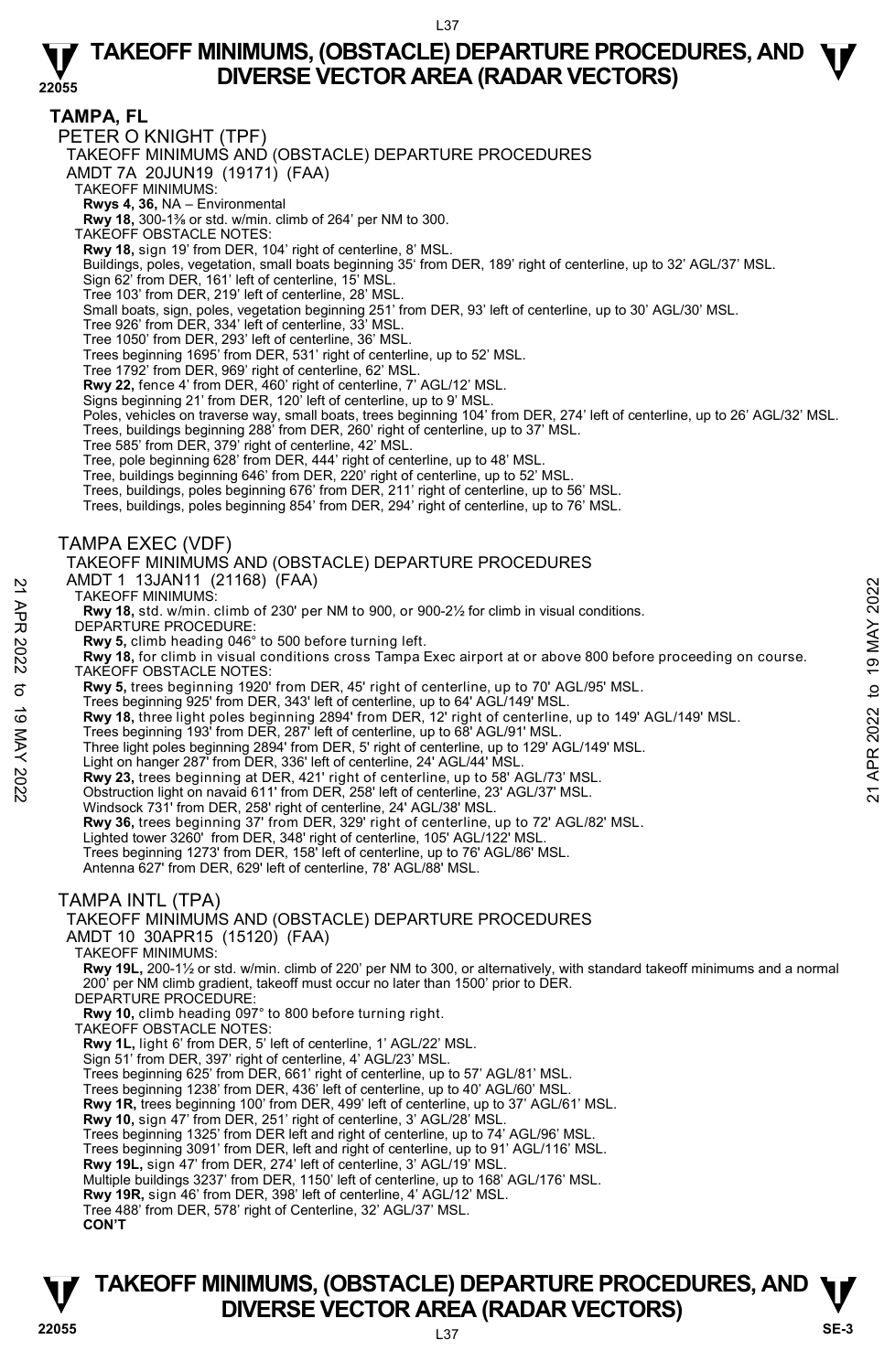# TAKEOFF MINIMUMS, (OBSTACLE) DEPARTURE PROCEDURES, AND DIVERSE VECTOR AREA (RADAR VECTORS)

## TAMPA, FL

### PETER O KNIGHT (TPF)

TAKEOFF MINIMUMS AND (OBSTACLE) DEPARTURE PROCEDURES
AMDT 7A 20JUN19 (19171) (FAA)

TAKEOFF MINIMUMS:
**Rwys 4, 36,** NA – Environmental
**Rwy 18,** 300-1⅜ or std. w/min. climb of 264' per NM to 300.

TAKEOFF OBSTACLE NOTES:
**Rwy 18,** sign 19' from DER, 104' right of centerline, 8' MSL.
Buildings, poles, vegetation, small boats beginning 35' from DER, 189' right of centerline, up to 32' AGL/37' MSL.
Sign 62' from DER, 161' left of centerline, 15' MSL.
Tree 103' from DER, 219' left of centerline, 28' MSL.
Small boats, sign, poles, vegetation beginning 251' from DER, 93' left of centerline, up to 30' AGL/30' MSL.
Tree 926' from DER, 334' left of centerline, 33' MSL.
Tree 1050' from DER, 293' left of centerline, 36' MSL.
Trees beginning 1695' from DER, 531' right of centerline, up to 52' MSL.
Tree 1792' from DER, 969' right of centerline, 62' MSL.
**Rwy 22,** fence 4' from DER, 460' right of centerline, 7' AGL/12' MSL.
Signs beginning 21' from DER, 120' left of centerline, up to 9' MSL.
Poles, vehicles on traverse way, small boats, trees beginning 104' from DER, 274' left of centerline, up to 26' AGL/32' MSL.
Trees, buildings beginning 288' from DER, 260' right of centerline, up to 37' MSL.
Tree 585' from DER, 379' right of centerline, 42' MSL.
Tree, pole beginning 628' from DER, 444' right of centerline, up to 48' MSL.
Tree, buildings beginning 646' from DER, 220' right of centerline, up to 52' MSL.
Trees, buildings, poles beginning 676' from DER, 211' right of centerline, up to 56' MSL.
Trees, buildings, poles beginning 854' from DER, 294' right of centerline, up to 76' MSL.

### TAMPA EXEC (VDF)

TAKEOFF MINIMUMS AND (OBSTACLE) DEPARTURE PROCEDURES
AMDT 1 13JAN11 (21168) (FAA)

TAKEOFF MINIMUMS:
**Rwy 18,** std. w/min. climb of 230' per NM to 900, or 900-2½ for climb in visual conditions.

DEPARTURE PROCEDURE:
**Rwy 5,** climb heading 046° to 500 before turning left.
**Rwy 18,** for climb in visual conditions cross Tampa Exec airport at or above 800 before proceeding on course.

TAKEOFF OBSTACLE NOTES:
**Rwy 5,** trees beginning 1920' from DER, 45' right of centerline, up to 70' AGL/95' MSL.
Trees beginning 925' from DER, 343' left of centerline, up to 64' AGL/149' MSL.
**Rwy 18,** three light poles beginning 2894' from DER, 12' right of centerline, up to 149' AGL/149' MSL.
Trees beginning 193' from DER, 287' left of centerline, up to 68' AGL/91' MSL.
Three light poles beginning 2894' from DER, 5' right of centerline, up to 129' AGL/149' MSL.
Light on hanger 287' from DER, 336' left of centerline, 24' AGL/44' MSL.
**Rwy 23,** trees beginning at DER, 421' right of centerline, up to 58' AGL/73' MSL.
Obstruction light on navaid 611' from DER, 258' left of centerline, 23' AGL/37' MSL.
Windsock 731' from DER, 258' right of centerline, 24' AGL/38' MSL.
**Rwy 36,** trees beginning 37' from DER, 329' right of centerline, up to 72' AGL/82' MSL.
Lighted tower 3260' from DER, 348' right of centerline, 105' AGL/122' MSL.
Trees beginning 1273' from DER, 158' left of centerline, up to 76' AGL/86' MSL.
Antenna 627' from DER, 629' left of centerline, 78' AGL/88' MSL.

### TAMPA INTL (TPA)

TAKEOFF MINIMUMS AND (OBSTACLE) DEPARTURE PROCEDURES
AMDT 10 30APR15 (15120) (FAA)

TAKEOFF MINIMUMS:
**Rwy 19L,** 200-1½ or std. w/min. climb of 220' per NM to 300, or alternatively, with standard takeoff minimums and a normal 200' per NM climb gradient, takeoff must occur no later than 1500' prior to DER.

DEPARTURE PROCEDURE:
**Rwy 10,** climb heading 097° to 800 before turning right.

TAKEOFF OBSTACLE NOTES:
**Rwy 1L,** light 6' from DER, 5' left of centerline, 1' AGL/22' MSL.
Sign 51' from DER, 397' right of centerline, 4' AGL/23' MSL.
Trees beginning 625' from DER, 661' right of centerline, up to 57' AGL/81' MSL.
Trees beginning 1238' from DER, 436' left of centerline, up to 40' AGL/60' MSL.
**Rwy 1R,** trees beginning 100' from DER, 499' left of centerline, up to 37' AGL/61' MSL.
**Rwy 10,** sign 47' from DER, 251' right of centerline, 3' AGL/28' MSL.
Trees beginning 1325' from DER left and right of centerline, up to 74' AGL/96' MSL.
Trees beginning 3091' from DER, left and right of centerline, up to 91' AGL/116' MSL.
**Rwy 19L,** sign 47' from DER, 274' left of centerline, 3' AGL/19' MSL.
Multiple buildings 3237' from DER, 1150' left of centerline, up to 168' AGL/176' MSL.
**Rwy 19R,** sign 46' from DER, 398' left of centerline, 4' AGL/12' MSL.
Tree 488' from DER, 578' right of Centerline, 32' AGL/37' MSL.
**CON'T**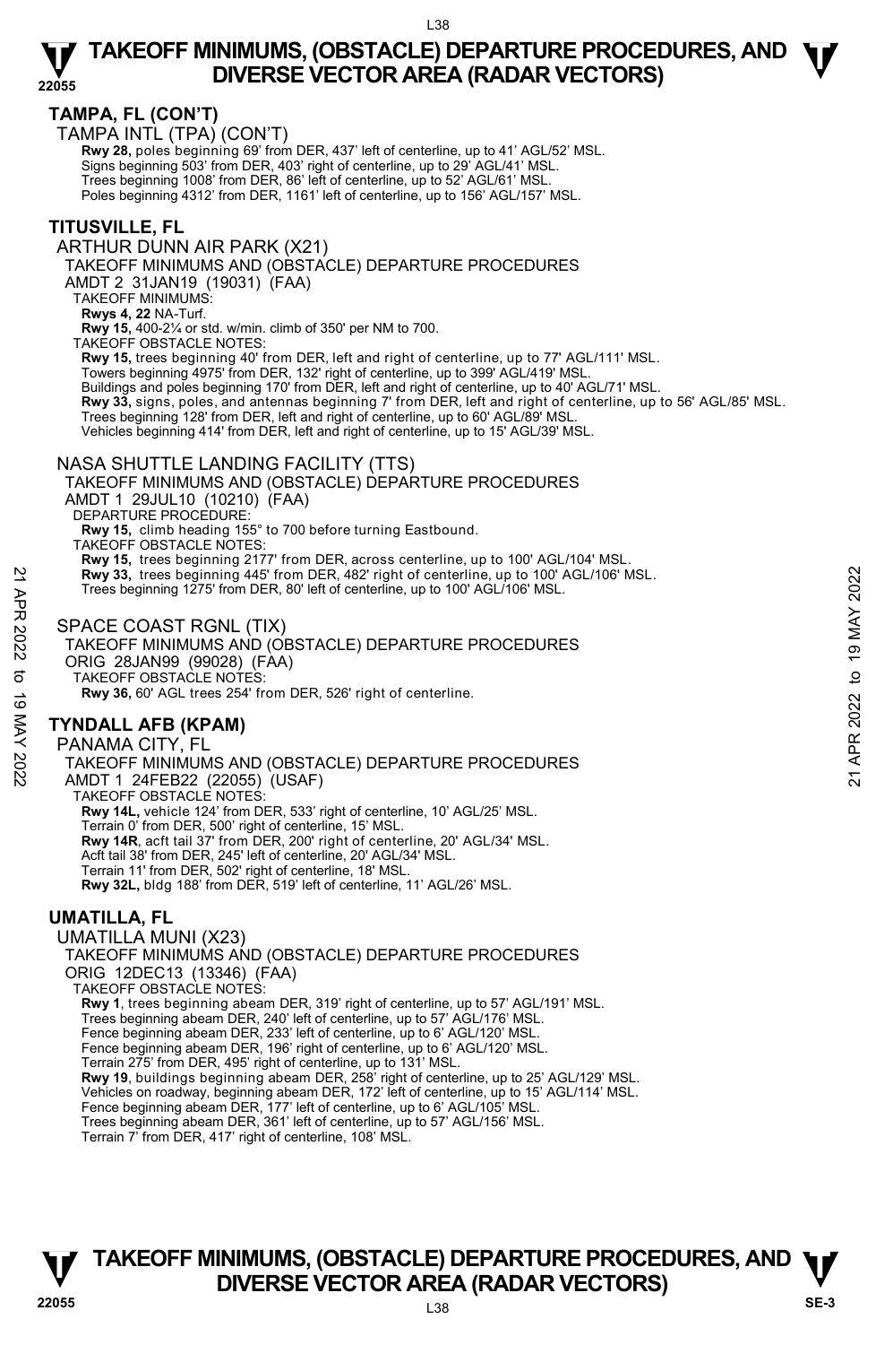## TAMPA, FL (CON'T)

TAMPA INTL (TPA) (CON'T)

**Rwy 28,** poles beginning 69' from DER, 437' left of centerline, up to 41' AGL/52' MSL.
Signs beginning 503' from DER, 403' right of centerline, up to 29' AGL/41' MSL.
Trees beginning 1008' from DER, 86' left of centerline, up to 52' AGL/61' MSL.
Poles beginning 4312' from DER, 1161' left of centerline, up to 156' AGL/157' MSL.

## TITUSVILLE, FL

ARTHUR DUNN AIR PARK (X21)
TAKEOFF MINIMUMS AND (OBSTACLE) DEPARTURE PROCEDURES
AMDT 2 31JAN19 (19031) (FAA)
TAKEOFF MINIMUMS:
**Rwys 4, 22** NA-Turf.
**Rwy 15,** 400-2¼ or std. w/min. climb of 350' per NM to 700.
TAKEOFF OBSTACLE NOTES:
**Rwy 15,** trees beginning 40' from DER, left and right of centerline, up to 77' AGL/111' MSL.
Towers beginning 4975' from DER, 132' right of centerline, up to 399' AGL/419' MSL.
Buildings and poles beginning 170' from DER, left and right of centerline, up to 40' AGL/71' MSL.
**Rwy 33,** signs, poles, and antennas beginning 7' from DER, left and right of centerline, up to 56' AGL/85' MSL.
Trees beginning 128' from DER, left and right of centerline, up to 60' AGL/89' MSL.
Vehicles beginning 414' from DER, left and right of centerline, up to 15' AGL/39' MSL.

NASA SHUTTLE LANDING FACILITY (TTS)
TAKEOFF MINIMUMS AND (OBSTACLE) DEPARTURE PROCEDURES
AMDT 1 29JUL10 (10210) (FAA)
DEPARTURE PROCEDURE:
**Rwy 15,** climb heading 155° to 700 before turning Eastbound.
TAKEOFF OBSTACLE NOTES:
**Rwy 15,** trees beginning 2177' from DER, across centerline, up to 100' AGL/104' MSL.
**Rwy 33,** trees beginning 445' from DER, 482' right of centerline, up to 100' AGL/106' MSL.
Trees beginning 1275' from DER, 80' left of centerline, up to 100' AGL/106' MSL.

SPACE COAST RGNL (TIX)
TAKEOFF MINIMUMS AND (OBSTACLE) DEPARTURE PROCEDURES
ORIG 28JAN99 (99028) (FAA)
TAKEOFF OBSTACLE NOTES:
**Rwy 36,** 60' AGL trees 254' from DER, 526' right of centerline.

## TYNDALL AFB (KPAM)

PANAMA CITY, FL
TAKEOFF MINIMUMS AND (OBSTACLE) DEPARTURE PROCEDURES
AMDT 1 24FEB22 (22055) (USAF)
TAKEOFF OBSTACLE NOTES:
**Rwy 14L,** vehicle 124' from DER, 533' right of centerline, 10' AGL/25' MSL.
Terrain 0' from DER, 500' right of centerline, 15' MSL.
**Rwy 14R**, acft tail 37' from DER, 200' right of centerline, 20' AGL/34' MSL.
Acft tail 38' from DER, 245' left of centerline, 20' AGL/34' MSL.
Terrain 11' from DER, 502' right of centerline, 18' MSL.
**Rwy 32L,** bldg 188' from DER, 519' left of centerline, 11' AGL/26' MSL.

## UMATILLA, FL

UMATILLA MUNI (X23)
TAKEOFF MINIMUMS AND (OBSTACLE) DEPARTURE PROCEDURES
ORIG 12DEC13 (13346) (FAA)
TAKEOFF OBSTACLE NOTES:
**Rwy 1**, trees beginning abeam DER, 319' right of centerline, up to 57' AGL/191' MSL.
Trees beginning abeam DER, 240' left of centerline, up to 57' AGL/176' MSL.
Fence beginning abeam DER, 233' left of centerline, up to 6' AGL/120' MSL.
Fence beginning abeam DER, 196' right of centerline, up to 6' AGL/120' MSL.
Terrain 275' from DER, 495' right of centerline, up to 131' MSL.
**Rwy 19**, buildings beginning abeam DER, 258' right of centerline, up to 25' AGL/129' MSL.
Vehicles on roadway, beginning abeam DER, 172' left of centerline, up to 15' AGL/114' MSL.
Fence beginning abeam DER, 177' left of centerline, up to 6' AGL/105' MSL.
Trees beginning abeam DER, 361' left of centerline, up to 57' AGL/156' MSL.
Terrain 7' from DER, 417' right of centerline, 108' MSL.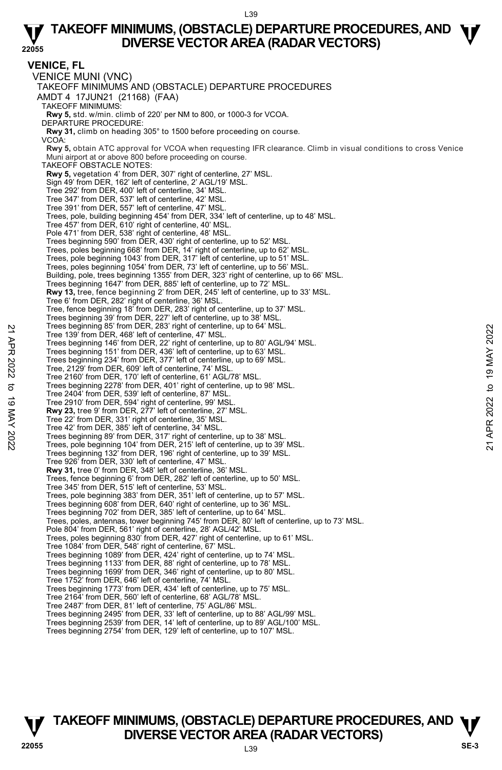## VENICE, FL

VENICE MUNI (VNC)

TAKEOFF MINIMUMS AND (OBSTACLE) DEPARTURE PROCEDURES

AMDT 4 17JUN21 (21168) (FAA)

TAKEOFF MINIMUMS:

**Rwy 5,** std. w/min. climb of 220' per NM to 800, or 1000-3 for VCOA.

DEPARTURE PROCEDURE:

**Rwy 31,** climb on heading 305° to 1500 before proceeding on course.

VCOA:

**Rwy 5,** obtain ATC approval for VCOA when requesting IFR clearance. Climb in visual conditions to cross Venice Muni airport at or above 800 before proceeding on course.

TAKEOFF OBSTACLE NOTES:

**Rwy 5,** vegetation 4' from DER, 307' right of centerline, 27' MSL.
Sign 49' from DER, 162' left of centerline, 2' AGL/19' MSL.
Tree 292' from DER, 400' left of centerline, 34' MSL.
Tree 347' from DER, 537' left of centerline, 42' MSL.
Tree 391' from DER, 557' left of centerline, 47' MSL.
Trees, pole, building beginning 454' from DER, 334' left of centerline, up to 48' MSL.
Tree 457' from DER, 610' right of centerline, 40' MSL.
Pole 471' from DER, 538' right of centerline, 48' MSL.
Trees beginning 590' from DER, 430' right of centerline, up to 52' MSL.
Trees, poles beginning 668' from DER, 14' right of centerline, up to 62' MSL.
Trees, pole beginning 1043' from DER, 317' left of centerline, up to 51' MSL.
Trees, poles beginning 1054' from DER, 73' left of centerline, up to 56' MSL.
Building, pole, trees beginning 1355' from DER, 323' right of centerline, up to 66' MSL.
Trees beginning 1647' from DER, 885' left of centerline, up to 72' MSL.
**Rwy 13,** tree, fence beginning 2' from DER, 245' left of centerline, up to 33' MSL.
Tree 6' from DER, 282' right of centerline, 36' MSL.
Tree, fence beginning 18' from DER, 283' right of centerline, up to 37' MSL.
Trees beginning 39' from DER, 227' left of centerline, up to 38' MSL.
Trees beginning 85' from DER, 283' right of centerline, up to 64' MSL.
Tree 139' from DER, 468' left of centerline, 47' MSL.
Trees beginning 146' from DER, 22' right of centerline, up to 80' AGL/94' MSL.
Trees beginning 151' from DER, 436' left of centerline, up to 63' MSL.
Trees beginning 234' from DER, 377' left of centerline, up to 69' MSL.
Tree, 2129' from DER, 609' left of centerline, 74' MSL.
Tree 2160' from DER, 170' left of centerline, 61' AGL/78' MSL.
Trees beginning 2278' from DER, 401' right of centerline, up to 98' MSL.
Tree 2404' from DER, 539' left of centerline, 87' MSL.
Tree 2910' from DER, 594' right of centerline, 99' MSL.
**Rwy 23,** tree 9' from DER, 277' left of centerline, 27' MSL.
Tree 22' from DER, 331' right of centerline, 35' MSL.
Tree 42' from DER, 385' left of centerline, 34' MSL.
Trees beginning 89' from DER, 317' right of centerline, up to 38' MSL.
Trees, pole beginning 104' from DER, 215' left of centerline, up to 39' MSL.
Trees beginning 132' from DER, 196' right of centerline, up to 39' MSL.
Tree 926' from DER, 330' left of centerline, 47' MSL.
**Rwy 31,** tree 0' from DER, 348' left of centerline, 36' MSL.
Trees, fence beginning 6' from DER, 282' left of centerline, up to 50' MSL.
Tree 345' from DER, 515' left of centerline, 53' MSL.
Trees, pole beginning 383' from DER, 351' left of centerline, up to 57' MSL.
Trees beginning 608' from DER, 640' right of centerline, up to 36' MSL.
Trees beginning 702' from DER, 385' left of centerline, up to 64' MSL.
Trees, poles, antennas, tower beginning 745' from DER, 80' left of centerline, up to 73' MSL.
Pole 804' from DER, 561' right of centerline, 28' AGL/42' MSL.
Trees, poles beginning 830' from DER, 427' right of centerline, up to 61' MSL.
Tree 1084' from DER, 548' right of centerline, 67' MSL.
Trees beginning 1089' from DER, 424' right of centerline, up to 74' MSL.
Trees beginning 1133' from DER, 88' right of centerline, up to 78' MSL.
Trees beginning 1699' from DER, 346' right of centerline, up to 80' MSL.
Tree 1752' from DER, 646' left of centerline, 74' MSL.
Trees beginning 1773' from DER, 434' left of centerline, up to 75' MSL.
Tree 2164' from DER, 560' left of centerline, 68' AGL/78' MSL.
Tree 2487' from DER, 81' left of centerline, 75' AGL/86' MSL.
Trees beginning 2495' from DER, 33' left of centerline, up to 88' AGL/99' MSL.
Trees beginning 2539' from DER, 14' left of centerline, up to 89' AGL/100' MSL.
Trees beginning 2754' from DER, 129' left of centerline, up to 107' MSL.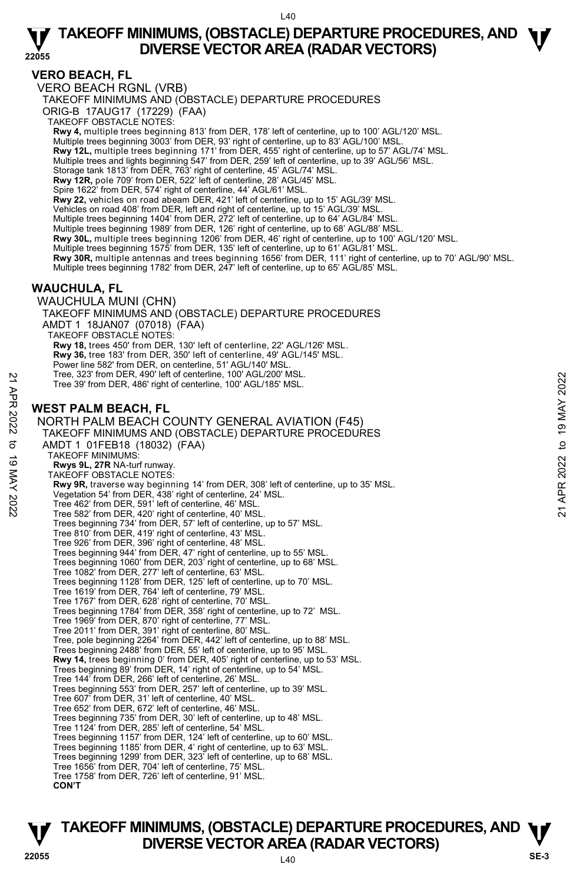## VERO BEACH, FL

VERO BEACH RGNL (VRB)

TAKEOFF MINIMUMS AND (OBSTACLE) DEPARTURE PROCEDURES

ORIG-B 17AUG17 (17229) (FAA)

TAKEOFF OBSTACLE NOTES:

**Rwy 4,** multiple trees beginning 813' from DER, 178' left of centerline, up to 100' AGL/120' MSL.
Multiple trees beginning 3003' from DER, 93' right of centerline, up to 83' AGL/100' MSL.
**Rwy 12L,** multiple trees beginning 171' from DER, 455' right of centerline, up to 57' AGL/74' MSL.
Multiple trees and lights beginning 547' from DER, 259' left of centerline, up to 39' AGL/56' MSL.
Storage tank 1813' from DER, 763' right of centerline, 45' AGL/74' MSL.
**Rwy 12R,** pole 709' from DER, 522' left of centerline, 28' AGL/45' MSL.
Spire 1622' from DER, 574' right of centerline, 44' AGL/61' MSL.
**Rwy 22,** vehicles on road abeam DER, 421' left of centerline, up to 15' AGL/39' MSL.
Vehicles on road 408' from DER, left and right of centerline, up to 15' AGL/39' MSL.
Multiple trees beginning 1404' from DER, 272' left of centerline, up to 64' AGL/84' MSL.
Multiple trees beginning 1989' from DER, 126' right of centerline, up to 68' AGL/88' MSL.
**Rwy 30L,** multiple trees beginning 1206' from DER, 46' right of centerline, up to 100' AGL/120' MSL.
Multiple trees beginning 1575' from DER, 135' left of centerline, up to 61' AGL/81' MSL.
**Rwy 30R,** multiple antennas and trees beginning 1656' from DER, 111' right of centerline, up to 70' AGL/90' MSL.
Multiple trees beginning 1782' from DER, 247' left of centerline, up to 65' AGL/85' MSL.

## WAUCHULA, FL

WAUCHULA MUNI (CHN)

TAKEOFF MINIMUMS AND (OBSTACLE) DEPARTURE PROCEDURES

AMDT 1 18JAN07 (07018) (FAA)

TAKEOFF OBSTACLE NOTES:

**Rwy 18,** trees 450' from DER, 130' left of centerline, 22' AGL/126' MSL.
**Rwy 36,** tree 183' from DER, 350' left of centerline, 49' AGL/145' MSL.
Power line 582' from DER, on centerline, 51' AGL/140' MSL.
Tree, 323' from DER, 490' left of centerline, 100' AGL/200' MSL.
Tree 39' from DER, 486' right of centerline, 100' AGL/185' MSL.

## WEST PALM BEACH, FL

NORTH PALM BEACH COUNTY GENERAL AVIATION (F45)

TAKEOFF MINIMUMS AND (OBSTACLE) DEPARTURE PROCEDURES

AMDT 1 01FEB18 (18032) (FAA)

TAKEOFF MINIMUMS:

**Rwys 9L, 27R** NA-turf runway.

TAKEOFF OBSTACLE NOTES:

**Rwy 9R,** traverse way beginning 14' from DER, 308' left of centerline, up to 35' MSL.
Vegetation 54' from DER, 438' right of centerline, 24' MSL.
Tree 462' from DER, 591' left of centerline, 46' MSL.
Tree 582' from DER, 420' right of centerline, 40' MSL.
Trees beginning 734' from DER, 57' left of centerline, up to 57' MSL.
Tree 810' from DER, 419' right of centerline, 43' MSL.
Tree 926' from DER, 396' right of centerline, 48' MSL.
Trees beginning 944' from DER, 47' right of centerline, up to 55' MSL.
Trees beginning 1060' from DER, 203' right of centerline, up to 68' MSL.
Tree 1082' from DER, 277' left of centerline, 63' MSL.
Trees beginning 1128' from DER, 125' left of centerline, up to 70' MSL.
Tree 1619' from DER, 764' left of centerline, 79' MSL.
Tree 1767' from DER, 628' right of centerline, 70' MSL.
Trees beginning 1784' from DER, 358' right of centerline, up to 72' MSL.
Tree 1969' from DER, 870' right of centerline, 77' MSL.
Tree 2011' from DER, 391' right of centerline, 80' MSL.
Tree, pole beginning 2264' from DER, 442' left of centerline, up to 88' MSL.
Trees beginning 2488' from DER, 55' left of centerline, up to 95' MSL.
**Rwy 14,** trees beginning 0' from DER, 405' right of centerline, up to 53' MSL.
Trees beginning 89' from DER, 14' right of centerline, up to 54' MSL.
Tree 144' from DER, 266' left of centerline, 26' MSL.
Trees beginning 553' from DER, 257' left of centerline, up to 39' MSL.
Tree 607' from DER, 31' left of centerline, 40' MSL.
Tree 652' from DER, 672' left of centerline, 46' MSL.
Trees beginning 735' from DER, 30' left of centerline, up to 48' MSL.
Tree 1124' from DER, 285' left of centerline, 54' MSL.
Trees beginning 1157' from DER, 124' left of centerline, up to 60' MSL.
Trees beginning 1185' from DER, 4' right of centerline, up to 63' MSL.
Trees beginning 1299' from DER, 323' left of centerline, up to 68' MSL.
Tree 1656' from DER, 704' left of centerline, 75' MSL.
Tree 1758' from DER, 726' left of centerline, 91' MSL.

**CON'T**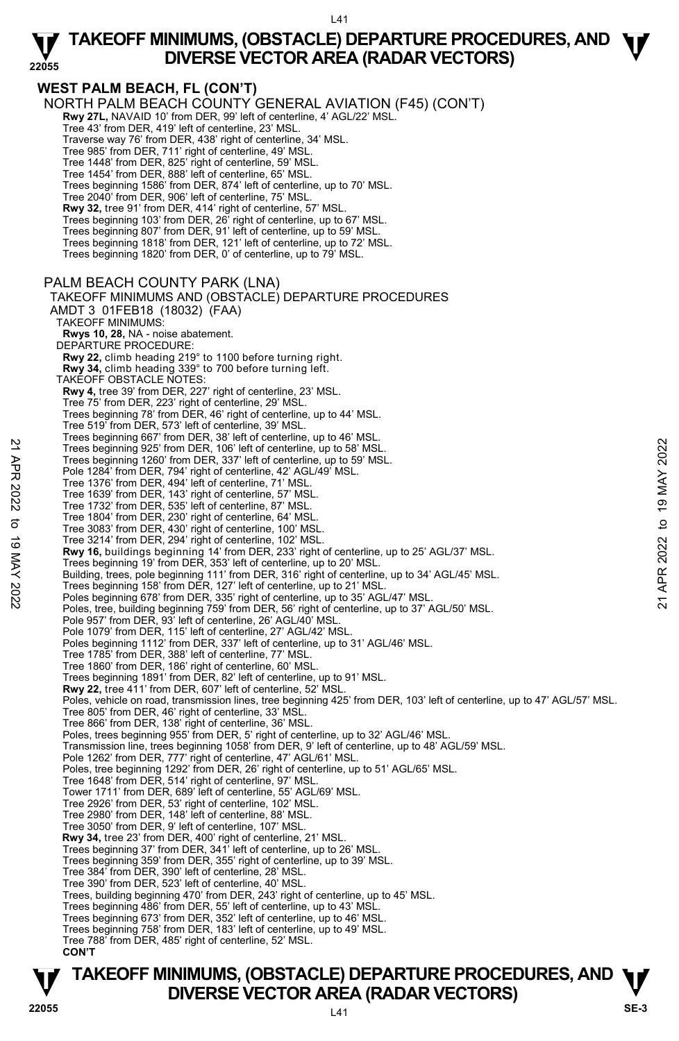## WEST PALM BEACH, FL (CON'T)

NORTH PALM BEACH COUNTY GENERAL AVIATION (F45) (CON'T)

**Rwy 27L,** NAVAID 10' from DER, 99' left of centerline, 4' AGL/22' MSL.
Tree 43' from DER, 419' left of centerline, 23' MSL.
Traverse way 76' from DER, 438' right of centerline, 34' MSL.
Tree 985' from DER, 711' right of centerline, 49' MSL.
Tree 1448' from DER, 825' right of centerline, 59' MSL.
Tree 1454' from DER, 888' left of centerline, 65' MSL.
Trees beginning 1586' from DER, 874' left of centerline, up to 70' MSL.
Tree 2040' from DER, 906' left of centerline, 75' MSL.
**Rwy 32,** tree 91' from DER, 414' right of centerline, 57' MSL.
Trees beginning 103' from DER, 26' right of centerline, up to 67' MSL.
Trees beginning 807' from DER, 91' left of centerline, up to 59' MSL.
Trees beginning 1818' from DER, 121' left of centerline, up to 72' MSL.
Trees beginning 1820' from DER, 0' of centerline, up to 79' MSL.

PALM BEACH COUNTY PARK (LNA)
TAKEOFF MINIMUMS AND (OBSTACLE) DEPARTURE PROCEDURES
AMDT 3 01FEB18 (18032) (FAA)

TAKEOFF MINIMUMS:
**Rwys 10, 28,** NA - noise abatement.

DEPARTURE PROCEDURE:
**Rwy 22,** climb heading 219° to 1100 before turning right.
**Rwy 34,** climb heading 339° to 700 before turning left.

TAKEOFF OBSTACLE NOTES:
**Rwy 4,** tree 39' from DER, 227' right of centerline, 23' MSL.
Tree 75' from DER, 223' right of centerline, 29' MSL.
Trees beginning 78' from DER, 46' right of centerline, up to 44' MSL.
Tree 519' from DER, 573' left of centerline, 39' MSL.
Trees beginning 667' from DER, 38' left of centerline, up to 46' MSL.
Trees beginning 925' from DER, 106' left of centerline, up to 58' MSL.
Trees beginning 1260' from DER, 337' left of centerline, up to 59' MSL.
Pole 1284' from DER, 794' right of centerline, 42' AGL/49' MSL.
Tree 1376' from DER, 494' left of centerline, 71' MSL.
Tree 1639' from DER, 143' right of centerline, 57' MSL.
Tree 1732' from DER, 535' left of centerline, 87' MSL.
Tree 1804' from DER, 230' right of centerline, 64' MSL.
Tree 3083' from DER, 430' right of centerline, 100' MSL.
Tree 3214' from DER, 294' right of centerline, 102' MSL.
**Rwy 16,** buildings beginning 14' from DER, 233' right of centerline, up to 25' AGL/37' MSL.
Trees beginning 19' from DER, 353' left of centerline, up to 20' MSL.
Building, trees, pole beginning 111' from DER, 316' right of centerline, up to 34' AGL/45' MSL.
Trees beginning 158' from DER, 127' left of centerline, up to 21' MSL.
Poles beginning 678' from DER, 335' right of centerline, up to 35' AGL/47' MSL.
Poles, tree, building beginning 759' from DER, 56' right of centerline, up to 37' AGL/50' MSL.
Pole 957' from DER, 93' left of centerline, 26' AGL/40' MSL.
Pole 1079' from DER, 115' left of centerline, 27' AGL/42' MSL.
Poles beginning 1112' from DER, 337' left of centerline, up to 31' AGL/46' MSL.
Tree 1785' from DER, 388' left of centerline, 77' MSL.
Tree 1860' from DER, 186' right of centerline, 60' MSL.
Trees beginning 1891' from DER, 82' left of centerline, up to 91' MSL.
**Rwy 22,** tree 411' from DER, 607' left of centerline, 52' MSL.
Poles, vehicle on road, transmission lines, tree beginning 425' from DER, 103' left of centerline, up to 47' AGL/57' MSL.
Tree 805' from DER, 46' right of centerline, 33' MSL.
Tree 866' from DER, 138' right of centerline, 36' MSL.
Poles, trees beginning 955' from DER, 5' right of centerline, up to 32' AGL/46' MSL.
Transmission line, trees beginning 1058' from DER, 9' left of centerline, up to 48' AGL/59' MSL.
Pole 1262' from DER, 777' right of centerline, 47' AGL/61' MSL.
Poles, tree beginning 1292' from DER, 26' right of centerline, up to 51' AGL/65' MSL.
Tree 1648' from DER, 514' right of centerline, 97' MSL.
Tower 1711' from DER, 689' left of centerline, 55' AGL/69' MSL.
Tree 2926' from DER, 53' right of centerline, 102' MSL.
Tree 2980' from DER, 148' left of centerline, 88' MSL.
Tree 3050' from DER, 9' left of centerline, 107' MSL.
**Rwy 34,** tree 23' from DER, 400' right of centerline, 21' MSL.
Trees beginning 37' from DER, 341' left of centerline, up to 26' MSL.
Trees beginning 359' from DER, 355' right of centerline, up to 39' MSL.
Tree 384' from DER, 390' left of centerline, 28' MSL.
Tree 390' from DER, 523' left of centerline, 40' MSL.
Trees, building beginning 470' from DER, 243' right of centerline, up to 45' MSL.
Trees beginning 486' from DER, 55' left of centerline, up to 43' MSL.
Trees beginning 673' from DER, 352' left of centerline, up to 46' MSL.
Trees beginning 758' from DER, 183' left of centerline, up to 49' MSL.
Tree 788' from DER, 485' right of centerline, 52' MSL.
**CON'T**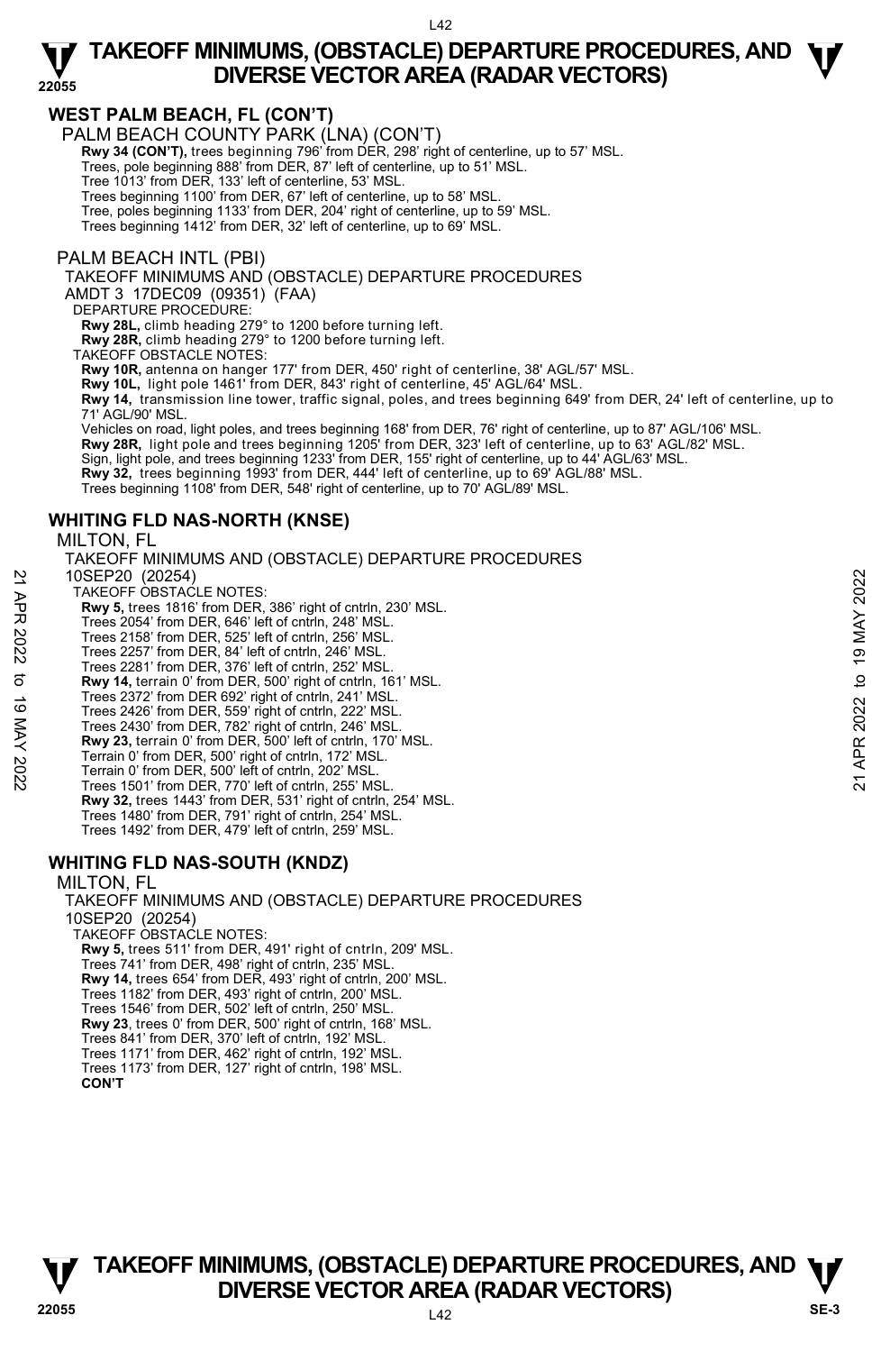## WEST PALM BEACH, FL (CON'T)

PALM BEACH COUNTY PARK (LNA) (CON'T)

**Rwy 34 (CON'T),** trees beginning 796' from DER, 298' right of centerline, up to 57' MSL.
Trees, pole beginning 888' from DER, 87' left of centerline, up to 51' MSL.
Tree 1013' from DER, 133' left of centerline, 53' MSL.
Trees beginning 1100' from DER, 67' left of centerline, up to 58' MSL.
Tree, poles beginning 1133' from DER, 204' right of centerline, up to 59' MSL.
Trees beginning 1412' from DER, 32' left of centerline, up to 69' MSL.

PALM BEACH INTL (PBI)

TAKEOFF MINIMUMS AND (OBSTACLE) DEPARTURE PROCEDURES
AMDT 3 17DEC09 (09351) (FAA)

DEPARTURE PROCEDURE:

**Rwy 28L,** climb heading 279° to 1200 before turning left.
**Rwy 28R,** climb heading 279° to 1200 before turning left.

TAKEOFF OBSTACLE NOTES:

**Rwy 10R,** antenna on hanger 177' from DER, 450' right of centerline, 38' AGL/57' MSL.
**Rwy 10L,** light pole 1461' from DER, 843' right of centerline, 45' AGL/64' MSL.
**Rwy 14,** transmission line tower, traffic signal, poles, and trees beginning 649' from DER, 24' left of centerline, up to 71' AGL/90' MSL.
Vehicles on road, light poles, and trees beginning 168' from DER, 76' right of centerline, up to 87' AGL/106' MSL.
**Rwy 28R,** light pole and trees beginning 1205' from DER, 323' left of centerline, up to 63' AGL/82' MSL.
Sign, light pole, and trees beginning 1233' from DER, 155' right of centerline, up to 44' AGL/63' MSL.
**Rwy 32,** trees beginning 1993' from DER, 444' left of centerline, up to 69' AGL/88' MSL.
Trees beginning 1108' from DER, 548' right of centerline, up to 70' AGL/89' MSL.

## WHITING FLD NAS-NORTH (KNSE)

MILTON, FL

TAKEOFF MINIMUMS AND (OBSTACLE) DEPARTURE PROCEDURES
10SEP20 (20254)

TAKEOFF OBSTACLE NOTES:

**Rwy 5,** trees 1816' from DER, 386' right of cntrln, 230' MSL.
Trees 2054' from DER, 646' left of cntrln, 248' MSL.
Trees 2158' from DER, 525' left of cntrln, 256' MSL.
Trees 2257' from DER, 84' left of cntrln, 246' MSL.
Trees 2281' from DER, 376' left of cntrln, 252' MSL.
**Rwy 14,** terrain 0' from DER, 500' right of cntrln, 161' MSL.
Trees 2372' from DER 692' right of cntrln, 241' MSL.
Trees 2426' from DER, 559' right of cntrln, 222' MSL.
Trees 2430' from DER, 782' right of cntrln, 246' MSL.
**Rwy 23,** terrain 0' from DER, 500' left of cntrln, 170' MSL.
Terrain 0' from DER, 500' right of cntrln, 172' MSL.
Terrain 0' from DER, 500' left of cntrln, 202' MSL.
Trees 1501' from DER, 770' left of cntrln, 255' MSL.
**Rwy 32,** trees 1443' from DER, 531' right of cntrln, 254' MSL.
Trees 1480' from DER, 791' right of cntrln, 254' MSL.
Trees 1492' from DER, 479' left of cntrln, 259' MSL.

## WHITING FLD NAS-SOUTH (KNDZ)

MILTON, FL

TAKEOFF MINIMUMS AND (OBSTACLE) DEPARTURE PROCEDURES
10SEP20 (20254)

TAKEOFF OBSTACLE NOTES:

**Rwy 5,** trees 511' from DER, 491' right of cntrln, 209' MSL.
Trees 741' from DER, 498' right of cntrln, 235' MSL.
**Rwy 14,** trees 654' from DER, 493' right of cntrln, 200' MSL.
Trees 1182' from DER, 493' right of cntrln, 200' MSL.
Trees 1546' from DER, 502' left of cntrln, 250' MSL.
**Rwy 23**, trees 0' from DER, 500' right of cntrln, 168' MSL.
Trees 841' from DER, 370' left of cntrln, 192' MSL.
Trees 1171' from DER, 462' right of cntrln, 192' MSL.
Trees 1173' from DER, 127' right of cntrln, 198' MSL.

**CON'T**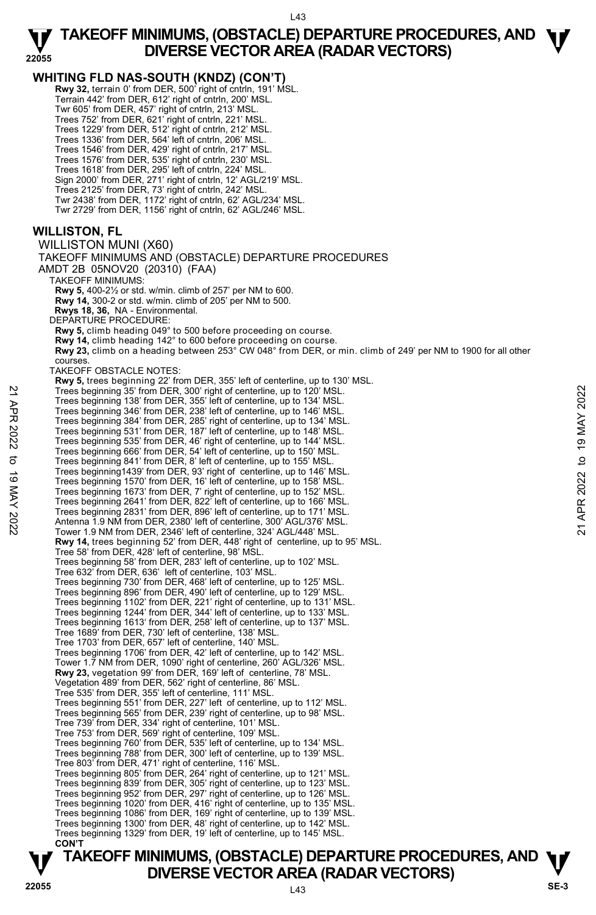## WHITING FLD NAS-SOUTH (KNDZ) (CON'T)

**Rwy 32,** terrain 0' from DER, 500' right of cntrln, 191' MSL.
Terrain 442' from DER, 612' right of cntrln, 200' MSL.
Twr 605' from DER, 457' right of cntrln, 213' MSL.
Trees 752' from DER, 621' right of cntrln, 221' MSL.
Trees 1229' from DER, 512' right of cntrln, 212' MSL.
Trees 1336' from DER, 564' left of cntrln, 206' MSL.
Trees 1546' from DER, 429' right of cntrln, 217' MSL.
Trees 1576' from DER, 535' right of cntrln, 230' MSL.
Trees 1618' from DER, 295' left of cntrln, 224' MSL.
Sign 2000' from DER, 271' right of cntrln, 12' AGL/219' MSL.
Trees 2125' from DER, 73' right of cntrln, 242' MSL.
Twr 2438' from DER, 1172' right of cntrln, 62' AGL/234' MSL.
Twr 2729' from DER, 1156' right of cntrln, 62' AGL/246' MSL.

## WILLISTON, FL

WILLISTON MUNI (X60)
TAKEOFF MINIMUMS AND (OBSTACLE) DEPARTURE PROCEDURES
AMDT 2B 05NOV20 (20310) (FAA)

TAKEOFF MINIMUMS:
**Rwy 5,** 400-2½ or std. w/min. climb of 257' per NM to 600.
**Rwy 14,** 300-2 or std. w/min. climb of 205' per NM to 500.
**Rwys 18, 36,** NA - Environmental.

DEPARTURE PROCEDURE:
**Rwy 5,** climb heading 049° to 500 before proceeding on course.
**Rwy 14,** climb heading 142° to 600 before proceeding on course.
**Rwy 23,** climb on a heading between 253° CW 048° from DER, or min. climb of 249' per NM to 1900 for all other courses.

TAKEOFF OBSTACLE NOTES:
**Rwy 5,** trees beginning 22' from DER, 355' left of centerline, up to 130' MSL.
Trees beginning 35' from DER, 300' right of centerline, up to 120' MSL.
Trees beginning 138' from DER, 355' left of centerline, up to 134' MSL.
Trees beginning 346' from DER, 238' left of centerline, up to 146' MSL.
Trees beginning 384' from DER, 285' right of centerline, up to 134' MSL.
Trees beginning 531' from DER, 187' left of centerline, up to 148' MSL.
Trees beginning 535' from DER, 46' right of centerline, up to 144' MSL.
Trees beginning 666' from DER, 54' left of centerline, up to 150' MSL.
Trees beginning 841' from DER, 8' left of centerline, up to 155' MSL.
Trees beginning1439' from DER, 93' right of centerline, up to 146' MSL.
Trees beginning 1570' from DER, 16' left of centerline, up to 158' MSL.
Trees beginning 1673' from DER, 7' right of centerline, up to 152' MSL.
Trees beginning 2641' from DER, 822' left of centerline, up to 166' MSL.
Trees beginning 2831' from DER, 896' left of centerline, up to 171' MSL.
Antenna 1.9 NM from DER, 2380' left of centerline, 300' AGL/376' MSL.
Tower 1.9 NM from DER, 2346' left of centerline, 324' AGL/448' MSL.
**Rwy 14,** trees beginning 52' from DER, 448' right of centerline, up to 95' MSL.
Tree 58' from DER, 428' left of centerline, 98' MSL.
Trees beginning 58' from DER, 283' left of centerline, up to 102' MSL.
Tree 632' from DER, 636' left of centerline, 103' MSL.
Trees beginning 730' from DER, 468' left of centerline, up to 125' MSL.
Trees beginning 896' from DER, 490' left of centerline, up to 129' MSL.
Trees beginning 1102' from DER, 221' right of centerline, up to 131' MSL.
Trees beginning 1244' from DER, 344' left of centerline, up to 133' MSL.
Trees beginning 1613' from DER, 258' left of centerline, up to 137' MSL.
Tree 1689' from DER, 730' left of centerline, 138' MSL.
Tree 1703' from DER, 657' left of centerline, 140' MSL.
Trees beginning 1706' from DER, 42' left of centerline, up to 142' MSL.
Tower 1.7 NM from DER, 1090' right of centerline, 260' AGL/326' MSL.
**Rwy 23,** vegetation 99' from DER, 169' left of centerline, 78' MSL.
Vegetation 489' from DER, 562' right of centerline, 86' MSL.
Tree 535' from DER, 355' left of centerline, 111' MSL.
Trees beginning 551' from DER, 227' left of centerline, up to 112' MSL.
Trees beginning 565' from DER, 239' right of centerline, up to 98' MSL.
Tree 739' from DER, 334' right of centerline, 101' MSL.
Tree 753' from DER, 569' right of centerline, 109' MSL.
Trees beginning 760' from DER, 535' left of centerline, up to 134' MSL.
Trees beginning 788' from DER, 300' left of centerline, up to 139' MSL.
Tree 803' from DER, 471' right of centerline, 116' MSL.
Trees beginning 805' from DER, 264' right of centerline, up to 121' MSL.
Trees beginning 839' from DER, 305' right of centerline, up to 123' MSL.
Trees beginning 952' from DER, 297' right of centerline, up to 126' MSL.
Trees beginning 1020' from DER, 416' right of centerline, up to 135' MSL.
Trees beginning 1086' from DER, 169' right of centerline, up to 139' MSL.
Trees beginning 1300' from DER, 48' right of centerline, up to 142' MSL.
Trees beginning 1329' from DER, 19' left of centerline, up to 145' MSL.
**CON'T**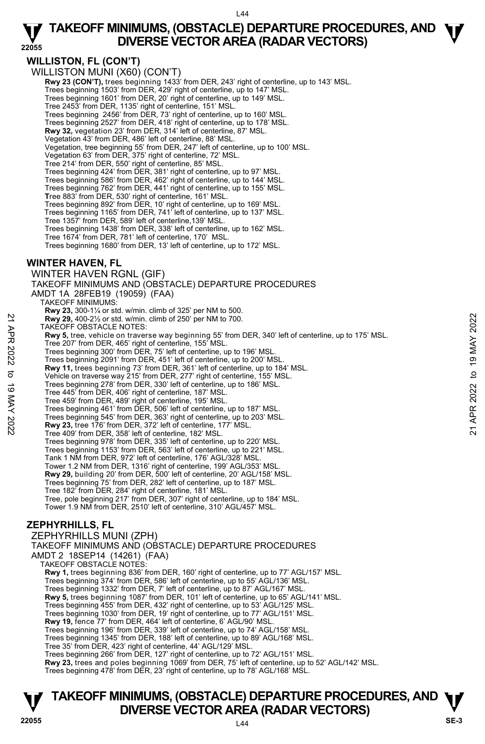## WILLISTON, FL (CON'T)

WILLISTON MUNI (X60) (CON'T)

**Rwy 23 (CON'T),** trees beginning 1433' from DER, 243' right of centerline, up to 143' MSL.
Trees beginning 1503' from DER, 429' right of centerline, up to 147' MSL.
Trees beginning 1601' from DER, 20' right of centerline, up to 149' MSL.
Tree 2453' from DER, 1135' right of centerline, 151' MSL.
Trees beginning 2456' from DER, 73' right of centerline, up to 160' MSL.
Trees beginning 2527' from DER, 418' right of centerline, up to 178' MSL.
**Rwy 32,** vegetation 23' from DER, 314' left of centerline, 87' MSL.
Vegetation 43' from DER, 486' left of centerline, 88' MSL.
Vegetation, tree beginning 55' from DER, 247' left of centerline, up to 100' MSL.
Vegetation 63' from DER, 375' right of centerline, 72' MSL.
Tree 214' from DER, 550' right of centerline, 85' MSL.
Trees beginning 424' from DER, 381' right of centerline, up to 97' MSL.
Trees beginning 586' from DER, 462' right of centerline, up to 144' MSL.
Trees beginning 762' from DER, 441' right of centerline, up to 155' MSL.
Tree 883' from DER, 530' right of centerline, 161' MSL.
Trees beginning 892' from DER, 10' right of centerline, up to 169' MSL.
Trees beginning 1165' from DER, 741' left of centerline, up to 137' MSL.
Tree 1357' from DER, 589' left of centerline,139' MSL.
Trees beginning 1438' from DER, 338' left of centerline, up to 162' MSL.
Tree 1674' from DER, 781' left of centerline, 170' MSL.
Trees beginning 1680' from DER, 13' left of centerline, up to 172' MSL.

## WINTER HAVEN, FL

WINTER HAVEN RGNL (GIF)
TAKEOFF MINIMUMS AND (OBSTACLE) DEPARTURE PROCEDURES
AMDT 1A 28FEB19 (19059) (FAA)

TAKEOFF MINIMUMS:
**Rwy 23,** 300-1¼ or std. w/min. climb of 325' per NM to 500.
**Rwy 29,** 400-2½ or std. w/min. climb of 250' per NM to 700.

TAKEOFF OBSTACLE NOTES:
**Rwy 5,** tree, vehicle on traverse way beginning 55' from DER, 340' left of centerline, up to 175' MSL.
Tree 207' from DER, 465' right of centerline, 155' MSL.
Trees beginning 300' from DER, 75' left of centerline, up to 196' MSL.
Trees beginning 2091' from DER, 451' left of centerline, up to 200' MSL.
**Rwy 11,** trees beginning 73' from DER, 361' left of centerline, up to 184' MSL.
Vehicle on traverse way 215' from DER, 277' right of centerline, 155' MSL.
Trees beginning 278' from DER, 330' left of centerline, up to 186' MSL.
Tree 445' from DER, 406' right of centerline, 187' MSL.
Tree 459' from DER, 489' right of centerline, 195' MSL.
Trees beginning 461' from DER, 506' left of centerline, up to 187' MSL.
Trees beginning 545' from DER, 363' right of centerline, up to 203' MSL.
**Rwy 23,** tree 176' from DER, 372' left of centerline, 177' MSL.
Tree 409' from DER, 358' left of centerline, 182' MSL.
Trees beginning 978' from DER, 335' left of centerline, up to 220' MSL.
Trees beginning 1153' from DER, 563' left of centerline, up to 221' MSL.
Tank 1 NM from DER, 972' left of centerline, 176' AGL/328' MSL.
Tower 1.2 NM from DER, 1316' right of centerline, 199' AGL/353' MSL.
**Rwy 29,** building 20' from DER, 500' left of centerline, 20' AGL/158' MSL.
Trees beginning 75' from DER, 282' left of centerline, up to 187' MSL.
Tree 182' from DER, 284' right of centerline, 181' MSL.
Tree, pole beginning 217' from DER, 307' right of centerline, up to 184' MSL.
Tower 1.9 NM from DER, 2510' left of centerline, 310' AGL/457' MSL.

## ZEPHYRHILLS, FL

ZEPHYRHILLS MUNI (ZPH)
TAKEOFF MINIMUMS AND (OBSTACLE) DEPARTURE PROCEDURES
AMDT 2 18SEP14 (14261) (FAA)

TAKEOFF OBSTACLE NOTES:
**Rwy 1,** trees beginning 836' from DER, 160' right of centerline, up to 77' AGL/157' MSL.
Trees beginning 374' from DER, 586' left of centerline, up to 55' AGL/136' MSL.
Trees beginning 1332' from DER, 7' left of centerline, up to 87' AGL/167' MSL.
**Rwy 5,** trees beginning 1087' from DER, 101' left of centerline, up to 65' AGL/141' MSL.
Trees beginning 455' from DER, 432' right of centerline, up to 53' AGL/125' MSL.
Trees beginning 1030' from DER, 19' right of centerline, up to 77' AGL/151' MSL.
**Rwy 19,** fence 77' from DER, 464' left of centerline, 6' AGL/90' MSL.
Trees beginning 196' from DER, 339' left of centerline, up to 74' AGL/158' MSL.
Trees beginning 1345' from DER, 188' left of centerline, up to 89' AGL/168' MSL.
Tree 35' from DER, 423' right of centerline, 44' AGL/129' MSL.
Trees beginning 266' from DER, 127' right of centerline, up to 72' AGL/151' MSL.
**Rwy 23,** trees and poles beginning 1069' from DER, 75' left of centerline, up to 52' AGL/142' MSL.
Trees beginning 478' from DER, 23' right of centerline, up to 78' AGL/168' MSL.